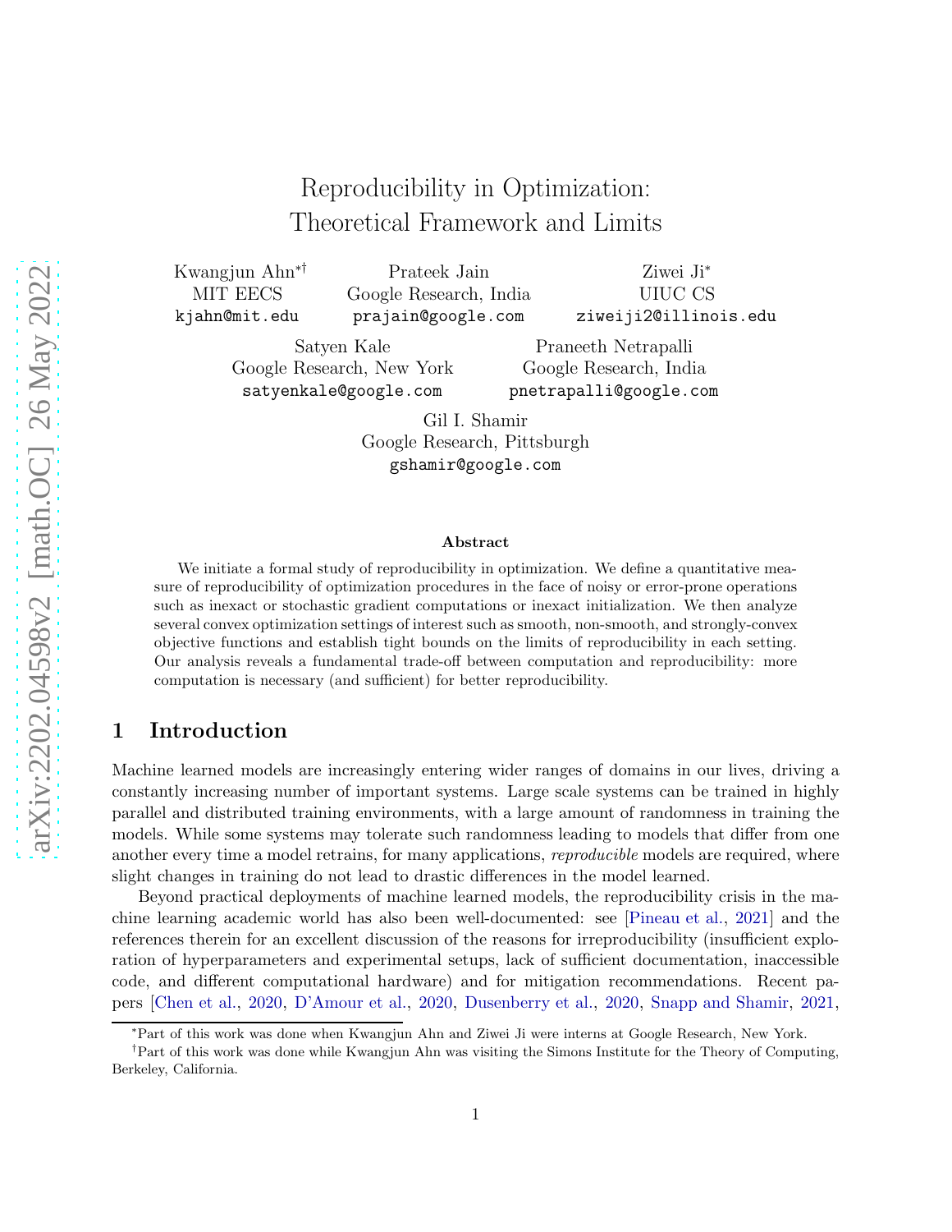# Reproducibility in Optimization: Theoretical Framework and Limits

Kwangjun Ahn[*†]
MIT EECS
kjahn@mit.edu

Prateek Jain
Google Research, India
prajain@google.com

Ziwei Ji[*]
UIUC CS
ziweiji2@illinois.edu

Satyen Kale
Google Research, New York
satyenkale@google.com

Praneeth Netrapalli
Google Research, India
pnetrapalli@google.com

Gil I. Shamir
Google Research, Pittsburgh
gshamir@google.com

### Abstract

We initiate a formal study of reproducibility in optimization. We define a quantitative measure of reproducibility of optimization procedures in the face of noisy or error-prone operations such as inexact or stochastic gradient computations or inexact initialization. We then analyze several convex optimization settings of interest such as smooth, non-smooth, and strongly-convex objective functions and establish tight bounds on the limits of reproducibility in each setting. Our analysis reveals a fundamental trade-off between computation and reproducibility: more computation is necessary (and sufficient) for better reproducibility.

## 1 Introduction

Machine learned models are increasingly entering wider ranges of domains in our lives, driving a constantly increasing number of important systems. Large scale systems can be trained in highly parallel and distributed training environments, with a large amount of randomness in training the models. While some systems may tolerate such randomness leading to models that differ from one another every time a model retrains, for many applications, *reproducible* models are required, where slight changes in training do not lead to drastic differences in the model learned.

Beyond practical deployments of machine learned models, the reproducibility crisis in the machine learning academic world has also been well-documented: see [Pineau et al., 2021] and the references therein for an excellent discussion of the reasons for irreproducibility (insufficient exploration of hyperparameters and experimental setups, lack of sufficient documentation, inaccessible code, and different computational hardware) and for mitigation recommendations. Recent papers [Chen et al., 2020, D'Amour et al., 2020, Dusenberry et al., 2020, Snapp and Shamir, 2021,

[*]Part of this work was done when Kwangjun Ahn and Ziwei Ji were interns at Google Research, New York.

[†]Part of this work was done while Kwangjun Ahn was visiting the Simons Institute for the Theory of Computing, Berkeley, California.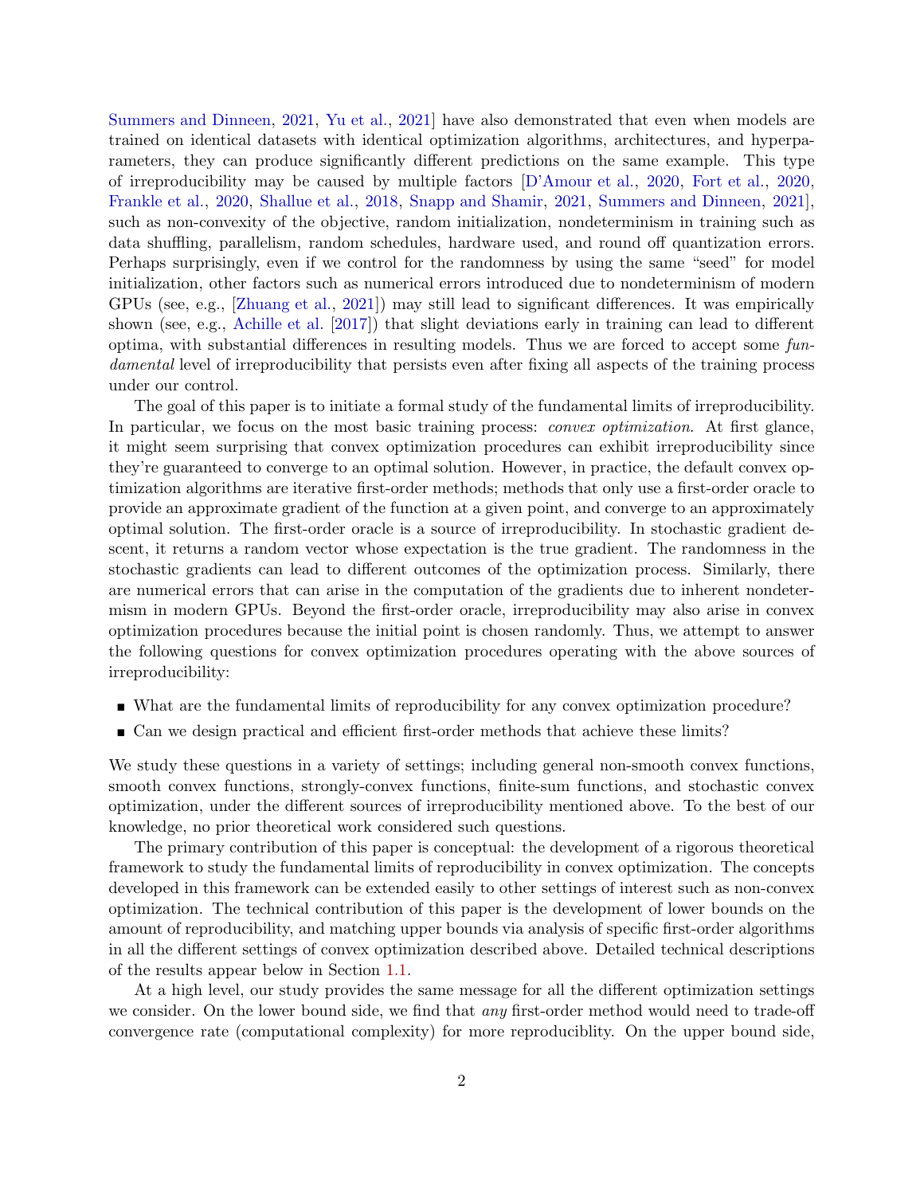Summers and Dinneen, 2021, Yu et al., 2021] have also demonstrated that even when models are trained on identical datasets with identical optimization algorithms, architectures, and hyperparameters, they can produce significantly different predictions on the same example. This type of irreproducibility may be caused by multiple factors [D'Amour et al., 2020, Fort et al., 2020, Frankle et al., 2020, Shallue et al., 2018, Snapp and Shamir, 2021, Summers and Dinneen, 2021], such as non-convexity of the objective, random initialization, nondeterminism in training such as data shuffling, parallelism, random schedules, hardware used, and round off quantization errors. Perhaps surprisingly, even if we control for the randomness by using the same "seed" for model initialization, other factors such as numerical errors introduced due to nondeterminism of modern GPUs (see, e.g., [Zhuang et al., 2021]) may still lead to significant differences. It was empirically shown (see, e.g., Achille et al. [2017]) that slight deviations early in training can lead to different optima, with substantial differences in resulting models. Thus we are forced to accept some *fundamental* level of irreproducibility that persists even after fixing all aspects of the training process under our control.

The goal of this paper is to initiate a formal study of the fundamental limits of irreproducibility. In particular, we focus on the most basic training process: *convex optimization*. At first glance, it might seem surprising that convex optimization procedures can exhibit irreproducibility since they're guaranteed to converge to an optimal solution. However, in practice, the default convex optimization algorithms are iterative first-order methods; methods that only use a first-order oracle to provide an approximate gradient of the function at a given point, and converge to an approximately optimal solution. The first-order oracle is a source of irreproducibility. In stochastic gradient descent, it returns a random vector whose expectation is the true gradient. The randomness in the stochastic gradients can lead to different outcomes of the optimization process. Similarly, there are numerical errors that can arise in the computation of the gradients due to inherent nondeterminism in modern GPUs. Beyond the first-order oracle, irreproducibility may also arise in convex optimization procedures because the initial point is chosen randomly. Thus, we attempt to answer the following questions for convex optimization procedures operating with the above sources of irreproducibility:

- What are the fundamental limits of reproducibility for any convex optimization procedure?
- Can we design practical and efficient first-order methods that achieve these limits?

We study these questions in a variety of settings; including general non-smooth convex functions, smooth convex functions, strongly-convex functions, finite-sum functions, and stochastic convex optimization, under the different sources of irreproducibility mentioned above. To the best of our knowledge, no prior theoretical work considered such questions.

The primary contribution of this paper is conceptual: the development of a rigorous theoretical framework to study the fundamental limits of reproducibility in convex optimization. The concepts developed in this framework can be extended easily to other settings of interest such as non-convex optimization. The technical contribution of this paper is the development of lower bounds on the amount of reproducibility, and matching upper bounds via analysis of specific first-order algorithms in all the different settings of convex optimization described above. Detailed technical descriptions of the results appear below in Section 1.1.

At a high level, our study provides the same message for all the different optimization settings we consider. On the lower bound side, we find that *any* first-order method would need to trade-off convergence rate (computational complexity) for more reproduciblity. On the upper bound side,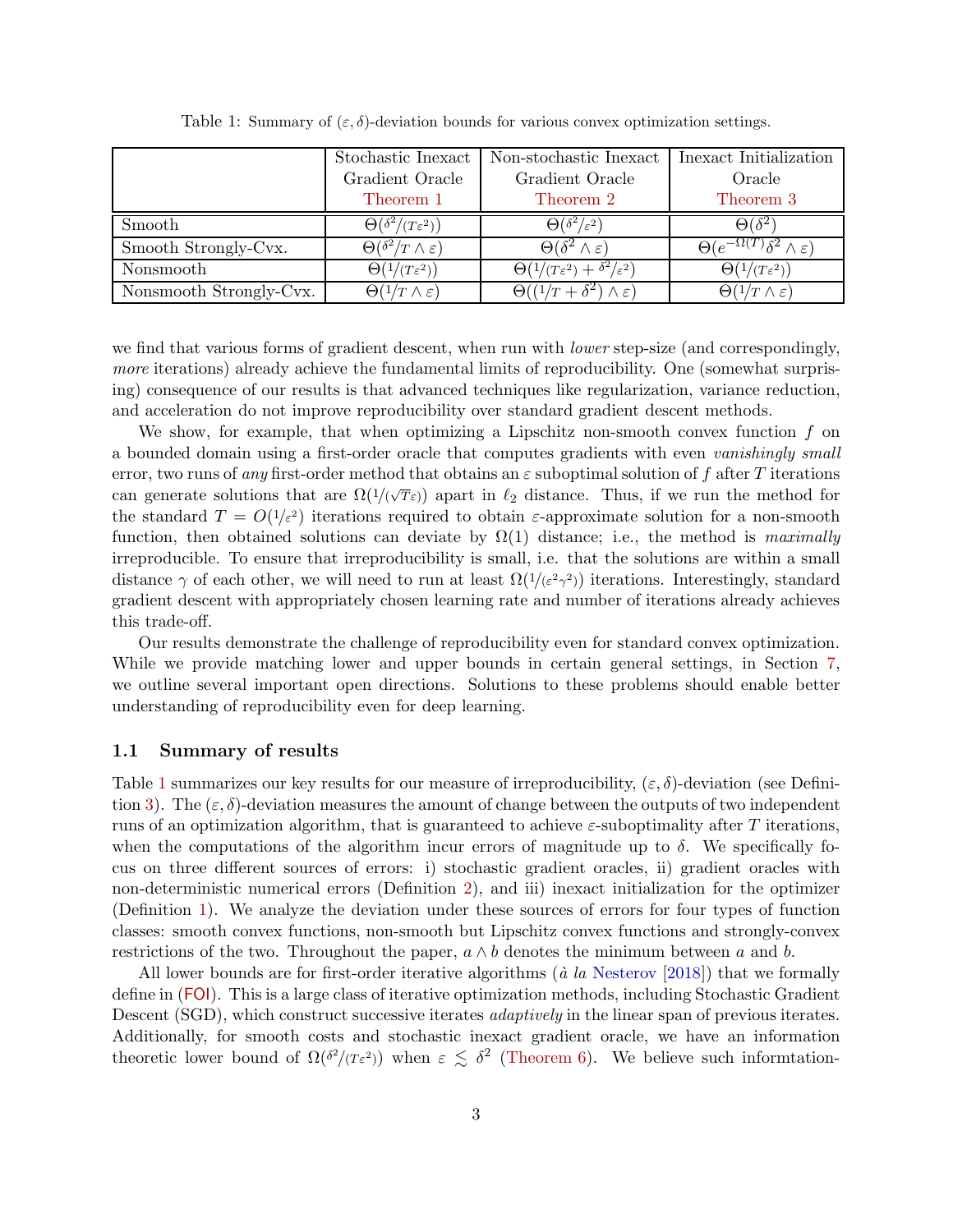Table 1: Summary of $(\varepsilon, \delta)$-deviation bounds for various convex optimization settings.

| | Stochastic Inexact Gradient Oracle Theorem 1 | Non-stochastic Inexact Gradient Oracle Theorem 2 | Inexact Initialization Oracle Theorem 3 |
|---|---|---|---|
| Smooth | $\Theta(\delta^2/(T\varepsilon^2))$ | $\Theta(\delta^2/\varepsilon^2)$ | $\Theta(\delta^2)$ |
| Smooth Strongly-Cvx. | $\Theta(\delta^2/T \wedge \varepsilon)$ | $\Theta(\delta^2 \wedge \varepsilon)$ | $\Theta(e^{-\Omega(T)}\delta^2 \wedge \varepsilon)$ |
| Nonsmooth | $\Theta(1/(T\varepsilon^2))$ | $\Theta(1/(T\varepsilon^2) + \delta^2/\varepsilon^2)$ | $\Theta(1/(T\varepsilon^2))$ |
| Nonsmooth Strongly-Cvx. | $\Theta(1/T \wedge \varepsilon)$ | $\Theta((1/T + \delta^2) \wedge \varepsilon)$ | $\Theta(1/T \wedge \varepsilon)$ |

we find that various forms of gradient descent, when run with *lower* step-size (and correspondingly, *more* iterations) already achieve the fundamental limits of reproducibility. One (somewhat surprising) consequence of our results is that advanced techniques like regularization, variance reduction, and acceleration do not improve reproducibility over standard gradient descent methods.

We show, for example, that when optimizing a Lipschitz non-smooth convex function $f$ on a bounded domain using a first-order oracle that computes gradients with even *vanishingly small* error, two runs of *any* first-order method that obtains an $\varepsilon$ suboptimal solution of $f$ after $T$ iterations can generate solutions that are $\Omega(1/(\sqrt{T}\varepsilon))$ apart in $\ell_2$ distance. Thus, if we run the method for the standard $T = O(1/\varepsilon^2)$ iterations required to obtain $\varepsilon$-approximate solution for a non-smooth function, then obtained solutions can deviate by $\Omega(1)$ distance; i.e., the method is *maximally* irreproducible. To ensure that irreproducibility is small, i.e. that the solutions are within a small distance $\gamma$ of each other, we will need to run at least $\Omega(1/(\varepsilon^2\gamma^2))$ iterations. Interestingly, standard gradient descent with appropriately chosen learning rate and number of iterations already achieves this trade-off.

Our results demonstrate the challenge of reproducibility even for standard convex optimization. While we provide matching lower and upper bounds in certain general settings, in Section 7, we outline several important open directions. Solutions to these problems should enable better understanding of reproducibility even for deep learning.

### 1.1 Summary of results

Table 1 summarizes our key results for our measure of irreproducibility, $(\varepsilon, \delta)$-deviation (see Definition 3). The $(\varepsilon, \delta)$-deviation measures the amount of change between the outputs of two independent runs of an optimization algorithm, that is guaranteed to achieve $\varepsilon$-suboptimality after $T$ iterations, when the computations of the algorithm incur errors of magnitude up to $\delta$. We specifically focus on three different sources of errors: i) stochastic gradient oracles, ii) gradient oracles with non-deterministic numerical errors (Definition 2), and iii) inexact initialization for the optimizer (Definition 1). We analyze the deviation under these sources of errors for four types of function classes: smooth convex functions, non-smooth but Lipschitz convex functions and strongly-convex restrictions of the two. Throughout the paper, $a \wedge b$ denotes the minimum between $a$ and $b$.

All lower bounds are for first-order iterative algorithms (*à la* Nesterov [2018]) that we formally define in (FOI). This is a large class of iterative optimization methods, including Stochastic Gradient Descent (SGD), which construct successive iterates *adaptively* in the linear span of previous iterates. Additionally, for smooth costs and stochastic inexact gradient oracle, we have an information theoretic lower bound of $\Omega(\delta^2/(T\varepsilon^2))$ when $\varepsilon \lesssim \delta^2$ (Theorem 6). We believe such informtation-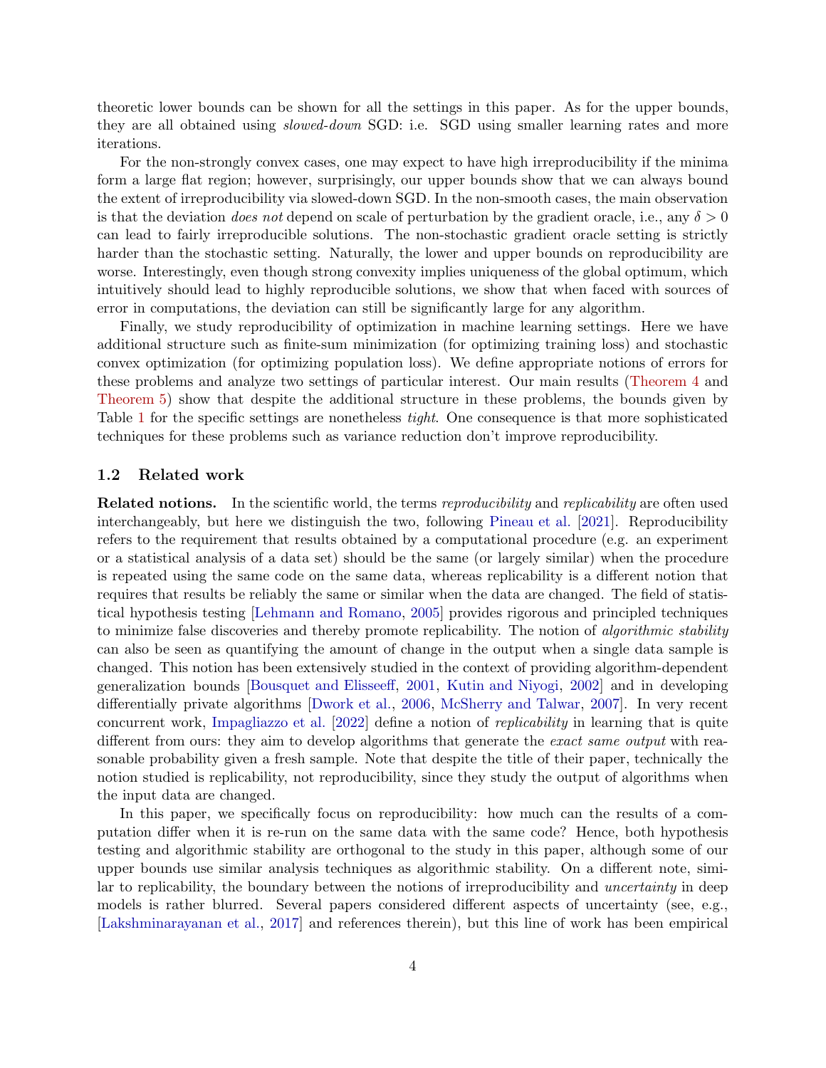theoretic lower bounds can be shown for all the settings in this paper. As for the upper bounds, they are all obtained using *slowed-down* SGD: i.e. SGD using smaller learning rates and more iterations.

For the non-strongly convex cases, one may expect to have high irreproducibility if the minima form a large flat region; however, surprisingly, our upper bounds show that we can always bound the extent of irreproducibility via slowed-down SGD. In the non-smooth cases, the main observation is that the deviation *does not* depend on scale of perturbation by the gradient oracle, i.e., any $\delta > 0$ can lead to fairly irreproducible solutions. The non-stochastic gradient oracle setting is strictly harder than the stochastic setting. Naturally, the lower and upper bounds on reproducibility are worse. Interestingly, even though strong convexity implies uniqueness of the global optimum, which intuitively should lead to highly reproducible solutions, we show that when faced with sources of error in computations, the deviation can still be significantly large for any algorithm.

Finally, we study reproducibility of optimization in machine learning settings. Here we have additional structure such as finite-sum minimization (for optimizing training loss) and stochastic convex optimization (for optimizing population loss). We define appropriate notions of errors for these problems and analyze two settings of particular interest. Our main results (Theorem 4 and Theorem 5) show that despite the additional structure in these problems, the bounds given by Table 1 for the specific settings are nonetheless *tight*. One consequence is that more sophisticated techniques for these problems such as variance reduction don't improve reproducibility.

### 1.2 Related work

**Related notions.** In the scientific world, the terms *reproducibility* and *replicability* are often used interchangeably, but here we distinguish the two, following Pineau et al. [2021]. Reproducibility refers to the requirement that results obtained by a computational procedure (e.g. an experiment or a statistical analysis of a data set) should be the same (or largely similar) when the procedure is repeated using the same code on the same data, whereas replicability is a different notion that requires that results be reliably the same or similar when the data are changed. The field of statistical hypothesis testing [Lehmann and Romano, 2005] provides rigorous and principled techniques to minimize false discoveries and thereby promote replicability. The notion of *algorithmic stability* can also be seen as quantifying the amount of change in the output when a single data sample is changed. This notion has been extensively studied in the context of providing algorithm-dependent generalization bounds [Bousquet and Elisseeff, 2001, Kutin and Niyogi, 2002] and in developing differentially private algorithms [Dwork et al., 2006, McSherry and Talwar, 2007]. In very recent concurrent work, Impagliazzo et al. [2022] define a notion of *replicability* in learning that is quite different from ours: they aim to develop algorithms that generate the *exact same output* with reasonable probability given a fresh sample. Note that despite the title of their paper, technically the notion studied is replicability, not reproducibility, since they study the output of algorithms when the input data are changed.

In this paper, we specifically focus on reproducibility: how much can the results of a computation differ when it is re-run on the same data with the same code? Hence, both hypothesis testing and algorithmic stability are orthogonal to the study in this paper, although some of our upper bounds use similar analysis techniques as algorithmic stability. On a different note, similar to replicability, the boundary between the notions of irreproducibility and *uncertainty* in deep models is rather blurred. Several papers considered different aspects of uncertainty (see, e.g., [Lakshminarayanan et al., 2017] and references therein), but this line of work has been empirical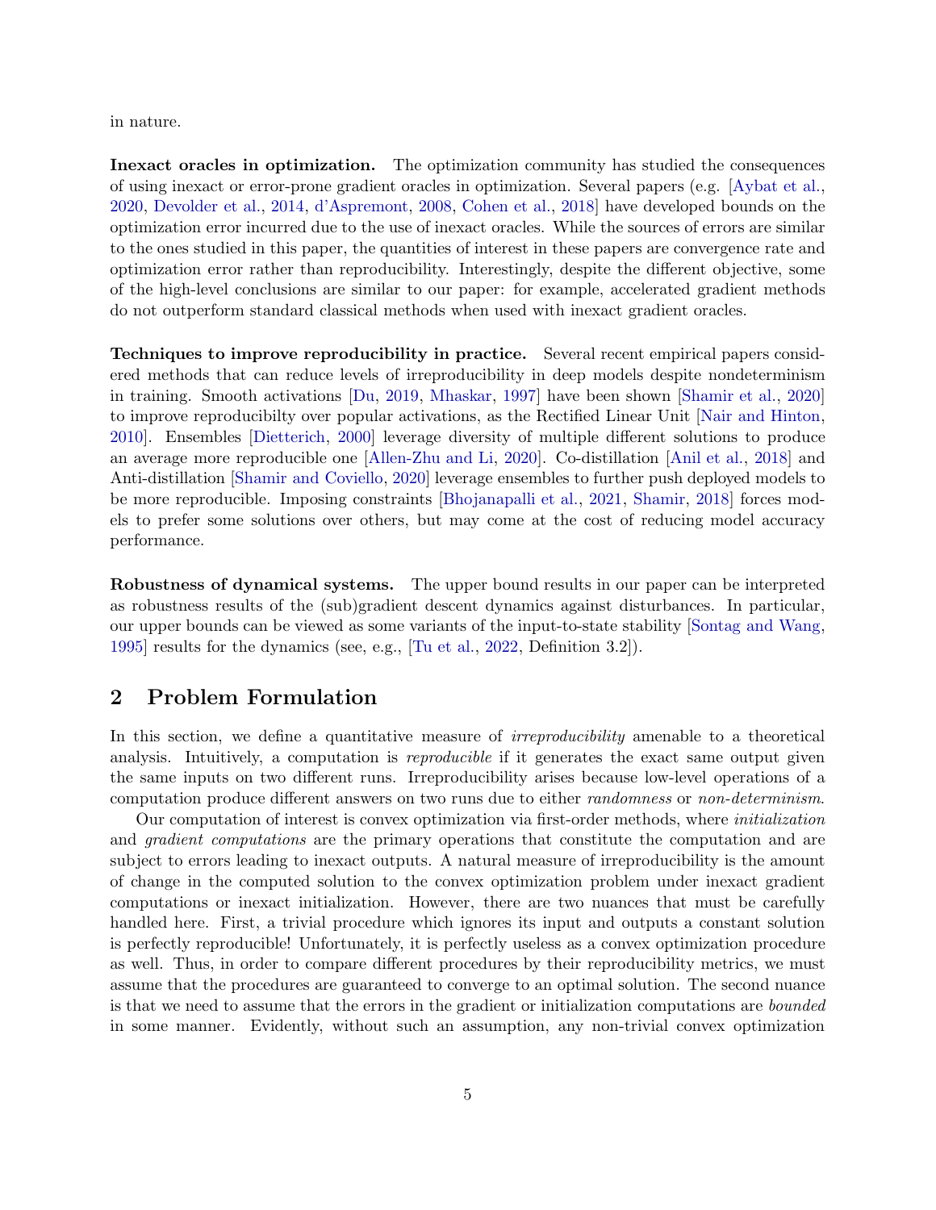in nature.

**Inexact oracles in optimization.** The optimization community has studied the consequences of using inexact or error-prone gradient oracles in optimization. Several papers (e.g. [Aybat et al., 2020, Devolder et al., 2014, d'Aspremont, 2008, Cohen et al., 2018] have developed bounds on the optimization error incurred due to the use of inexact oracles. While the sources of errors are similar to the ones studied in this paper, the quantities of interest in these papers are convergence rate and optimization error rather than reproducibility. Interestingly, despite the different objective, some of the high-level conclusions are similar to our paper: for example, accelerated gradient methods do not outperform standard classical methods when used with inexact gradient oracles.

**Techniques to improve reproducibility in practice.** Several recent empirical papers considered methods that can reduce levels of irreproducibility in deep models despite nondeterminism in training. Smooth activations [Du, 2019, Mhaskar, 1997] have been shown [Shamir et al., 2020] to improve reproducibilty over popular activations, as the Rectified Linear Unit [Nair and Hinton, 2010]. Ensembles [Dietterich, 2000] leverage diversity of multiple different solutions to produce an average more reproducible one [Allen-Zhu and Li, 2020]. Co-distillation [Anil et al., 2018] and Anti-distillation [Shamir and Coviello, 2020] leverage ensembles to further push deployed models to be more reproducible. Imposing constraints [Bhojanapalli et al., 2021, Shamir, 2018] forces models to prefer some solutions over others, but may come at the cost of reducing model accuracy performance.

**Robustness of dynamical systems.** The upper bound results in our paper can be interpreted as robustness results of the (sub)gradient descent dynamics against disturbances. In particular, our upper bounds can be viewed as some variants of the input-to-state stability [Sontag and Wang, 1995] results for the dynamics (see, e.g., [Tu et al., 2022, Definition 3.2]).

## 2 Problem Formulation

In this section, we define a quantitative measure of *irreproducibility* amenable to a theoretical analysis. Intuitively, a computation is *reproducible* if it generates the exact same output given the same inputs on two different runs. Irreproducibility arises because low-level operations of a computation produce different answers on two runs due to either *randomness* or *non-determinism*.

Our computation of interest is convex optimization via first-order methods, where *initialization* and *gradient computations* are the primary operations that constitute the computation and are subject to errors leading to inexact outputs. A natural measure of irreproducibility is the amount of change in the computed solution to the convex optimization problem under inexact gradient computations or inexact initialization. However, there are two nuances that must be carefully handled here. First, a trivial procedure which ignores its input and outputs a constant solution is perfectly reproducible! Unfortunately, it is perfectly useless as a convex optimization procedure as well. Thus, in order to compare different procedures by their reproducibility metrics, we must assume that the procedures are guaranteed to converge to an optimal solution. The second nuance is that we need to assume that the errors in the gradient or initialization computations are *bounded* in some manner. Evidently, without such an assumption, any non-trivial convex optimization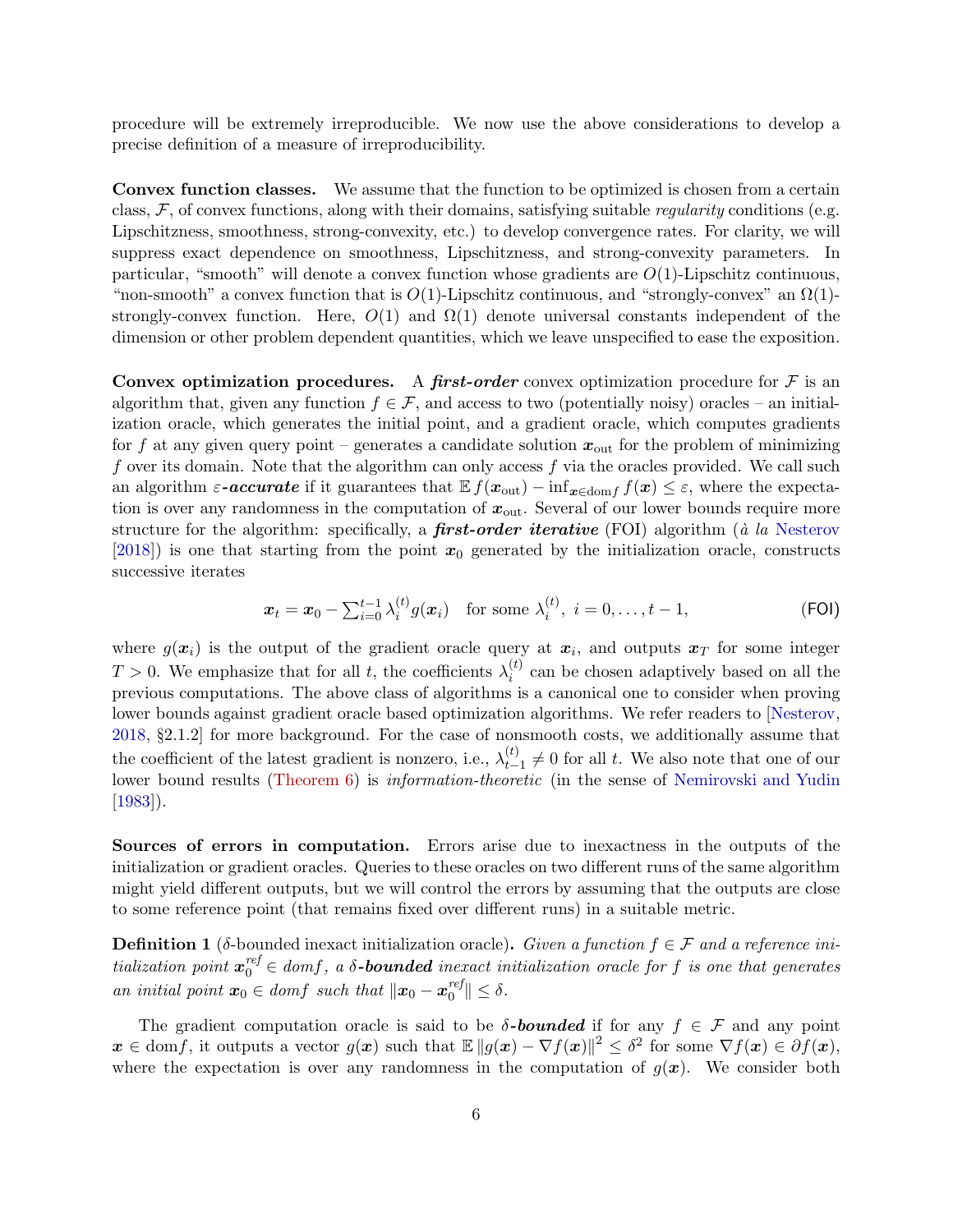procedure will be extremely irreproducible. We now use the above considerations to develop a precise definition of a measure of irreproducibility.

**Convex function classes.** We assume that the function to be optimized is chosen from a certain class, $\mathcal{F}$, of convex functions, along with their domains, satisfying suitable *regularity* conditions (e.g. Lipschitzness, smoothness, strong-convexity, etc.) to develop convergence rates. For clarity, we will suppress exact dependence on smoothness, Lipschitzness, and strong-convexity parameters. In particular, "smooth" will denote a convex function whose gradients are $O(1)$-Lipschitz continuous, "non-smooth" a convex function that is $O(1)$-Lipschitz continuous, and "strongly-convex" an $\Omega(1)$-strongly-convex function. Here, $O(1)$ and $\Omega(1)$ denote universal constants independent of the dimension or other problem dependent quantities, which we leave unspecified to ease the exposition.

**Convex optimization procedures.** A ***first-order*** convex optimization procedure for $\mathcal{F}$ is an algorithm that, given any function $f \in \mathcal{F}$, and access to two (potentially noisy) oracles – an initialization oracle, which generates the initial point, and a gradient oracle, which computes gradients for $f$ at any given query point – generates a candidate solution $\boldsymbol{x}_{\text{out}}$ for the problem of minimizing $f$ over its domain. Note that the algorithm can only access $f$ via the oracles provided. We call such an algorithm $\varepsilon$***-accurate*** if it guarantees that $\mathbb{E} f(\boldsymbol{x}_{\text{out}}) - \inf_{\boldsymbol{x} \in \text{dom} f} f(\boldsymbol{x}) \le \varepsilon$, where the expectation is over any randomness in the computation of $\boldsymbol{x}_{\text{out}}$. Several of our lower bounds require more structure for the algorithm: specifically, a ***first-order iterative*** (FOI) algorithm (*à la* Nesterov [2018]) is one that starting from the point $\boldsymbol{x}_0$ generated by the initialization oracle, constructs successive iterates

$$\boldsymbol{x}_t = \boldsymbol{x}_0 - \sum_{i=0}^{t-1} \lambda_i^{(t)} g(\boldsymbol{x}_i) \quad \text{for some } \lambda_i^{(t)},\ i = 0, \dots, t-1, \tag{FOI}$$

where $g(\boldsymbol{x}_i)$ is the output of the gradient oracle query at $\boldsymbol{x}_i$, and outputs $\boldsymbol{x}_T$ for some integer $T > 0$. We emphasize that for all $t$, the coefficients $\lambda_i^{(t)}$ can be chosen adaptively based on all the previous computations. The above class of algorithms is a canonical one to consider when proving lower bounds against gradient oracle based optimization algorithms. We refer readers to [Nesterov, 2018, §2.1.2] for more background. For the case of nonsmooth costs, we additionally assume that the coefficient of the latest gradient is nonzero, i.e., $\lambda_{t-1}^{(t)} \neq 0$ for all $t$. We also note that one of our lower bound results (Theorem 6) is *information-theoretic* (in the sense of Nemirovski and Yudin [1983]).

**Sources of errors in computation.** Errors arise due to inexactness in the outputs of the initialization or gradient oracles. Queries to these oracles on two different runs of the same algorithm might yield different outputs, but we will control the errors by assuming that the outputs are close to some reference point (that remains fixed over different runs) in a suitable metric.

**Definition 1** ($\delta$-bounded inexact initialization oracle)**.** *Given a function $f \in \mathcal{F}$ and a reference initialization point $\boldsymbol{x}_0^{ref} \in dom f$, a $\delta$-**bounded** inexact initialization oracle for $f$ is one that generates an initial point $\boldsymbol{x}_0 \in dom f$ such that $\|\boldsymbol{x}_0 - \boldsymbol{x}_0^{ref}\| \le \delta$.*

The gradient computation oracle is said to be $\delta$***-bounded*** if for any $f \in \mathcal{F}$ and any point $\boldsymbol{x} \in \text{dom} f$, it outputs a vector $g(\boldsymbol{x})$ such that $\mathbb{E}\|g(\boldsymbol{x}) - \nabla f(\boldsymbol{x})\|^2 \le \delta^2$ for some $\nabla f(\boldsymbol{x}) \in \partial f(\boldsymbol{x})$, where the expectation is over any randomness in the computation of $g(\boldsymbol{x})$. We consider both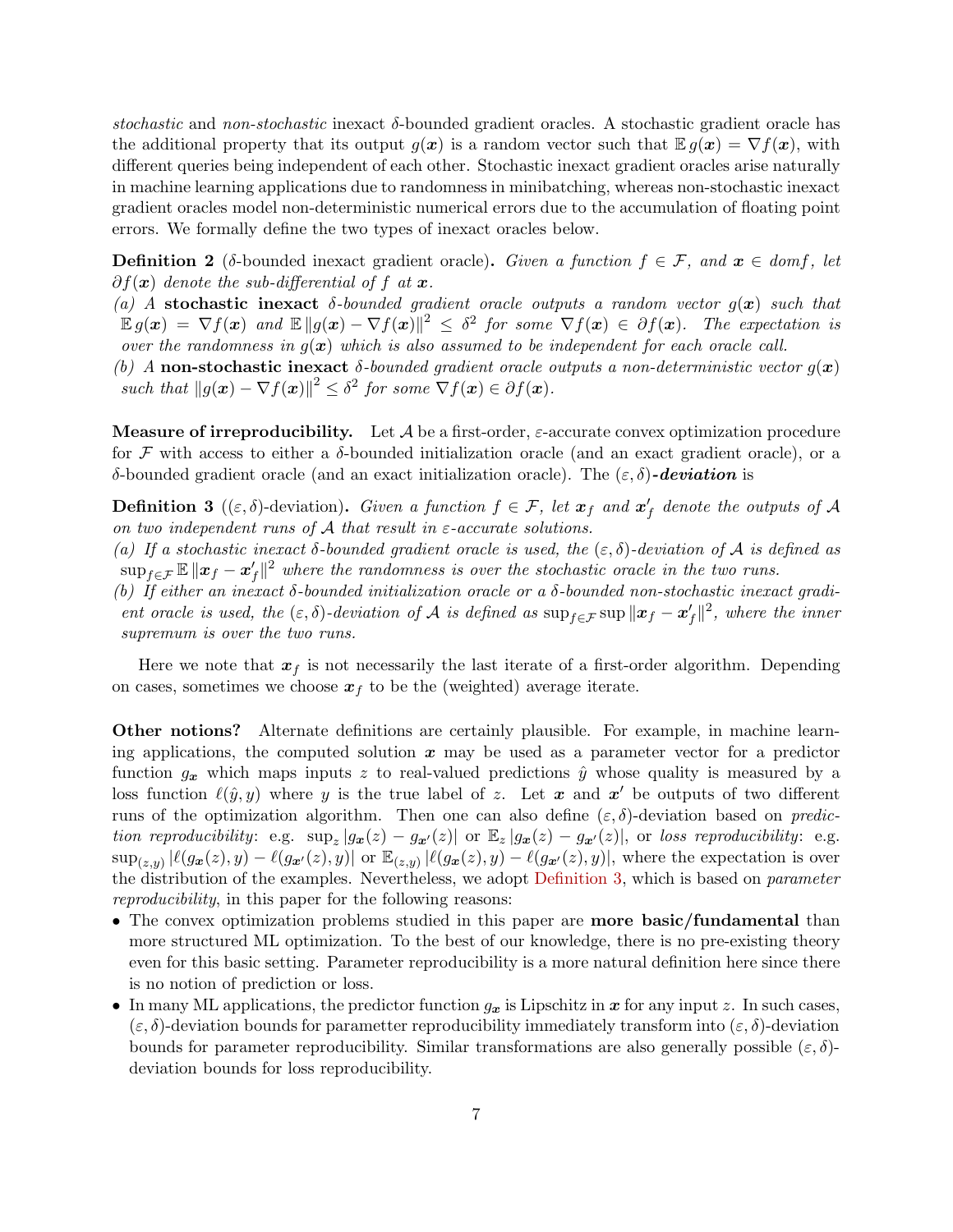*stochastic* and *non-stochastic* inexact $\delta$-bounded gradient oracles. A stochastic gradient oracle has the additional property that its output $g(\boldsymbol{x})$ is a random vector such that $\mathbb{E}\, g(\boldsymbol{x}) = \nabla f(\boldsymbol{x})$, with different queries being independent of each other. Stochastic inexact gradient oracles arise naturally in machine learning applications due to randomness in minibatching, whereas non-stochastic inexact gradient oracles model non-deterministic numerical errors due to the accumulation of floating point errors. We formally define the two types of inexact oracles below.

**Definition 2** ($\delta$-bounded inexact gradient oracle)**.** *Given a function $f \in \mathcal{F}$, and $\boldsymbol{x} \in dom f$, let $\partial f(\boldsymbol{x})$ denote the sub-differential of $f$ at $\boldsymbol{x}$.*

*(a) A* **stochastic inexact** *$\delta$-bounded gradient oracle outputs a random vector $g(\boldsymbol{x})$ such that $\mathbb{E}\, g(\boldsymbol{x}) = \nabla f(\boldsymbol{x})$ and $\mathbb{E}\,\|g(\boldsymbol{x}) - \nabla f(\boldsymbol{x})\|^2 \leq \delta^2$ for some $\nabla f(\boldsymbol{x}) \in \partial f(\boldsymbol{x})$. The expectation is over the randomness in $g(\boldsymbol{x})$ which is also assumed to be independent for each oracle call.*

*(b) A* **non-stochastic inexact** *$\delta$-bounded gradient oracle outputs a non-deterministic vector $g(\boldsymbol{x})$ such that $\|g(\boldsymbol{x}) - \nabla f(\boldsymbol{x})\|^2 \leq \delta^2$ for some $\nabla f(\boldsymbol{x}) \in \partial f(\boldsymbol{x})$.*

**Measure of irreproducibility.** Let $\mathcal{A}$ be a first-order, $\varepsilon$-accurate convex optimization procedure for $\mathcal{F}$ with access to either a $\delta$-bounded initialization oracle (and an exact gradient oracle), or a $\delta$-bounded gradient oracle (and an exact initialization oracle). The $(\varepsilon, \delta)$***-deviation*** is

**Definition 3** ($(\varepsilon, \delta)$-deviation)**.** *Given a function $f \in \mathcal{F}$, let $\boldsymbol{x}_f$ and $\boldsymbol{x}'_f$ denote the outputs of $\mathcal{A}$ on two independent runs of $\mathcal{A}$ that result in $\varepsilon$-accurate solutions.*

*(a) If a stochastic inexact $\delta$-bounded gradient oracle is used, the $(\varepsilon, \delta)$-deviation of $\mathcal{A}$ is defined as $\sup_{f \in \mathcal{F}} \mathbb{E}\,\|\boldsymbol{x}_f - \boldsymbol{x}'_f\|^2$ where the randomness is over the stochastic oracle in the two runs.*

*(b) If either an inexact $\delta$-bounded initialization oracle or a $\delta$-bounded non-stochastic inexact gradient oracle is used, the $(\varepsilon, \delta)$-deviation of $\mathcal{A}$ is defined as $\sup_{f \in \mathcal{F}} \sup \|\boldsymbol{x}_f - \boldsymbol{x}'_f\|^2$, where the inner supremum is over the two runs.*

Here we note that $\boldsymbol{x}_f$ is not necessarily the last iterate of a first-order algorithm. Depending on cases, sometimes we choose $\boldsymbol{x}_f$ to be the (weighted) average iterate.

**Other notions?** Alternate definitions are certainly plausible. For example, in machine learning applications, the computed solution $\boldsymbol{x}$ may be used as a parameter vector for a predictor function $g_{\boldsymbol{x}}$ which maps inputs $z$ to real-valued predictions $\hat{y}$ whose quality is measured by a loss function $\ell(\hat{y}, y)$ where $y$ is the true label of $z$. Let $\boldsymbol{x}$ and $\boldsymbol{x}'$ be outputs of two different runs of the optimization algorithm. Then one can also define $(\varepsilon, \delta)$-deviation based on *prediction reproducibility*: e.g. $\sup_z |g_{\boldsymbol{x}}(z) - g_{\boldsymbol{x}'}(z)|$ or $\mathbb{E}_z\, |g_{\boldsymbol{x}}(z) - g_{\boldsymbol{x}'}(z)|$, or *loss reproducibility*: e.g. $\sup_{(z,y)} |\ell(g_{\boldsymbol{x}}(z), y) - \ell(g_{\boldsymbol{x}'}(z), y)|$ or $\mathbb{E}_{(z,y)}\, |\ell(g_{\boldsymbol{x}}(z), y) - \ell(g_{\boldsymbol{x}'}(z), y)|$, where the expectation is over the distribution of the examples. Nevertheless, we adopt Definition 3, which is based on *parameter reproducibility*, in this paper for the following reasons:

- The convex optimization problems studied in this paper are **more basic/fundamental** than more structured ML optimization. To the best of our knowledge, there is no pre-existing theory even for this basic setting. Parameter reproducibility is a more natural definition here since there is no notion of prediction or loss.
- In many ML applications, the predictor function $g_{\boldsymbol{x}}$ is Lipschitz in $\boldsymbol{x}$ for any input $z$. In such cases, $(\varepsilon, \delta)$-deviation bounds for paramettter reproducibility immediately transform into $(\varepsilon, \delta)$-deviation bounds for parameter reproducibility. Similar transformations are also generally possible $(\varepsilon, \delta)$-deviation bounds for loss reproducibility.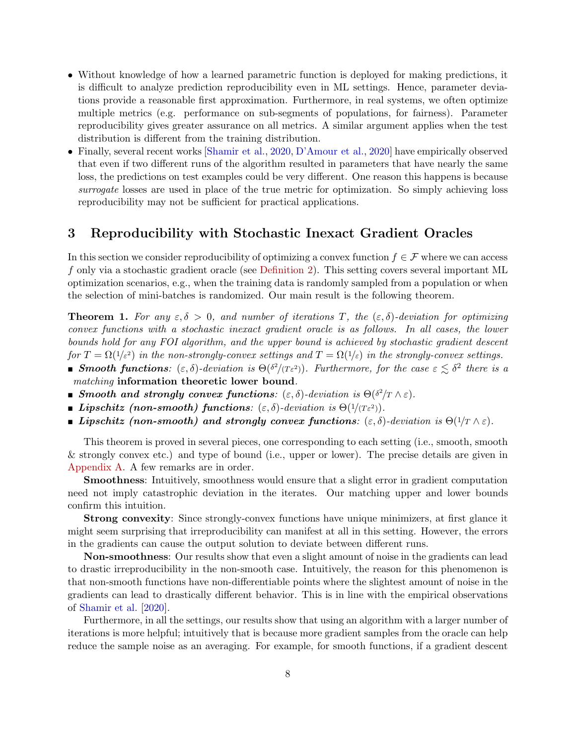- Without knowledge of how a learned parametric function is deployed for making predictions, it is difficult to analyze prediction reproducibility even in ML settings. Hence, parameter deviations provide a reasonable first approximation. Furthermore, in real systems, we often optimize multiple metrics (e.g. performance on sub-segments of populations, for fairness). Parameter reproducibility gives greater assurance on all metrics. A similar argument applies when the test distribution is different from the training distribution.
- Finally, several recent works [Shamir et al., 2020, D'Amour et al., 2020] have empirically observed that even if two different runs of the algorithm resulted in parameters that have nearly the same loss, the predictions on test examples could be very different. One reason this happens is because *surrogate* losses are used in place of the true metric for optimization. So simply achieving loss reproducibility may not be sufficient for practical applications.

## 3 Reproducibility with Stochastic Inexact Gradient Oracles

In this section we consider reproducibility of optimizing a convex function $f \in \mathcal{F}$ where we can access $f$ only via a stochastic gradient oracle (see Definition 2). This setting covers several important ML optimization scenarios, e.g., when the training data is randomly sampled from a population or when the selection of mini-batches is randomized. Our main result is the following theorem.

**Theorem 1.** *For any $\varepsilon, \delta > 0$, and number of iterations $T$, the $(\varepsilon, \delta)$-deviation for optimizing convex functions with a stochastic inexact gradient oracle is as follows. In all cases, the lower bounds hold for any FOI algorithm, and the upper bound is achieved by stochastic gradient descent for $T = \Omega(1/\varepsilon^2)$ in the non-strongly-convex settings and $T = \Omega(1/\varepsilon)$ in the strongly-convex settings.*

- ***Smooth functions**: $(\varepsilon, \delta)$-deviation is $\Theta(\delta^2/(T\varepsilon^2))$. Furthermore, for the case $\varepsilon \lesssim \delta^2$ there is a matching* **information theoretic lower bound***.*
- ***Smooth and strongly convex functions**: $(\varepsilon, \delta)$-deviation is $\Theta(\delta^2/T \wedge \varepsilon)$.*
- ***Lipschitz (non-smooth) functions**: $(\varepsilon, \delta)$-deviation is $\Theta(1/(T\varepsilon^2))$.*
- ***Lipschitz (non-smooth) and strongly convex functions**: $(\varepsilon, \delta)$-deviation is $\Theta(1/T \wedge \varepsilon)$.*

This theorem is proved in several pieces, one corresponding to each setting (i.e., smooth, smooth & strongly convex etc.) and type of bound (i.e., upper or lower). The precise details are given in Appendix A. A few remarks are in order.

**Smoothness**: Intuitively, smoothness would ensure that a slight error in gradient computation need not imply catastrophic deviation in the iterates. Our matching upper and lower bounds confirm this intuition.

**Strong convexity**: Since strongly-convex functions have unique minimizers, at first glance it might seem surprising that irreproducibility can manifest at all in this setting. However, the errors in the gradients can cause the output solution to deviate between different runs.

**Non-smoothness**: Our results show that even a slight amount of noise in the gradients can lead to drastic irreproducibility in the non-smooth case. Intuitively, the reason for this phenomenon is that non-smooth functions have non-differentiable points where the slightest amount of noise in the gradients can lead to drastically different behavior. This is in line with the empirical observations of Shamir et al. [2020].

Furthermore, in all the settings, our results show that using an algorithm with a larger number of iterations is more helpful; intuitively that is because more gradient samples from the oracle can help reduce the sample noise as an averaging. For example, for smooth functions, if a gradient descent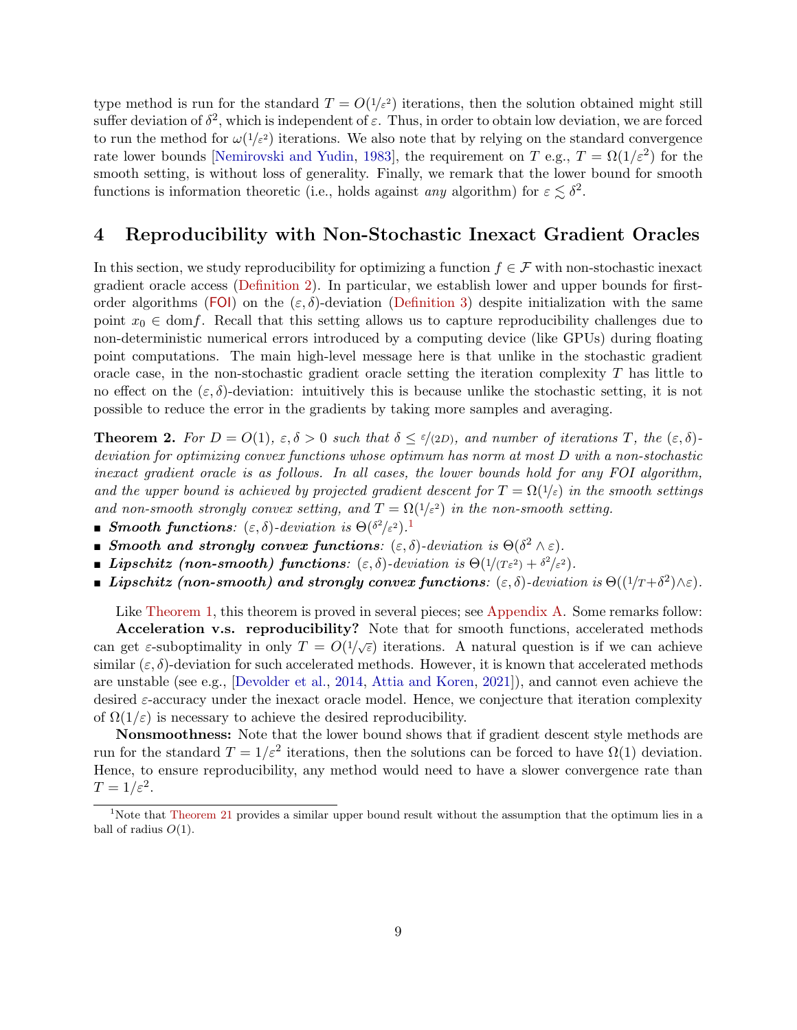type method is run for the standard $T = O(1/\varepsilon^2)$ iterations, then the solution obtained might still suffer deviation of $\delta^2$, which is independent of $\varepsilon$. Thus, in order to obtain low deviation, we are forced to run the method for $\omega(1/\varepsilon^2)$ iterations. We also note that by relying on the standard convergence rate lower bounds [Nemirovski and Yudin, 1983], the requirement on $T$ e.g., $T = \Omega(1/\varepsilon^2)$ for the smooth setting, is without loss of generality. Finally, we remark that the lower bound for smooth functions is information theoretic (i.e., holds against *any* algorithm) for $\varepsilon \lesssim \delta^2$.

## 4 Reproducibility with Non-Stochastic Inexact Gradient Oracles

In this section, we study reproducibility for optimizing a function $f \in \mathcal{F}$ with non-stochastic inexact gradient oracle access (Definition 2). In particular, we establish lower and upper bounds for first-order algorithms (FOI) on the $(\varepsilon, \delta)$-deviation (Definition 3) despite initialization with the same point $x_0 \in \text{dom} f$. Recall that this setting allows us to capture reproducibility challenges due to non-deterministic numerical errors introduced by a computing device (like GPUs) during floating point computations. The main high-level message here is that unlike in the stochastic gradient oracle case, in the non-stochastic gradient oracle setting the iteration complexity $T$ has little to no effect on the $(\varepsilon, \delta)$-deviation: intuitively this is because unlike the stochastic setting, it is not possible to reduce the error in the gradients by taking more samples and averaging.

**Theorem 2.** *For $D = O(1)$, $\varepsilon, \delta > 0$ such that $\delta \leq \varepsilon/(2D)$, and number of iterations $T$, the $(\varepsilon, \delta)$-deviation for optimizing convex functions whose optimum has norm at most $D$ with a non-stochastic inexact gradient oracle is as follows. In all cases, the lower bounds hold for any FOI algorithm, and the upper bound is achieved by projected gradient descent for $T = \Omega(1/\varepsilon)$ in the smooth settings and non-smooth strongly convex setting, and $T = \Omega(1/\varepsilon^2)$ in the non-smooth setting.*

- ***Smooth functions**: $(\varepsilon, \delta)$-deviation is $\Theta(\delta^2/\varepsilon^2)$.*[1]
- ***Smooth and strongly convex functions**: $(\varepsilon, \delta)$-deviation is $\Theta(\delta^2 \wedge \varepsilon)$.*
- ***Lipschitz (non-smooth) functions**: $(\varepsilon, \delta)$-deviation is $\Theta(1/(T\varepsilon^2) + \delta^2/\varepsilon^2)$.*
- ***Lipschitz (non-smooth) and strongly convex functions**: $(\varepsilon, \delta)$-deviation is $\Theta((1/T + \delta^2) \wedge \varepsilon)$.*

Like Theorem 1, this theorem is proved in several pieces; see Appendix A. Some remarks follow:

**Acceleration v.s. reproducibility?** Note that for smooth functions, accelerated methods can get $\varepsilon$-suboptimality in only $T = O(1/\sqrt{\varepsilon})$ iterations. A natural question is if we can achieve similar $(\varepsilon, \delta)$-deviation for such accelerated methods. However, it is known that accelerated methods are unstable (see e.g., [Devolder et al., 2014, Attia and Koren, 2021]), and cannot even achieve the desired $\varepsilon$-accuracy under the inexact oracle model. Hence, we conjecture that iteration complexity of $\Omega(1/\varepsilon)$ is necessary to achieve the desired reproducibility.

**Nonsmoothness:** Note that the lower bound shows that if gradient descent style methods are run for the standard $T = 1/\varepsilon^2$ iterations, then the solutions can be forced to have $\Omega(1)$ deviation. Hence, to ensure reproducibility, any method would need to have a slower convergence rate than $T = 1/\varepsilon^2$.

[1] Note that Theorem 21 provides a similar upper bound result without the assumption that the optimum lies in a ball of radius $O(1)$.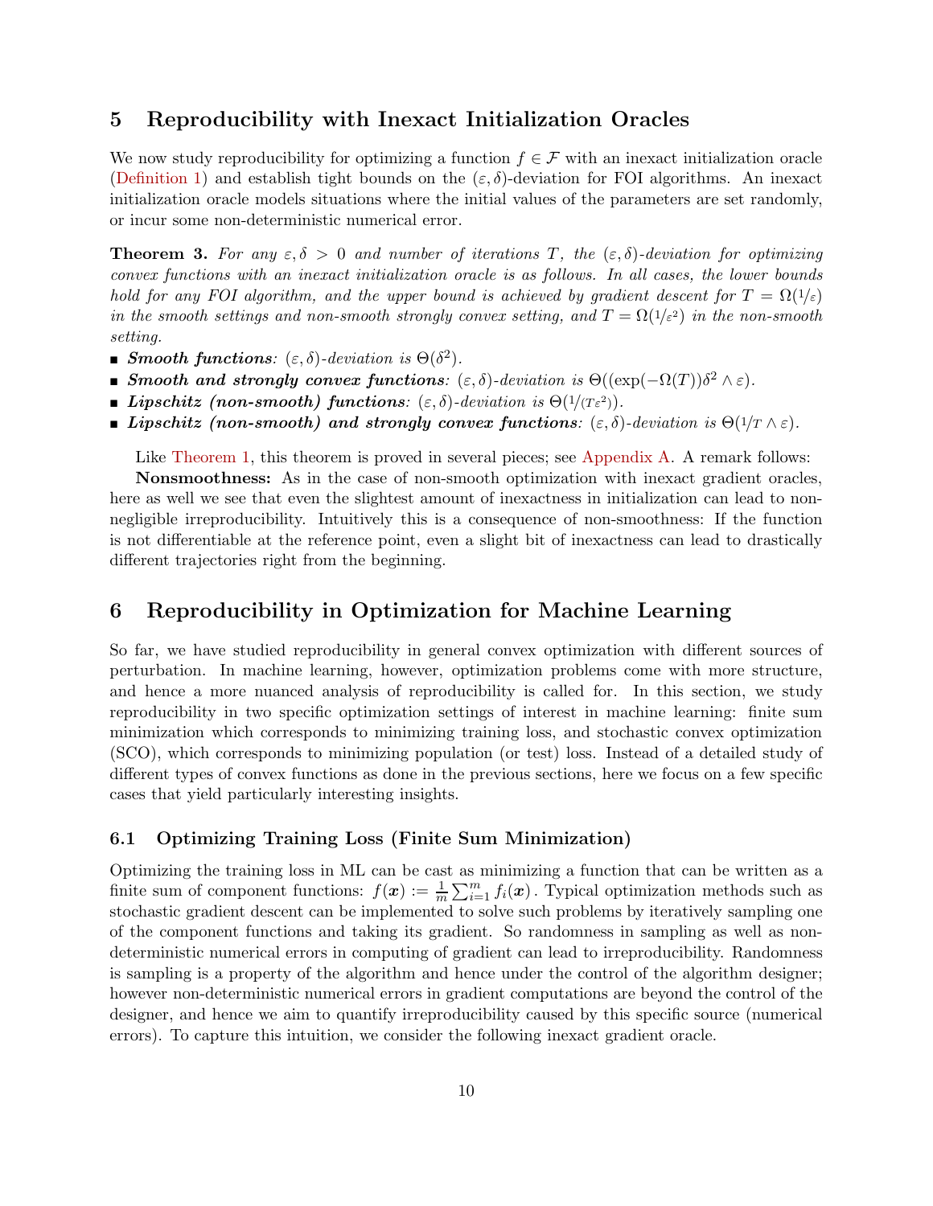## 5 Reproducibility with Inexact Initialization Oracles

We now study reproducibility for optimizing a function $f \in \mathcal{F}$ with an inexact initialization oracle (Definition 1) and establish tight bounds on the $(\varepsilon, \delta)$-deviation for FOI algorithms. An inexact initialization oracle models situations where the initial values of the parameters are set randomly, or incur some non-deterministic numerical error.

**Theorem 3.** *For any $\varepsilon, \delta > 0$ and number of iterations $T$, the $(\varepsilon, \delta)$-deviation for optimizing convex functions with an inexact initialization oracle is as follows. In all cases, the lower bounds hold for any FOI algorithm, and the upper bound is achieved by gradient descent for $T = \Omega(1/\varepsilon)$ in the smooth settings and non-smooth strongly convex setting, and $T = \Omega(1/\varepsilon^2)$ in the non-smooth setting.*

- ***Smooth functions**: $(\varepsilon, \delta)$-deviation is $\Theta(\delta^2)$.*
- ***Smooth and strongly convex functions**: $(\varepsilon, \delta)$-deviation is $\Theta((\exp(-\Omega(T))\delta^2 \wedge \varepsilon)$.*
- ***Lipschitz (non-smooth) functions**: $(\varepsilon, \delta)$-deviation is $\Theta(1/(T\varepsilon^2))$.*
- ***Lipschitz (non-smooth) and strongly convex functions**: $(\varepsilon, \delta)$-deviation is $\Theta(1/T \wedge \varepsilon)$.*

Like Theorem 1, this theorem is proved in several pieces; see Appendix A. A remark follows:

**Nonsmoothness:** As in the case of non-smooth optimization with inexact gradient oracles, here as well we see that even the slightest amount of inexactness in initialization can lead to non-negligible irreproducibility. Intuitively this is a consequence of non-smoothness: If the function is not differentiable at the reference point, even a slight bit of inexactness can lead to drastically different trajectories right from the beginning.

## 6 Reproducibility in Optimization for Machine Learning

So far, we have studied reproducibility in general convex optimization with different sources of perturbation. In machine learning, however, optimization problems come with more structure, and hence a more nuanced analysis of reproducibility is called for. In this section, we study reproducibility in two specific optimization settings of interest in machine learning: finite sum minimization which corresponds to minimizing training loss, and stochastic convex optimization (SCO), which corresponds to minimizing population (or test) loss. Instead of a detailed study of different types of convex functions as done in the previous sections, here we focus on a few specific cases that yield particularly interesting insights.

### 6.1 Optimizing Training Loss (Finite Sum Minimization)

Optimizing the training loss in ML can be cast as minimizing a function that can be written as a finite sum of component functions: $f(\boldsymbol{x}) := \frac{1}{m}\sum_{i=1}^{m} f_i(\boldsymbol{x})$. Typical optimization methods such as stochastic gradient descent can be implemented to solve such problems by iteratively sampling one of the component functions and taking its gradient. So randomness in sampling as well as non-deterministic numerical errors in computing of gradient can lead to irreproducibility. Randomness is sampling is a property of the algorithm and hence under the control of the algorithm designer; however non-deterministic numerical errors in gradient computations are beyond the control of the designer, and hence we aim to quantify irreproducibility caused by this specific source (numerical errors). To capture this intuition, we consider the following inexact gradient oracle.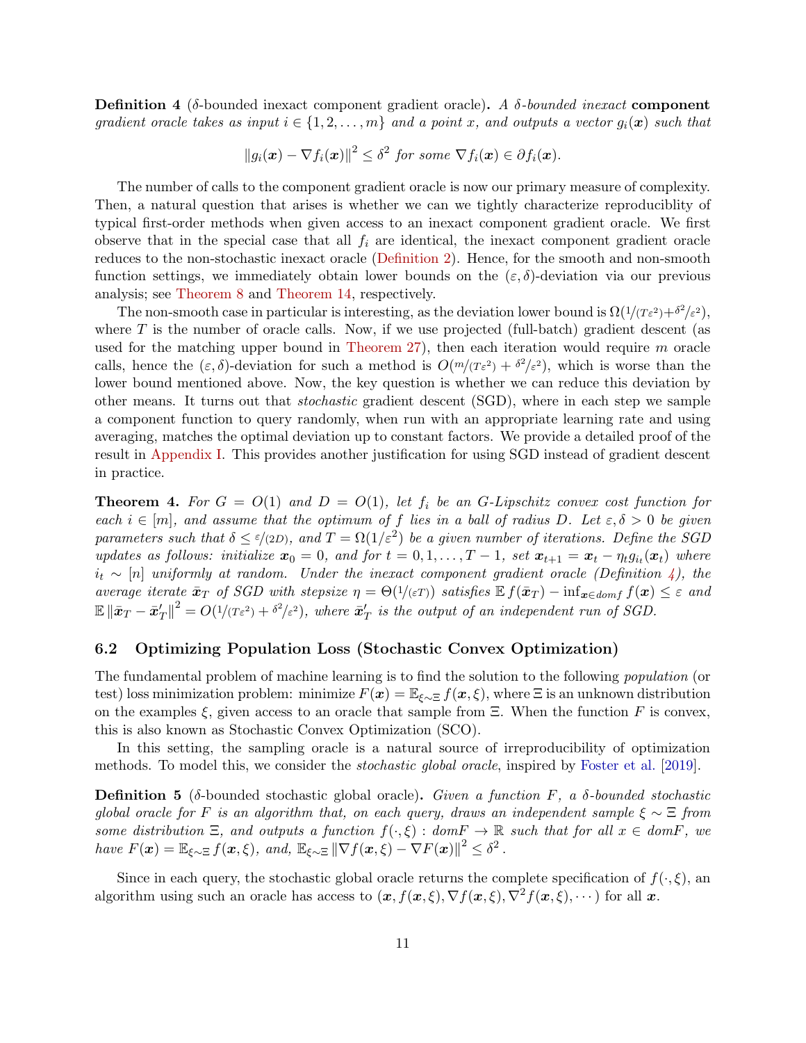**Definition 4** ($\delta$-bounded inexact component gradient oracle)**.** *A $\delta$-bounded inexact* **component** *gradient oracle takes as input $i \in \{1, 2, \ldots, m\}$ and a point $x$, and outputs a vector $g_i(\boldsymbol{x})$ such that*

$$\|g_i(\boldsymbol{x}) - \nabla f_i(\boldsymbol{x})\|^2 \leq \delta^2 \text{ for some } \nabla f_i(\boldsymbol{x}) \in \partial f_i(\boldsymbol{x}).$$

The number of calls to the component gradient oracle is now our primary measure of complexity. Then, a natural question that arises is whether we can we tightly characterize reproduciblity of typical first-order methods when given access to an inexact component gradient oracle. We first observe that in the special case that all $f_i$ are identical, the inexact component gradient oracle reduces to the non-stochastic inexact oracle (Definition 2). Hence, for the smooth and non-smooth function settings, we immediately obtain lower bounds on the $(\varepsilon, \delta)$-deviation via our previous analysis; see Theorem 8 and Theorem 14, respectively.

The non-smooth case in particular is interesting, as the deviation lower bound is $\Omega(1/(T\varepsilon^2) + \delta^2/\varepsilon^2)$, where $T$ is the number of oracle calls. Now, if we use projected (full-batch) gradient descent (as used for the matching upper bound in Theorem 27), then each iteration would require $m$ oracle calls, hence the $(\varepsilon, \delta)$-deviation for such a method is $O(m/(T\varepsilon^2) + \delta^2/\varepsilon^2)$, which is worse than the lower bound mentioned above. Now, the key question is whether we can reduce this deviation by other means. It turns out that *stochastic* gradient descent (SGD), where in each step we sample a component function to query randomly, when run with an appropriate learning rate and using averaging, matches the optimal deviation up to constant factors. We provide a detailed proof of the result in Appendix I. This provides another justification for using SGD instead of gradient descent in practice.

**Theorem 4.** *For $G = O(1)$ and $D = O(1)$, let $f_i$ be an $G$-Lipschitz convex cost function for each $i \in [m]$, and assume that the optimum of $f$ lies in a ball of radius $D$. Let $\varepsilon, \delta > 0$ be given parameters such that $\delta \leq \varepsilon/(2D)$, and $T = \Omega(1/\varepsilon^2)$ be a given number of iterations. Define the SGD updates as follows: initialize $\boldsymbol{x}_0 = 0$, and for $t = 0, 1, \ldots, T-1$, set $\boldsymbol{x}_{t+1} = \boldsymbol{x}_t - \eta_t g_{i_t}(\boldsymbol{x}_t)$ where $i_t \sim [n]$ uniformly at random. Under the inexact component gradient oracle (Definition 4), the average iterate $\bar{\boldsymbol{x}}_T$ of SGD with stepsize $\eta = \Theta(1/(\varepsilon T))$ satisfies $\mathbb{E} f(\bar{\boldsymbol{x}}_T) - \inf_{\boldsymbol{x} \in dom f} f(\boldsymbol{x}) \leq \varepsilon$ and $\mathbb{E}\|\bar{\boldsymbol{x}}_T - \bar{\boldsymbol{x}}'_T\|^2 = O(1/(T\varepsilon^2) + \delta^2/\varepsilon^2)$, where $\bar{\boldsymbol{x}}'_T$ is the output of an independent run of SGD.*

## 6.2 Optimizing Population Loss (Stochastic Convex Optimization)

The fundamental problem of machine learning is to find the solution to the following *population* (or test) loss minimization problem: minimize $F(\boldsymbol{x}) = \mathbb{E}_{\xi \sim \Xi} f(\boldsymbol{x}, \xi)$, where $\Xi$ is an unknown distribution on the examples $\xi$, given access to an oracle that sample from $\Xi$. When the function $F$ is convex, this is also known as Stochastic Convex Optimization (SCO).

In this setting, the sampling oracle is a natural source of irreproducibility of optimization methods. To model this, we consider the *stochastic global oracle*, inspired by Foster et al. [2019].

**Definition 5** ($\delta$-bounded stochastic global oracle)**.** *Given a function $F$, a $\delta$-bounded stochastic global oracle for $F$ is an algorithm that, on each query, draws an independent sample $\xi \sim \Xi$ from some distribution $\Xi$, and outputs a function $f(\cdot, \xi) : dom F \to \mathbb{R}$ such that for all $x \in dom F$, we have $F(\boldsymbol{x}) = \mathbb{E}_{\xi \sim \Xi} f(\boldsymbol{x}, \xi)$, and, $\mathbb{E}_{\xi \sim \Xi} \|\nabla f(\boldsymbol{x}, \xi) - \nabla F(\boldsymbol{x})\|^2 \leq \delta^2$.*

Since in each query, the stochastic global oracle returns the complete specification of $f(\cdot, \xi)$, an algorithm using such an oracle has access to $(\boldsymbol{x}, f(\boldsymbol{x}, \xi), \nabla f(\boldsymbol{x}, \xi), \nabla^2 f(\boldsymbol{x}, \xi), \cdots)$ for all $\boldsymbol{x}$.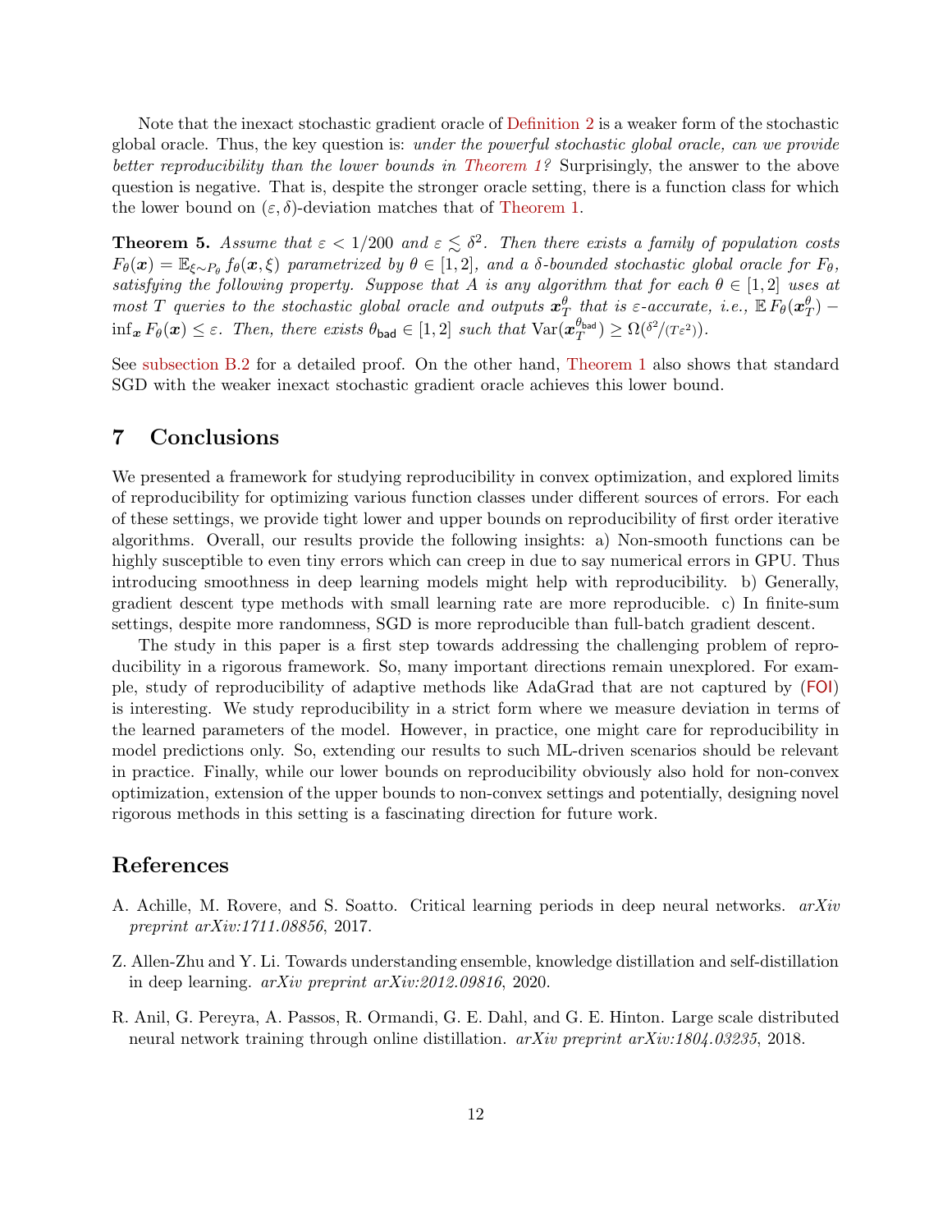Note that the inexact stochastic gradient oracle of Definition 2 is a weaker form of the stochastic global oracle. Thus, the key question is: *under the powerful stochastic global oracle, can we provide better reproducibility than the lower bounds in Theorem 1?* Surprisingly, the answer to the above question is negative. That is, despite the stronger oracle setting, there is a function class for which the lower bound on $(\varepsilon, \delta)$-deviation matches that of Theorem 1.

**Theorem 5.** *Assume that $\varepsilon < 1/200$ and $\varepsilon \lesssim \delta^2$. Then there exists a family of population costs $F_\theta(\boldsymbol{x}) = \mathbb{E}_{\xi \sim P_\theta} f_\theta(\boldsymbol{x}, \xi)$ parametrized by $\theta \in [1, 2]$, and a $\delta$-bounded stochastic global oracle for $F_\theta$, satisfying the following property. Suppose that $A$ is any algorithm that for each $\theta \in [1, 2]$ uses at most $T$ queries to the stochastic global oracle and outputs $\boldsymbol{x}_T^\theta$ that is $\varepsilon$-accurate, i.e., $\mathbb{E} F_\theta(\boldsymbol{x}_T^\theta) - \inf_{\boldsymbol{x}} F_\theta(\boldsymbol{x}) \leq \varepsilon$. Then, there exists $\theta_{\mathsf{bad}} \in [1, 2]$ such that $\mathrm{Var}(\boldsymbol{x}_T^{\theta_{\mathsf{bad}}}) \geq \Omega(\delta^2/(T\varepsilon^2))$.*

See subsection B.2 for a detailed proof. On the other hand, Theorem 1 also shows that standard SGD with the weaker inexact stochastic gradient oracle achieves this lower bound.

## 7 Conclusions

We presented a framework for studying reproducibility in convex optimization, and explored limits of reproducibility for optimizing various function classes under different sources of errors. For each of these settings, we provide tight lower and upper bounds on reproducibility of first order iterative algorithms. Overall, our results provide the following insights: a) Non-smooth functions can be highly susceptible to even tiny errors which can creep in due to say numerical errors in GPU. Thus introducing smoothness in deep learning models might help with reproducibility. b) Generally, gradient descent type methods with small learning rate are more reproducible. c) In finite-sum settings, despite more randomness, SGD is more reproducible than full-batch gradient descent.

The study in this paper is a first step towards addressing the challenging problem of reproducibility in a rigorous framework. So, many important directions remain unexplored. For example, study of reproducibility of adaptive methods like AdaGrad that are not captured by (FOI) is interesting. We study reproducibility in a strict form where we measure deviation in terms of the learned parameters of the model. However, in practice, one might care for reproducibility in model predictions only. So, extending our results to such ML-driven scenarios should be relevant in practice. Finally, while our lower bounds on reproducibility obviously also hold for non-convex optimization, extension of the upper bounds to non-convex settings and potentially, designing novel rigorous methods in this setting is a fascinating direction for future work.

## References

A. Achille, M. Rovere, and S. Soatto. Critical learning periods in deep neural networks. *arXiv preprint arXiv:1711.08856*, 2017.

Z. Allen-Zhu and Y. Li. Towards understanding ensemble, knowledge distillation and self-distillation in deep learning. *arXiv preprint arXiv:2012.09816*, 2020.

R. Anil, G. Pereyra, A. Passos, R. Ormandi, G. E. Dahl, and G. E. Hinton. Large scale distributed neural network training through online distillation. *arXiv preprint arXiv:1804.03235*, 2018.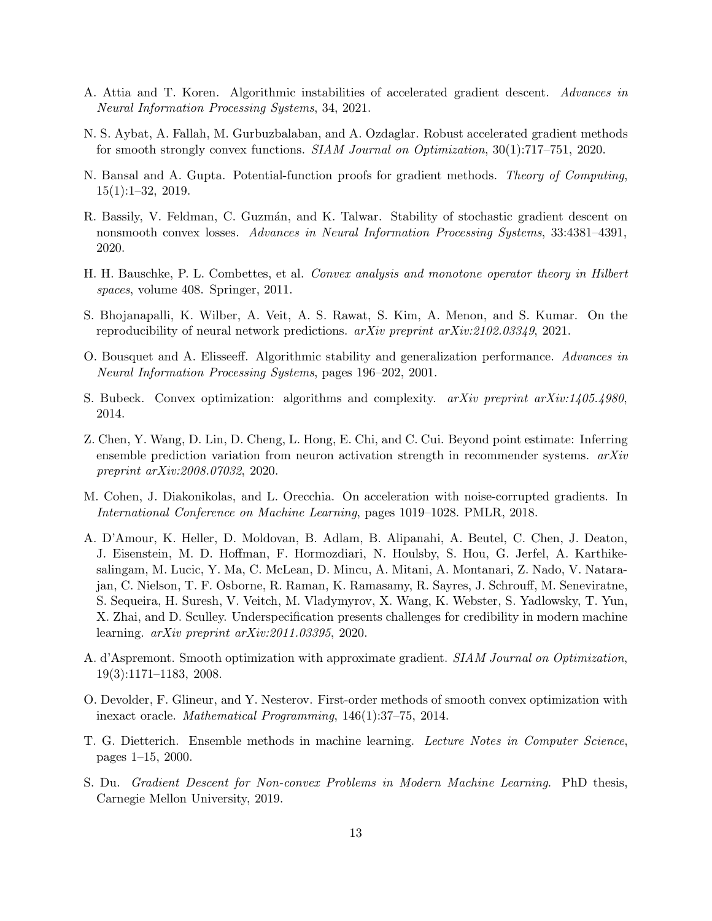A. Attia and T. Koren. Algorithmic instabilities of accelerated gradient descent. *Advances in Neural Information Processing Systems*, 34, 2021.

N. S. Aybat, A. Fallah, M. Gurbuzbalaban, and A. Ozdaglar. Robust accelerated gradient methods for smooth strongly convex functions. *SIAM Journal on Optimization*, 30(1):717–751, 2020.

N. Bansal and A. Gupta. Potential-function proofs for gradient methods. *Theory of Computing*, 15(1):1–32, 2019.

R. Bassily, V. Feldman, C. Guzmán, and K. Talwar. Stability of stochastic gradient descent on nonsmooth convex losses. *Advances in Neural Information Processing Systems*, 33:4381–4391, 2020.

H. H. Bauschke, P. L. Combettes, et al. *Convex analysis and monotone operator theory in Hilbert spaces*, volume 408. Springer, 2011.

S. Bhojanapalli, K. Wilber, A. Veit, A. S. Rawat, S. Kim, A. Menon, and S. Kumar. On the reproducibility of neural network predictions. *arXiv preprint arXiv:2102.03349*, 2021.

O. Bousquet and A. Elisseeff. Algorithmic stability and generalization performance. *Advances in Neural Information Processing Systems*, pages 196–202, 2001.

S. Bubeck. Convex optimization: algorithms and complexity. *arXiv preprint arXiv:1405.4980*, 2014.

Z. Chen, Y. Wang, D. Lin, D. Cheng, L. Hong, E. Chi, and C. Cui. Beyond point estimate: Inferring ensemble prediction variation from neuron activation strength in recommender systems. *arXiv preprint arXiv:2008.07032*, 2020.

M. Cohen, J. Diakonikolas, and L. Orecchia. On acceleration with noise-corrupted gradients. In *International Conference on Machine Learning*, pages 1019–1028. PMLR, 2018.

A. D'Amour, K. Heller, D. Moldovan, B. Adlam, B. Alipanahi, A. Beutel, C. Chen, J. Deaton, J. Eisenstein, M. D. Hoffman, F. Hormozdiari, N. Houlsby, S. Hou, G. Jerfel, A. Karthikesalingam, M. Lucic, Y. Ma, C. McLean, D. Mincu, A. Mitani, A. Montanari, Z. Nado, V. Natarajan, C. Nielson, T. F. Osborne, R. Raman, K. Ramasamy, R. Sayres, J. Schrouff, M. Seneviratne, S. Sequeira, H. Suresh, V. Veitch, M. Vladymyrov, X. Wang, K. Webster, S. Yadlowsky, T. Yun, X. Zhai, and D. Sculley. Underspecification presents challenges for credibility in modern machine learning. *arXiv preprint arXiv:2011.03395*, 2020.

A. d'Aspremont. Smooth optimization with approximate gradient. *SIAM Journal on Optimization*, 19(3):1171–1183, 2008.

O. Devolder, F. Glineur, and Y. Nesterov. First-order methods of smooth convex optimization with inexact oracle. *Mathematical Programming*, 146(1):37–75, 2014.

T. G. Dietterich. Ensemble methods in machine learning. *Lecture Notes in Computer Science*, pages 1–15, 2000.

S. Du. *Gradient Descent for Non-convex Problems in Modern Machine Learning*. PhD thesis, Carnegie Mellon University, 2019.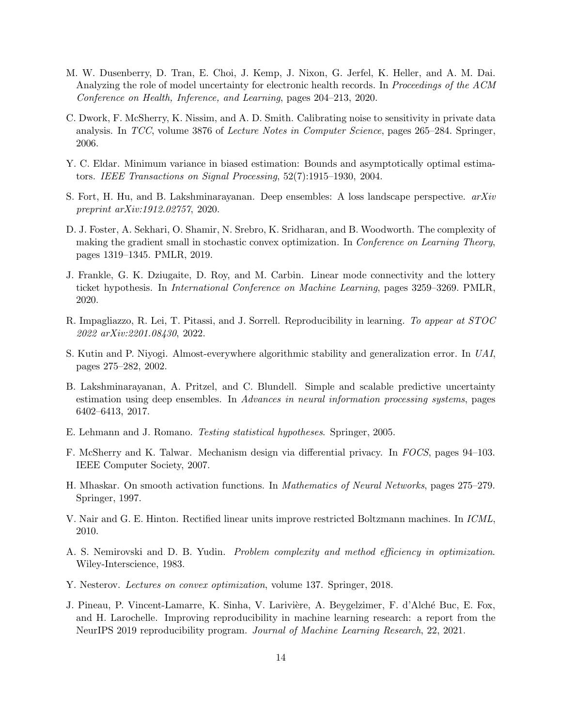M. W. Dusenberry, D. Tran, E. Choi, J. Kemp, J. Nixon, G. Jerfel, K. Heller, and A. M. Dai. Analyzing the role of model uncertainty for electronic health records. In *Proceedings of the ACM Conference on Health, Inference, and Learning*, pages 204–213, 2020.

C. Dwork, F. McSherry, K. Nissim, and A. D. Smith. Calibrating noise to sensitivity in private data analysis. In *TCC*, volume 3876 of *Lecture Notes in Computer Science*, pages 265–284. Springer, 2006.

Y. C. Eldar. Minimum variance in biased estimation: Bounds and asymptotically optimal estimators. *IEEE Transactions on Signal Processing*, 52(7):1915–1930, 2004.

S. Fort, H. Hu, and B. Lakshminarayanan. Deep ensembles: A loss landscape perspective. *arXiv preprint arXiv:1912.02757*, 2020.

D. J. Foster, A. Sekhari, O. Shamir, N. Srebro, K. Sridharan, and B. Woodworth. The complexity of making the gradient small in stochastic convex optimization. In *Conference on Learning Theory*, pages 1319–1345. PMLR, 2019.

J. Frankle, G. K. Dziugaite, D. Roy, and M. Carbin. Linear mode connectivity and the lottery ticket hypothesis. In *International Conference on Machine Learning*, pages 3259–3269. PMLR, 2020.

R. Impagliazzo, R. Lei, T. Pitassi, and J. Sorrell. Reproducibility in learning. *To appear at STOC 2022 arXiv:2201.08430*, 2022.

S. Kutin and P. Niyogi. Almost-everywhere algorithmic stability and generalization error. In *UAI*, pages 275–282, 2002.

B. Lakshminarayanan, A. Pritzel, and C. Blundell. Simple and scalable predictive uncertainty estimation using deep ensembles. In *Advances in neural information processing systems*, pages 6402–6413, 2017.

E. Lehmann and J. Romano. *Testing statistical hypotheses*. Springer, 2005.

F. McSherry and K. Talwar. Mechanism design via differential privacy. In *FOCS*, pages 94–103. IEEE Computer Society, 2007.

H. Mhaskar. On smooth activation functions. In *Mathematics of Neural Networks*, pages 275–279. Springer, 1997.

V. Nair and G. E. Hinton. Rectified linear units improve restricted Boltzmann machines. In *ICML*, 2010.

A. S. Nemirovski and D. B. Yudin. *Problem complexity and method efficiency in optimization*. Wiley-Interscience, 1983.

Y. Nesterov. *Lectures on convex optimization*, volume 137. Springer, 2018.

J. Pineau, P. Vincent-Lamarre, K. Sinha, V. Larivière, A. Beygelzimer, F. d'Alché Buc, E. Fox, and H. Larochelle. Improving reproducibility in machine learning research: a report from the NeurIPS 2019 reproducibility program. *Journal of Machine Learning Research*, 22, 2021.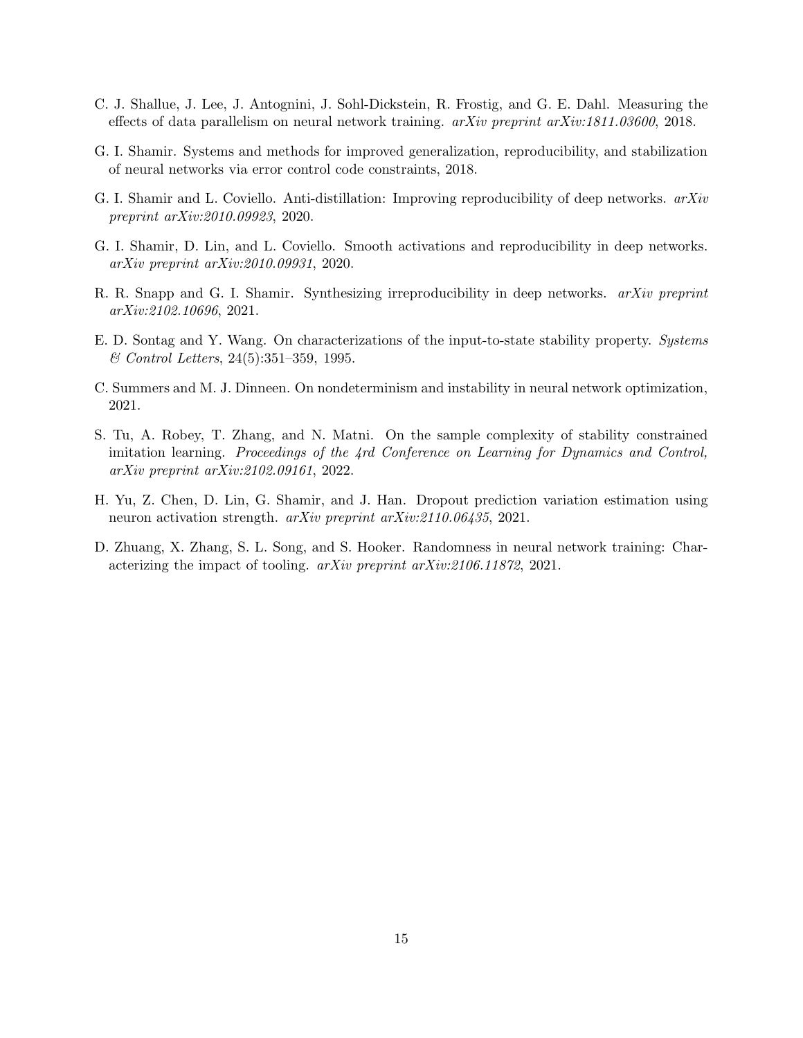C. J. Shallue, J. Lee, J. Antognini, J. Sohl-Dickstein, R. Frostig, and G. E. Dahl. Measuring the effects of data parallelism on neural network training. *arXiv preprint arXiv:1811.03600*, 2018.

G. I. Shamir. Systems and methods for improved generalization, reproducibility, and stabilization of neural networks via error control code constraints, 2018.

G. I. Shamir and L. Coviello. Anti-distillation: Improving reproducibility of deep networks. *arXiv preprint arXiv:2010.09923*, 2020.

G. I. Shamir, D. Lin, and L. Coviello. Smooth activations and reproducibility in deep networks. *arXiv preprint arXiv:2010.09931*, 2020.

R. R. Snapp and G. I. Shamir. Synthesizing irreproducibility in deep networks. *arXiv preprint arXiv:2102.10696*, 2021.

E. D. Sontag and Y. Wang. On characterizations of the input-to-state stability property. *Systems & Control Letters*, 24(5):351–359, 1995.

C. Summers and M. J. Dinneen. On nondeterminism and instability in neural network optimization, 2021.

S. Tu, A. Robey, T. Zhang, and N. Matni. On the sample complexity of stability constrained imitation learning. *Proceedings of the 4rd Conference on Learning for Dynamics and Control, arXiv preprint arXiv:2102.09161*, 2022.

H. Yu, Z. Chen, D. Lin, G. Shamir, and J. Han. Dropout prediction variation estimation using neuron activation strength. *arXiv preprint arXiv:2110.06435*, 2021.

D. Zhuang, X. Zhang, S. L. Song, and S. Hooker. Randomness in neural network training: Characterizing the impact of tooling. *arXiv preprint arXiv:2106.11872*, 2021.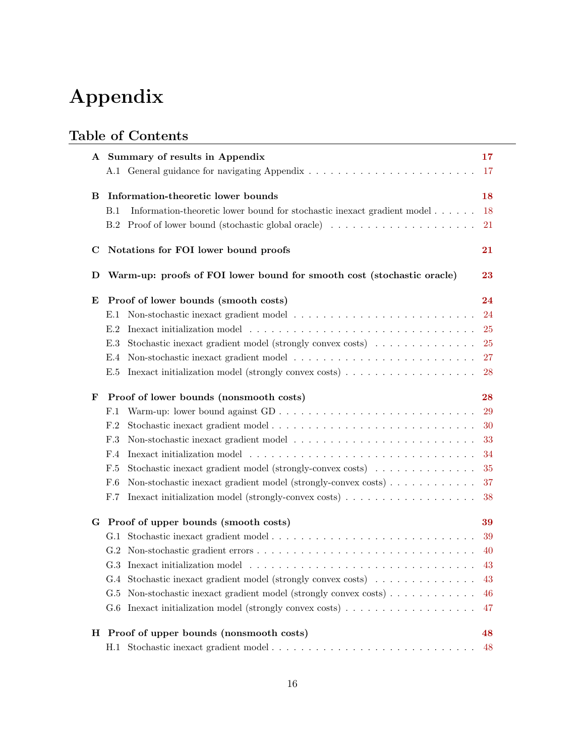# Appendix

## Table of Contents

- **A Summary of results in Appendix** — 17
  - A.1 General guidance for navigating Appendix — 17
- **B Information-theoretic lower bounds** — 18
  - B.1 Information-theoretic lower bound for stochastic inexact gradient model — 18
  - B.2 Proof of lower bound (stochastic global oracle) — 21
- **C Notations for FOI lower bound proofs** — 21
- **D Warm-up: proofs of FOI lower bound for smooth cost (stochastic oracle)** — 23
- **E Proof of lower bounds (smooth costs)** — 24
  - E.1 Non-stochastic inexact gradient model — 24
  - E.2 Inexact initialization model — 25
  - E.3 Stochastic inexact gradient model (strongly convex costs) — 25
  - E.4 Non-stochastic inexact gradient model — 27
  - E.5 Inexact initialization model (strongly convex costs) — 28
- **F Proof of lower bounds (nonsmooth costs)** — 28
  - F.1 Warm-up: lower bound against GD — 29
  - F.2 Stochastic inexact gradient model — 30
  - F.3 Non-stochastic inexact gradient model — 33
  - F.4 Inexact initialization model — 34
  - F.5 Stochastic inexact gradient model (strongly-convex costs) — 35
  - F.6 Non-stochastic inexact gradient model (strongly-convex costs) — 37
  - F.7 Inexact initialization model (strongly-convex costs) — 38
- **G Proof of upper bounds (smooth costs)** — 39
  - G.1 Stochastic inexact gradient model — 39
  - G.2 Non-stochastic gradient errors — 40
  - G.3 Inexact initialization model — 43
  - G.4 Stochastic inexact gradient model (strongly convex costs) — 43
  - G.5 Non-stochastic inexact gradient model (strongly convex costs) — 46
  - G.6 Inexact initialization model (strongly convex costs) — 47
- **H Proof of upper bounds (nonsmooth costs)** — 48
  - H.1 Stochastic inexact gradient model — 48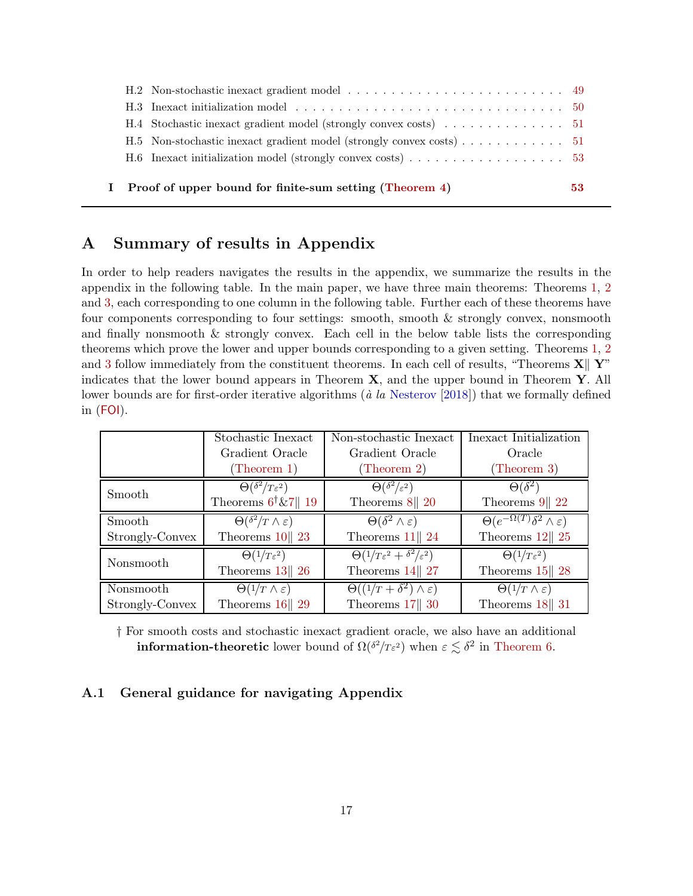H.2 Non-stochastic inexact gradient model . . . . . . . . . . . . . . . . . . . . . . . . . . 49
H.3 Inexact initialization model . . . . . . . . . . . . . . . . . . . . . . . . . . . . . . . . 50
H.4 Stochastic inexact gradient model (strongly convex costs) . . . . . . . . . . . . . . . 51
H.5 Non-stochastic inexact gradient model (strongly convex costs) . . . . . . . . . . . . . 51
H.6 Inexact initialization model (strongly convex costs) . . . . . . . . . . . . . . . . . . . 53

**I Proof of upper bound for finite-sum setting (Theorem 4) 53**

## A Summary of results in Appendix

In order to help readers navigates the results in the appendix, we summarize the results in the appendix in the following table. In the main paper, we have three main theorems: Theorems 1, 2 and 3, each corresponding to one column in the following table. Further each of these theorems have four components corresponding to four settings: smooth, smooth & strongly convex, nonsmooth and finally nonsmooth & strongly convex. Each cell in the below table lists the corresponding theorems which prove the lower and upper bounds corresponding to a given setting. Theorems 1, 2 and 3 follow immediately from the constituent theorems. In each cell of results, "Theorems **X**‖ **Y**" indicates that the lower bound appears in Theorem **X**, and the upper bound in Theorem **Y**. All lower bounds are for first-order iterative algorithms (*à la* Nesterov [2018]) that we formally defined in (FOI).

| | Stochastic Inexact Gradient Oracle (Theorem 1) | Non-stochastic Inexact Gradient Oracle (Theorem 2) | Inexact Initialization Oracle (Theorem 3) |
|---|---|---|---|
| Smooth | $\Theta(\delta^2/T\varepsilon^2)$ Theorems 6[†]&7‖ 19 | $\Theta(\delta^2/\varepsilon^2)$ Theorems 8‖ 20 | $\Theta(\delta^2)$ Theorems 9‖ 22 |
| Smooth Strongly-Convex | $\Theta(\delta^2/T \wedge \varepsilon)$ Theorems 10‖ 23 | $\Theta(\delta^2 \wedge \varepsilon)$ Theorems 11‖ 24 | $\Theta(e^{-\Omega(T)}\delta^2 \wedge \varepsilon)$ Theorems 12‖ 25 |
| Nonsmooth | $\Theta(1/T\varepsilon^2)$ Theorems 13‖ 26 | $\Theta(1/T\varepsilon^2 + \delta^2/\varepsilon^2)$ Theorems 14‖ 27 | $\Theta(1/T\varepsilon^2)$ Theorems 15‖ 28 |
| Nonsmooth Strongly-Convex | $\Theta(1/T \wedge \varepsilon)$ Theorems 16‖ 29 | $\Theta((1/T + \delta^2) \wedge \varepsilon)$ Theorems 17‖ 30 | $\Theta(1/T \wedge \varepsilon)$ Theorems 18‖ 31 |

† For smooth costs and stochastic inexact gradient oracle, we also have an additional **information-theoretic** lower bound of $\Omega(\delta^2/T\varepsilon^2)$ when $\varepsilon \lesssim \delta^2$ in Theorem 6.

### A.1 General guidance for navigating Appendix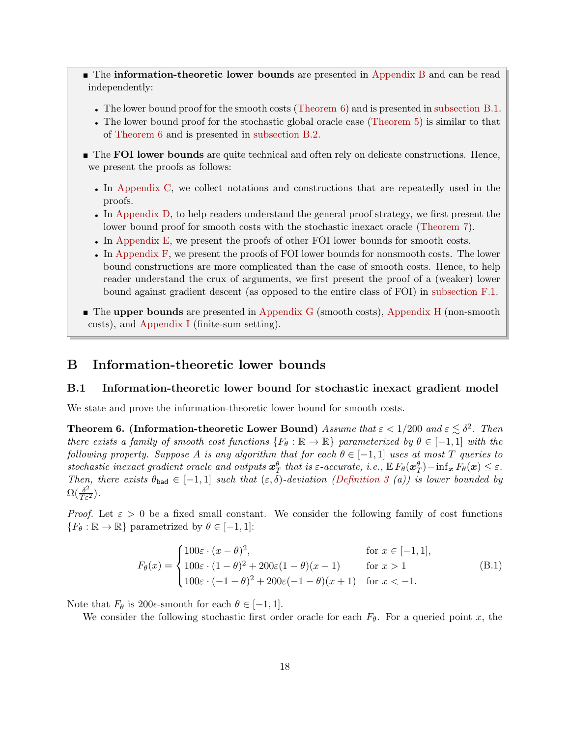- The **information-theoretic lower bounds** are presented in Appendix B and can be read independently:
  - The lower bound proof for the smooth costs (Theorem 6) and is presented in subsection B.1.
  - The lower bound proof for the stochastic global oracle case (Theorem 5) is similar to that of Theorem 6 and is presented in subsection B.2.
- The **FOI lower bounds** are quite technical and often rely on delicate constructions. Hence, we present the proofs as follows:
  - In Appendix C, we collect notations and constructions that are repeatedly used in the proofs.
  - In Appendix D, to help readers understand the general proof strategy, we first present the lower bound proof for smooth costs with the stochastic inexact oracle (Theorem 7).
  - In Appendix E, we present the proofs of other FOI lower bounds for smooth costs.
  - In Appendix F, we present the proofs of FOI lower bounds for nonsmooth costs. The lower bound constructions are more complicated than the case of smooth costs. Hence, to help reader understand the crux of arguments, we first present the proof of a (weaker) lower bound against gradient descent (as opposed to the entire class of FOI) in subsection F.1.
- The **upper bounds** are presented in Appendix G (smooth costs), Appendix H (non-smooth costs), and Appendix I (finite-sum setting).

# B Information-theoretic lower bounds

## B.1 Information-theoretic lower bound for stochastic inexact gradient model

We state and prove the information-theoretic lower bound for smooth costs.

**Theorem 6. (Information-theoretic Lower Bound)** *Assume that $\varepsilon < 1/200$ and $\varepsilon \lesssim \delta^2$. Then there exists a family of smooth cost functions $\{F_\theta : \mathbb{R} \to \mathbb{R}\}$ parameterized by $\theta \in [-1, 1]$ with the following property. Suppose $A$ is any algorithm that for each $\theta \in [-1, 1]$ uses at most $T$ queries to stochastic inexact gradient oracle and outputs $\boldsymbol{x}_T^\theta$ that is $\varepsilon$-accurate, i.e., $\mathbb{E}\, F_\theta(\boldsymbol{x}_T^\theta) - \inf_{\boldsymbol{x}} F_\theta(\boldsymbol{x}) \leq \varepsilon$. Then, there exists $\theta_{\mathsf{bad}} \in [-1, 1]$ such that $(\varepsilon, \delta)$-deviation (Definition 3 (a)) is lower bounded by $\Omega(\frac{\delta^2}{T\varepsilon^2})$.*

*Proof.* Let $\varepsilon > 0$ be a fixed small constant. We consider the following family of cost functions $\{F_\theta : \mathbb{R} \to \mathbb{R}\}$ parametrized by $\theta \in [-1, 1]$:

$$F_\theta(x) = \begin{cases} 100\varepsilon \cdot (x - \theta)^2, & \text{for } x \in [-1, 1], \\ 100\varepsilon \cdot (1 - \theta)^2 + 200\varepsilon(1 - \theta)(x - 1) & \text{for } x > 1 \\ 100\varepsilon \cdot (-1 - \theta)^2 + 200\varepsilon(-1 - \theta)(x + 1) & \text{for } x < -1. \end{cases} \tag{B.1}$$

Note that $F_\theta$ is $200\epsilon$-smooth for each $\theta \in [-1, 1]$.

We consider the following stochastic first order oracle for each $F_\theta$. For a queried point $x$, the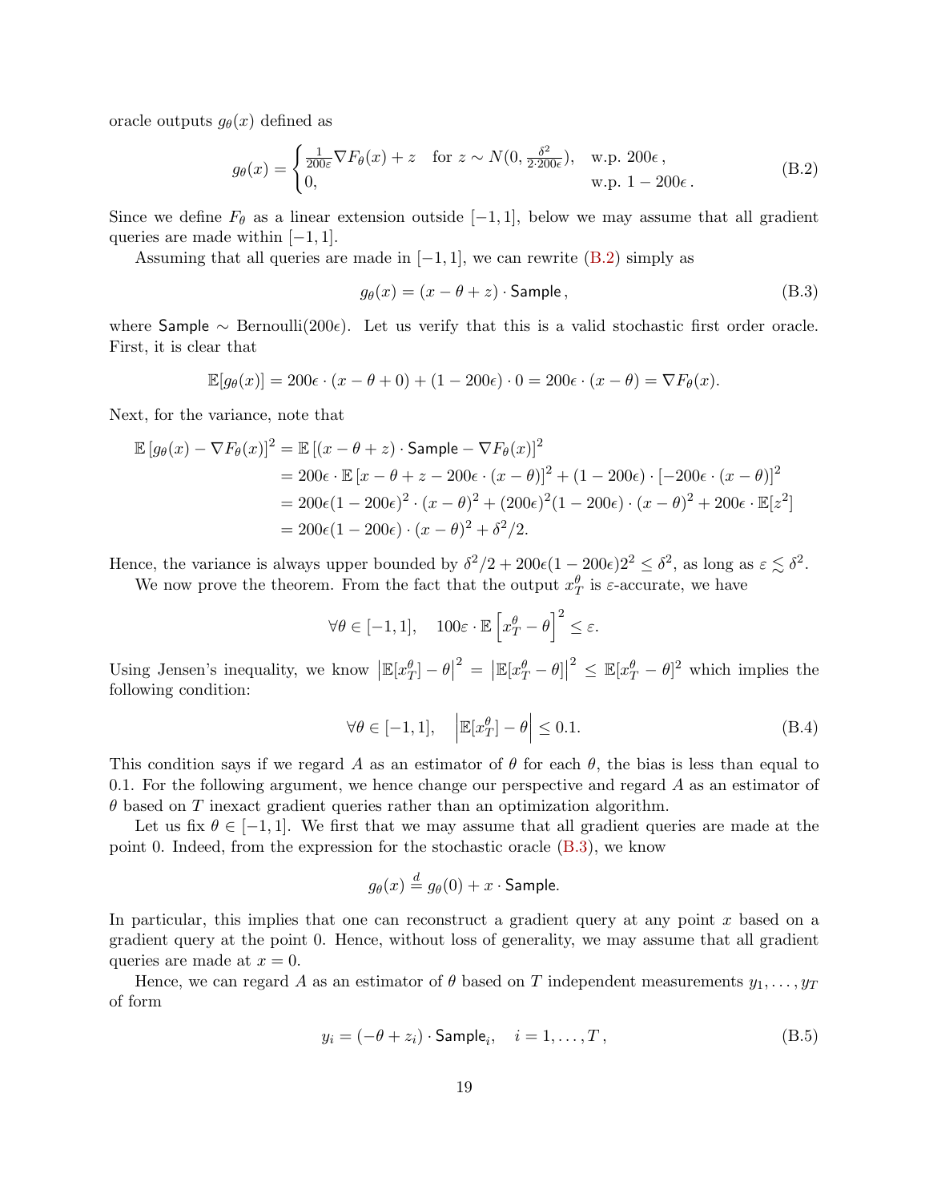oracle outputs $g_\theta(x)$ defined as

$$g_\theta(x) = \begin{cases} \frac{1}{200\varepsilon}\nabla F_\theta(x) + z & \text{for } z \sim N(0, \frac{\delta^2}{2\cdot 200\epsilon}), \quad \text{w.p. } 200\epsilon\,, \\ 0, & \text{w.p. } 1 - 200\epsilon\,. \end{cases} \tag{B.2}$$

Since we define $F_\theta$ as a linear extension outside $[-1, 1]$, below we may assume that all gradient queries are made within $[-1, 1]$.

Assuming that all queries are made in $[-1, 1]$, we can rewrite (B.2) simply as

$$g_\theta(x) = (x - \theta + z) \cdot \mathsf{Sample}\,, \tag{B.3}$$

where $\mathsf{Sample} \sim \text{Bernoulli}(200\epsilon)$. Let us verify that this is a valid stochastic first order oracle. First, it is clear that

$$\mathbb{E}[g_\theta(x)] = 200\epsilon \cdot (x - \theta + 0) + (1 - 200\epsilon) \cdot 0 = 200\epsilon \cdot (x - \theta) = \nabla F_\theta(x).$$

Next, for the variance, note that

$$\begin{aligned}
\mathbb{E}\left[g_\theta(x) - \nabla F_\theta(x)\right]^2 &= \mathbb{E}\left[(x - \theta + z) \cdot \mathsf{Sample} - \nabla F_\theta(x)\right]^2 \\
&= 200\epsilon \cdot \mathbb{E}\left[x - \theta + z - 200\epsilon \cdot (x - \theta)\right]^2 + (1 - 200\epsilon) \cdot \left[-200\epsilon \cdot (x - \theta)\right]^2 \\
&= 200\epsilon(1 - 200\epsilon)^2 \cdot (x - \theta)^2 + (200\epsilon)^2(1 - 200\epsilon) \cdot (x - \theta)^2 + 200\epsilon \cdot \mathbb{E}[z^2] \\
&= 200\epsilon(1 - 200\epsilon) \cdot (x - \theta)^2 + \delta^2/2.
\end{aligned}$$

Hence, the variance is always upper bounded by $\delta^2/2 + 200\epsilon(1 - 200\epsilon)2^2 \leq \delta^2$, as long as $\varepsilon \lesssim \delta^2$.

We now prove the theorem. From the fact that the output $x_T^\theta$ is $\varepsilon$-accurate, we have

$$\forall \theta \in [-1, 1], \quad 100\varepsilon \cdot \mathbb{E}\left[x_T^\theta - \theta\right]^2 \leq \varepsilon.$$

Using Jensen's inequality, we know $\left|\mathbb{E}[x_T^\theta] - \theta\right|^2 = \left|\mathbb{E}[x_T^\theta - \theta]\right|^2 \leq \mathbb{E}[x_T^\theta - \theta]^2$ which implies the following condition:

$$\forall \theta \in [-1, 1], \quad \left|\mathbb{E}[x_T^\theta] - \theta\right| \leq 0.1. \tag{B.4}$$

This condition says if we regard $A$ as an estimator of $\theta$ for each $\theta$, the bias is less than equal to 0.1. For the following argument, we hence change our perspective and regard $A$ as an estimator of $\theta$ based on $T$ inexact gradient queries rather than an optimization algorithm.

Let us fix $\theta \in [-1, 1]$. We first that we may assume that all gradient queries are made at the point 0. Indeed, from the expression for the stochastic oracle (B.3), we know

$$g_\theta(x) \overset{d}{=} g_\theta(0) + x \cdot \mathsf{Sample}.$$

In particular, this implies that one can reconstruct a gradient query at any point $x$ based on a gradient query at the point 0. Hence, without loss of generality, we may assume that all gradient queries are made at $x = 0$.

Hence, we can regard $A$ as an estimator of $\theta$ based on $T$ independent measurements $y_1, \ldots, y_T$ of form

$$y_i = (-\theta + z_i) \cdot \mathsf{Sample}_i, \quad i = 1, \ldots, T\,, \tag{B.5}$$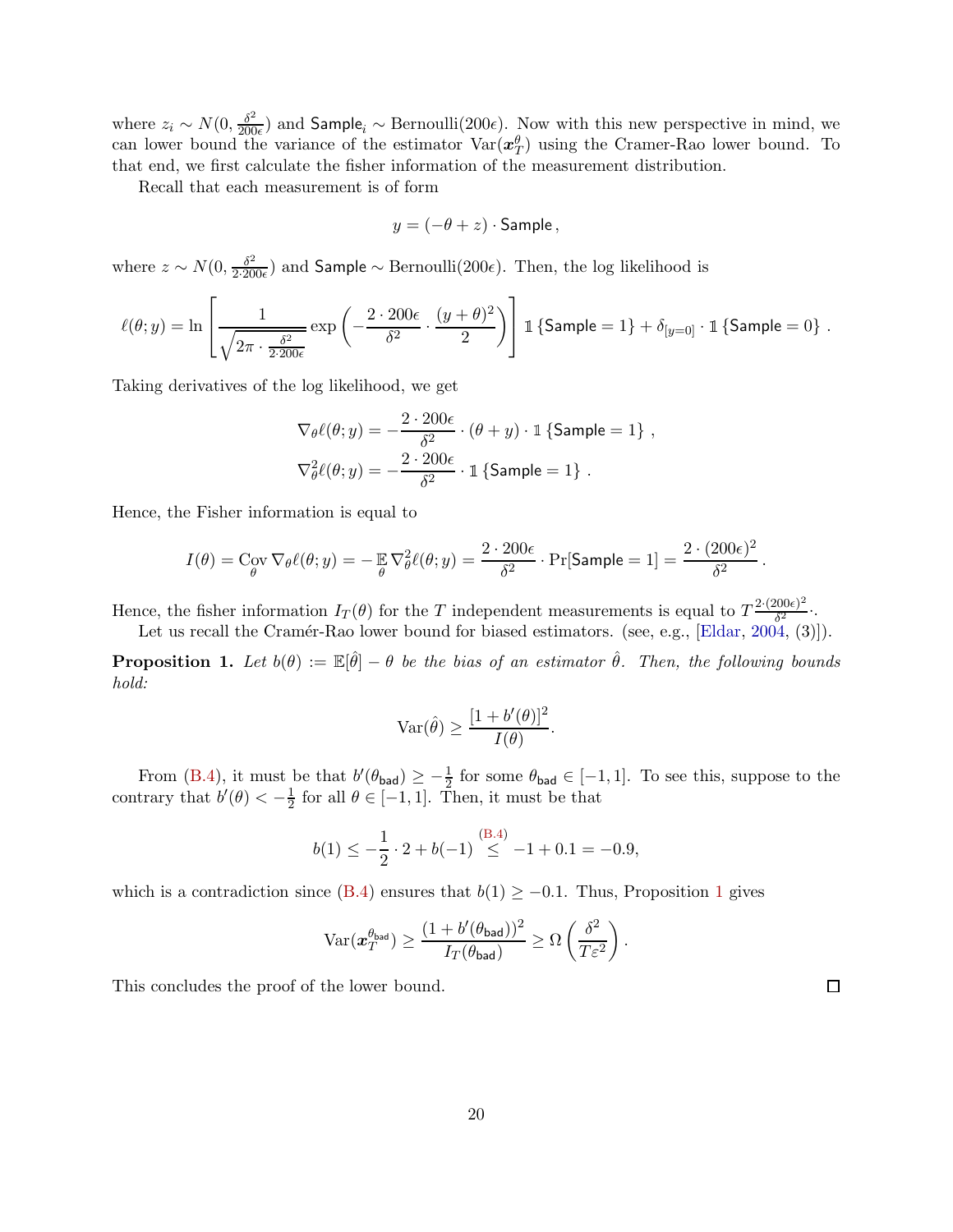where $z_i \sim N(0, \frac{\delta^2}{200\epsilon})$ and $\mathsf{Sample}_i \sim \text{Bernoulli}(200\epsilon)$. Now with this new perspective in mind, we can lower bound the variance of the estimator $\text{Var}(\boldsymbol{x}_T^\theta)$ using the Cramer-Rao lower bound. To that end, we first calculate the fisher information of the measurement distribution.

Recall that each measurement is of form

$$y = (-\theta + z) \cdot \mathsf{Sample}\,,$$

where $z \sim N(0, \frac{\delta^2}{2 \cdot 200\epsilon})$ and $\mathsf{Sample} \sim \text{Bernoulli}(200\epsilon)$. Then, the log likelihood is

$$\ell(\theta; y) = \ln\left[\frac{1}{\sqrt{2\pi \cdot \frac{\delta^2}{2 \cdot 200\epsilon}}} \exp\left(-\frac{2 \cdot 200\epsilon}{\delta^2} \cdot \frac{(y+\theta)^2}{2}\right)\right] \mathbb{1}\left\{\mathsf{Sample} = 1\right\} + \delta_{[y=0]} \cdot \mathbb{1}\left\{\mathsf{Sample} = 0\right\}\,.$$

Taking derivatives of the log likelihood, we get

$$\nabla_\theta \ell(\theta; y) = -\frac{2 \cdot 200\epsilon}{\delta^2} \cdot (\theta + y) \cdot \mathbb{1}\left\{\mathsf{Sample} = 1\right\}\,,$$
$$\nabla_\theta^2 \ell(\theta; y) = -\frac{2 \cdot 200\epsilon}{\delta^2} \cdot \mathbb{1}\left\{\mathsf{Sample} = 1\right\}\,.$$

Hence, the Fisher information is equal to

$$I(\theta) = \operatorname*{Cov}_\theta \nabla_\theta \ell(\theta; y) = -\operatorname*{\mathbb{E}}_\theta \nabla_\theta^2 \ell(\theta; y) = \frac{2 \cdot 200\epsilon}{\delta^2} \cdot \Pr[\mathsf{Sample} = 1] = \frac{2 \cdot (200\epsilon)^2}{\delta^2}\,.$$

Hence, the fisher information $I_T(\theta)$ for the $T$ independent measurements is equal to $T\frac{2 \cdot (200\epsilon)^2}{\delta^2}\cdot$.

Let us recall the Cramér-Rao lower bound for biased estimators. (see, e.g., [Eldar, 2004, (3)]).

**Proposition 1.** *Let $b(\theta) := \mathbb{E}[\hat{\theta}] - \theta$ be the bias of an estimator $\hat{\theta}$. Then, the following bounds hold:*

$$\text{Var}(\hat{\theta}) \geq \frac{[1 + b'(\theta)]^2}{I(\theta)}.$$

From (B.4), it must be that $b'(\theta_{\mathsf{bad}}) \geq -\frac{1}{2}$ for some $\theta_{\mathsf{bad}} \in [-1, 1]$. To see this, suppose to the contrary that $b'(\theta) < -\frac{1}{2}$ for all $\theta \in [-1, 1]$. Then, it must be that

$$b(1) \leq -\frac{1}{2} \cdot 2 + b(-1) \overset{\text{(B.4)}}{\leq} -1 + 0.1 = -0.9,$$

which is a contradiction since (B.4) ensures that $b(1) \geq -0.1$. Thus, Proposition 1 gives

$$\text{Var}(\boldsymbol{x}_T^{\theta_{\mathsf{bad}}}) \geq \frac{(1 + b'(\theta_{\mathsf{bad}}))^2}{I_T(\theta_{\mathsf{bad}})} \geq \Omega\left(\frac{\delta^2}{T\varepsilon^2}\right).$$

This concludes the proof of the lower bound. $\square$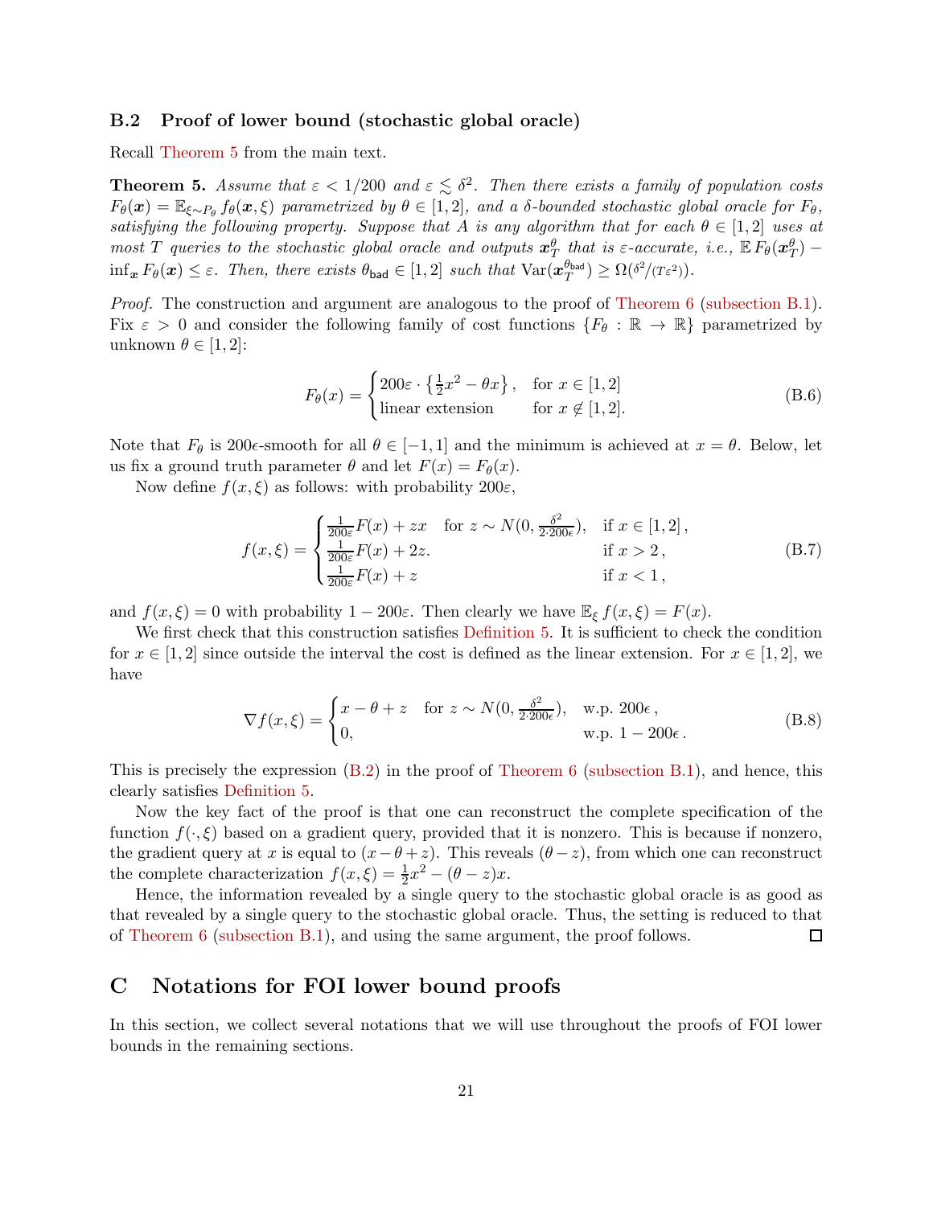### B.2 Proof of lower bound (stochastic global oracle)

Recall Theorem 5 from the main text.

**Theorem 5.** *Assume that $\varepsilon < 1/200$ and $\varepsilon \lesssim \delta^2$. Then there exists a family of population costs $F_\theta(\boldsymbol{x}) = \mathbb{E}_{\xi \sim P_\theta} f_\theta(\boldsymbol{x}, \xi)$ parametrized by $\theta \in [1, 2]$, and a $\delta$-bounded stochastic global oracle for $F_\theta$, satisfying the following property. Suppose that $A$ is any algorithm that for each $\theta \in [1, 2]$ uses at most $T$ queries to the stochastic global oracle and outputs $\boldsymbol{x}_T^\theta$ that is $\varepsilon$-accurate, i.e., $\mathbb{E}\, F_\theta(\boldsymbol{x}_T^\theta) - \inf_{\boldsymbol{x}} F_\theta(\boldsymbol{x}) \leq \varepsilon$. Then, there exists $\theta_{\mathsf{bad}} \in [1, 2]$ such that $\mathrm{Var}(\boldsymbol{x}_T^{\theta_{\mathsf{bad}}}) \geq \Omega(\delta^2/(T\varepsilon^2))$.*

*Proof.* The construction and argument are analogous to the proof of Theorem 6 (subsection B.1). Fix $\varepsilon > 0$ and consider the following family of cost functions $\{F_\theta : \mathbb{R} \to \mathbb{R}\}$ parametrized by unknown $\theta \in [1, 2]$:

$$F_\theta(x) = \begin{cases} 200\varepsilon \cdot \left\{\frac{1}{2}x^2 - \theta x\right\}, & \text{for } x \in [1, 2] \\ \text{linear extension} & \text{for } x \notin [1, 2]. \end{cases} \tag{B.6}$$

Note that $F_\theta$ is $200\epsilon$-smooth for all $\theta \in [-1, 1]$ and the minimum is achieved at $x = \theta$. Below, let us fix a ground truth parameter $\theta$ and let $F(x) = F_\theta(x)$.

Now define $f(x, \xi)$ as follows: with probability $200\varepsilon$,

$$f(x, \xi) = \begin{cases} \frac{1}{200\varepsilon}F(x) + zx \quad \text{for } z \sim N(0, \frac{\delta^2}{2 \cdot 200\epsilon}), & \text{if } x \in [1, 2]\,, \\ \frac{1}{200\varepsilon}F(x) + 2z. & \text{if } x > 2\,, \\ \frac{1}{200\varepsilon}F(x) + z & \text{if } x < 1\,, \end{cases} \tag{B.7}$$

and $f(x, \xi) = 0$ with probability $1 - 200\varepsilon$. Then clearly we have $\mathbb{E}_\xi\, f(x, \xi) = F(x)$.

We first check that this construction satisfies Definition 5. It is sufficient to check the condition for $x \in [1, 2]$ since outside the interval the cost is defined as the linear extension. For $x \in [1, 2]$, we have

$$\nabla f(x, \xi) = \begin{cases} x - \theta + z \quad \text{for } z \sim N(0, \frac{\delta^2}{2 \cdot 200\epsilon}), & \text{w.p. } 200\epsilon\,, \\ 0, & \text{w.p. } 1 - 200\epsilon\,. \end{cases} \tag{B.8}$$

This is precisely the expression (B.2) in the proof of Theorem 6 (subsection B.1), and hence, this clearly satisfies Definition 5.

Now the key fact of the proof is that one can reconstruct the complete specification of the function $f(\cdot, \xi)$ based on a gradient query, provided that it is nonzero. This is because if nonzero, the gradient query at $x$ is equal to $(x - \theta + z)$. This reveals $(\theta - z)$, from which one can reconstruct the complete characterization $f(x, \xi) = \frac{1}{2}x^2 - (\theta - z)x$.

Hence, the information revealed by a single query to the stochastic global oracle is as good as that revealed by a single query to the stochastic global oracle. Thus, the setting is reduced to that of Theorem 6 (subsection B.1), and using the same argument, the proof follows. □

# C Notations for FOI lower bound proofs

In this section, we collect several notations that we will use throughout the proofs of FOI lower bounds in the remaining sections.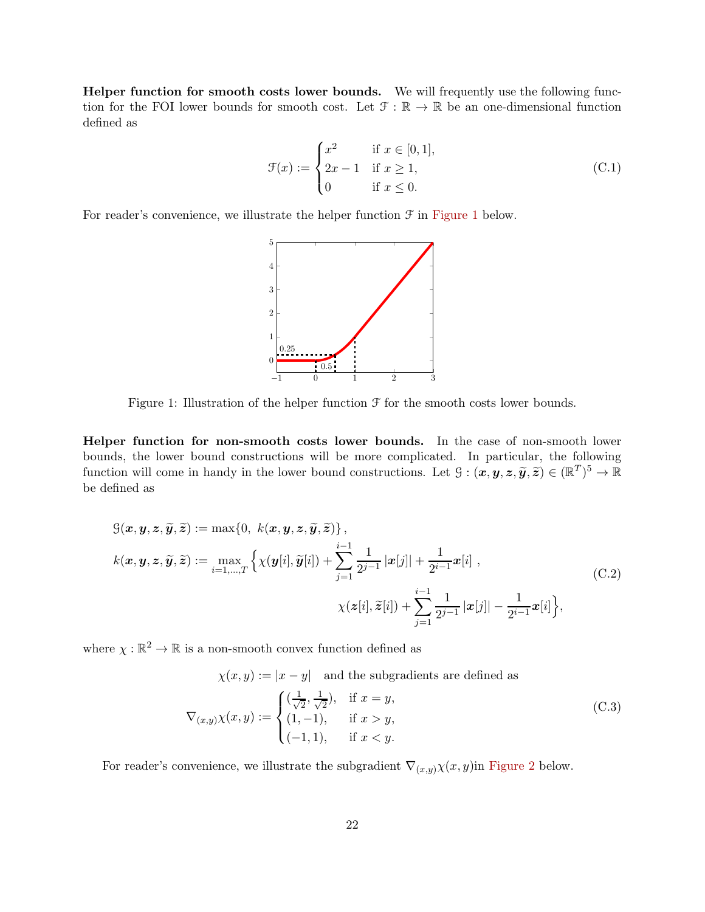**Helper function for smooth costs lower bounds.** We will frequently use the following function for the FOI lower bounds for smooth cost. Let $\mathcal{F} : \mathbb{R} \to \mathbb{R}$ be an one-dimensional function defined as

$$
\mathcal{F}(x) := \begin{cases} x^2 & \text{if } x \in [0,1], \\ 2x - 1 & \text{if } x \geq 1, \\ 0 & \text{if } x \leq 0. \end{cases} \tag{C.1}
$$

For reader's convenience, we illustrate the helper function $\mathcal{F}$ in Figure 1 below.

Figure 1: Illustration of the helper function $\mathcal{F}$ for the smooth costs lower bounds.

**Helper function for non-smooth costs lower bounds.** In the case of non-smooth lower bounds, the lower bound constructions will be more complicated. In particular, the following function will come in handy in the lower bound constructions. Let $\mathcal{G} : (\boldsymbol{x}, \boldsymbol{y}, \boldsymbol{z}, \widetilde{\boldsymbol{y}}, \widetilde{\boldsymbol{z}}) \in (\mathbb{R}^T)^5 \to \mathbb{R}$ be defined as

$$
\begin{aligned}
\mathcal{G}(\boldsymbol{x}, \boldsymbol{y}, \boldsymbol{z}, \widetilde{\boldsymbol{y}}, \widetilde{\boldsymbol{z}}) &:= \max\{0,\ k(\boldsymbol{x}, \boldsymbol{y}, \boldsymbol{z}, \widetilde{\boldsymbol{y}}, \widetilde{\boldsymbol{z}})\}, \\
k(\boldsymbol{x}, \boldsymbol{y}, \boldsymbol{z}, \widetilde{\boldsymbol{y}}, \widetilde{\boldsymbol{z}}) &:= \max_{i=1,\ldots,T} \Big\{ \chi(\boldsymbol{y}[i], \widetilde{\boldsymbol{y}}[i]) + \sum_{j=1}^{i-1} \frac{1}{2^{j-1}} |\boldsymbol{x}[j]| + \frac{1}{2^{i-1}} \boldsymbol{x}[i]\ , \\
&\qquad\qquad\qquad \chi(\boldsymbol{z}[i], \widetilde{\boldsymbol{z}}[i]) + \sum_{j=1}^{i-1} \frac{1}{2^{j-1}} |\boldsymbol{x}[j]| - \frac{1}{2^{i-1}} \boldsymbol{x}[i] \Big\},
\end{aligned} \tag{C.2}
$$

where $\chi : \mathbb{R}^2 \to \mathbb{R}$ is a non-smooth convex function defined as

$$
\chi(x, y) := |x - y| \quad \text{and the subgradients are defined as}
$$

$$
\nabla_{(x,y)} \chi(x, y) := \begin{cases} (\frac{1}{\sqrt{2}}, \frac{1}{\sqrt{2}}), & \text{if } x = y, \\ (1, -1), & \text{if } x > y, \\ (-1, 1), & \text{if } x < y. \end{cases} \tag{C.3}
$$

For reader's convenience, we illustrate the subgradient $\nabla_{(x,y)} \chi(x, y)$in Figure 2 below.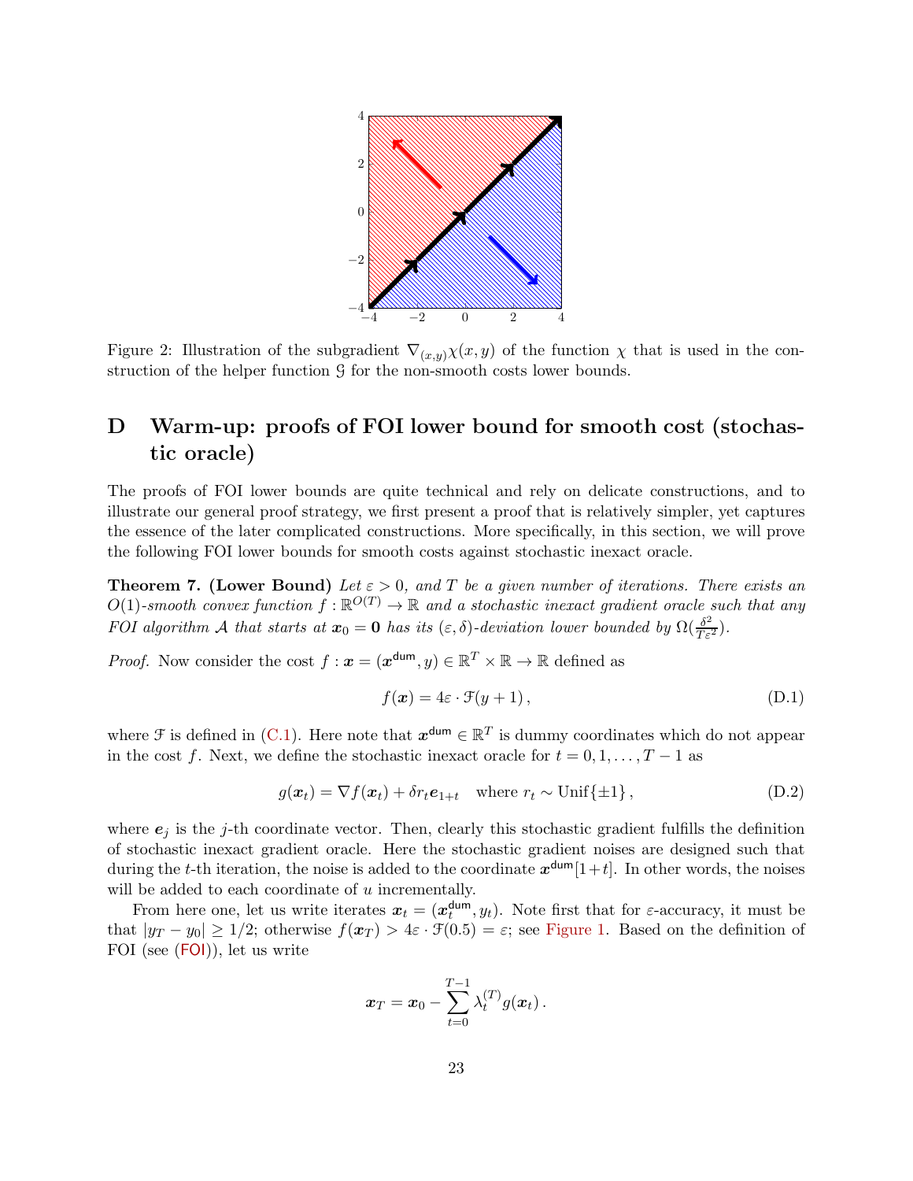Figure 2: Illustration of the subgradient $\nabla_{(x,y)}\chi(x,y)$ of the function $\chi$ that is used in the construction of the helper function $\mathcal{G}$ for the non-smooth costs lower bounds.

# D Warm-up: proofs of FOI lower bound for smooth cost (stochastic oracle)

The proofs of FOI lower bounds are quite technical and rely on delicate constructions, and to illustrate our general proof strategy, we first present a proof that is relatively simpler, yet captures the essence of the later complicated constructions. More specifically, in this section, we will prove the following FOI lower bounds for smooth costs against stochastic inexact oracle.

**Theorem 7. (Lower Bound)** *Let $\varepsilon > 0$, and $T$ be a given number of iterations. There exists an $O(1)$-smooth convex function $f : \mathbb{R}^{O(T)} \to \mathbb{R}$ and a stochastic inexact gradient oracle such that any FOI algorithm $\mathcal{A}$ that starts at $\boldsymbol{x}_0 = \mathbf{0}$ has its $(\varepsilon, \delta)$-deviation lower bounded by $\Omega(\frac{\delta^2}{T\varepsilon^2})$.*

*Proof.* Now consider the cost $f : \boldsymbol{x} = (\boldsymbol{x}^{\mathsf{dum}}, y) \in \mathbb{R}^T \times \mathbb{R} \to \mathbb{R}$ defined as

$$f(\boldsymbol{x}) = 4\varepsilon \cdot \mathcal{F}(y+1)\,, \tag{D.1}$$

where $\mathcal{F}$ is defined in (C.1). Here note that $\boldsymbol{x}^{\mathsf{dum}} \in \mathbb{R}^T$ is dummy coordinates which do not appear in the cost $f$. Next, we define the stochastic inexact oracle for $t = 0, 1, \dots, T-1$ as

$$g(\boldsymbol{x}_t) = \nabla f(\boldsymbol{x}_t) + \delta r_t \boldsymbol{e}_{1+t} \quad \text{where } r_t \sim \mathrm{Unif}\{\pm 1\}\,, \tag{D.2}$$

where $\boldsymbol{e}_j$ is the $j$-th coordinate vector. Then, clearly this stochastic gradient fulfills the definition of stochastic inexact gradient oracle. Here the stochastic gradient noises are designed such that during the $t$-th iteration, the noise is added to the coordinate $\boldsymbol{x}^{\mathsf{dum}}[1+t]$. In other words, the noises will be added to each coordinate of $u$ incrementally.

From here one, let us write iterates $\boldsymbol{x}_t = (\boldsymbol{x}_t^{\mathsf{dum}}, y_t)$. Note first that for $\varepsilon$-accuracy, it must be that $|y_T - y_0| \geq 1/2$; otherwise $f(\boldsymbol{x}_T) > 4\varepsilon \cdot \mathcal{F}(0.5) = \varepsilon$; see Figure 1. Based on the definition of FOI (see (FOI)), let us write

$$\boldsymbol{x}_T = \boldsymbol{x}_0 - \sum_{t=0}^{T-1} \lambda_t^{(T)} g(\boldsymbol{x}_t)\,.$$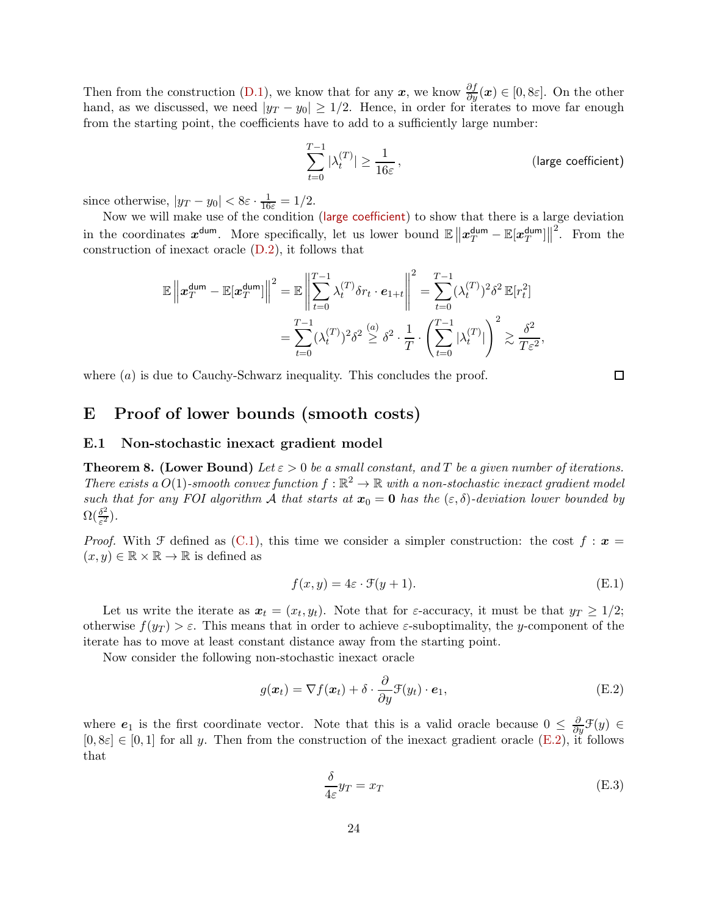Then from the construction (D.1), we know that for any $\boldsymbol{x}$, we know $\frac{\partial f}{\partial y}(\boldsymbol{x}) \in [0, 8\varepsilon]$. On the other hand, as we discussed, we need $|y_T - y_0| \geq 1/2$. Hence, in order for iterates to move far enough from the starting point, the coefficients have to add to a sufficiently large number:

$$\sum_{t=0}^{T-1} |\lambda_t^{(T)}| \geq \frac{1}{16\varepsilon}\,, \qquad \text{(large coefficient)}$$

since otherwise, $|y_T - y_0| < 8\varepsilon \cdot \frac{1}{16\varepsilon} = 1/2$.

Now we will make use of the condition (large coefficient) to show that there is a large deviation in the coordinates $\boldsymbol{x}^{\mathsf{dum}}$. More specifically, let us lower bound $\mathbb{E}\left\|\boldsymbol{x}_T^{\mathsf{dum}} - \mathbb{E}[\boldsymbol{x}_T^{\mathsf{dum}}]\right\|^2$. From the construction of inexact oracle (D.2), it follows that

$$\begin{aligned}
\mathbb{E}\left\|\boldsymbol{x}_T^{\mathsf{dum}} - \mathbb{E}[\boldsymbol{x}_T^{\mathsf{dum}}]\right\|^2 &= \mathbb{E}\left\|\sum_{t=0}^{T-1} \lambda_t^{(T)} \delta r_t \cdot \boldsymbol{e}_{1+t}\right\|^2 = \sum_{t=0}^{T-1} (\lambda_t^{(T)})^2 \delta^2\, \mathbb{E}[r_t^2] \\
&= \sum_{t=0}^{T-1} (\lambda_t^{(T)})^2 \delta^2 \overset{(a)}{\geq} \delta^2 \cdot \frac{1}{T} \cdot \left(\sum_{t=0}^{T-1} |\lambda_t^{(T)}|\right)^2 \gtrsim \frac{\delta^2}{T\varepsilon^2},
\end{aligned}$$

where $(a)$ is due to Cauchy-Schwarz inequality. This concludes the proof. □

# E Proof of lower bounds (smooth costs)

## E.1 Non-stochastic inexact gradient model

**Theorem 8. (Lower Bound)** *Let $\varepsilon > 0$ be a small constant, and $T$ be a given number of iterations. There exists a $O(1)$-smooth convex function $f : \mathbb{R}^2 \to \mathbb{R}$ with a non-stochastic inexact gradient model such that for any FOI algorithm $\mathcal{A}$ that starts at $\boldsymbol{x}_0 = \mathbf{0}$ has the $(\varepsilon, \delta)$-deviation lower bounded by $\Omega(\frac{\delta^2}{\varepsilon^2})$.*

*Proof.* With $\mathcal{F}$ defined as (C.1), this time we consider a simpler construction: the cost $f : \boldsymbol{x} = (x, y) \in \mathbb{R} \times \mathbb{R} \to \mathbb{R}$ is defined as

$$f(x, y) = 4\varepsilon \cdot \mathcal{F}(y + 1). \tag{E.1}$$

Let us write the iterate as $\boldsymbol{x}_t = (x_t, y_t)$. Note that for $\varepsilon$-accuracy, it must be that $y_T \geq 1/2$; otherwise $f(y_T) > \varepsilon$. This means that in order to achieve $\varepsilon$-suboptimality, the $y$-component of the iterate has to move at least constant distance away from the starting point.

Now consider the following non-stochastic inexact oracle

$$g(\boldsymbol{x}_t) = \nabla f(\boldsymbol{x}_t) + \delta \cdot \frac{\partial}{\partial y}\mathcal{F}(y_t) \cdot \boldsymbol{e}_1, \tag{E.2}$$

where $\boldsymbol{e}_1$ is the first coordinate vector. Note that this is a valid oracle because $0 \leq \frac{\partial}{\partial y}\mathcal{F}(y) \in [0, 8\varepsilon] \in [0, 1]$ for all $y$. Then from the construction of the inexact gradient oracle (E.2), it follows that

$$\frac{\delta}{4\varepsilon} y_T = x_T \tag{E.3}$$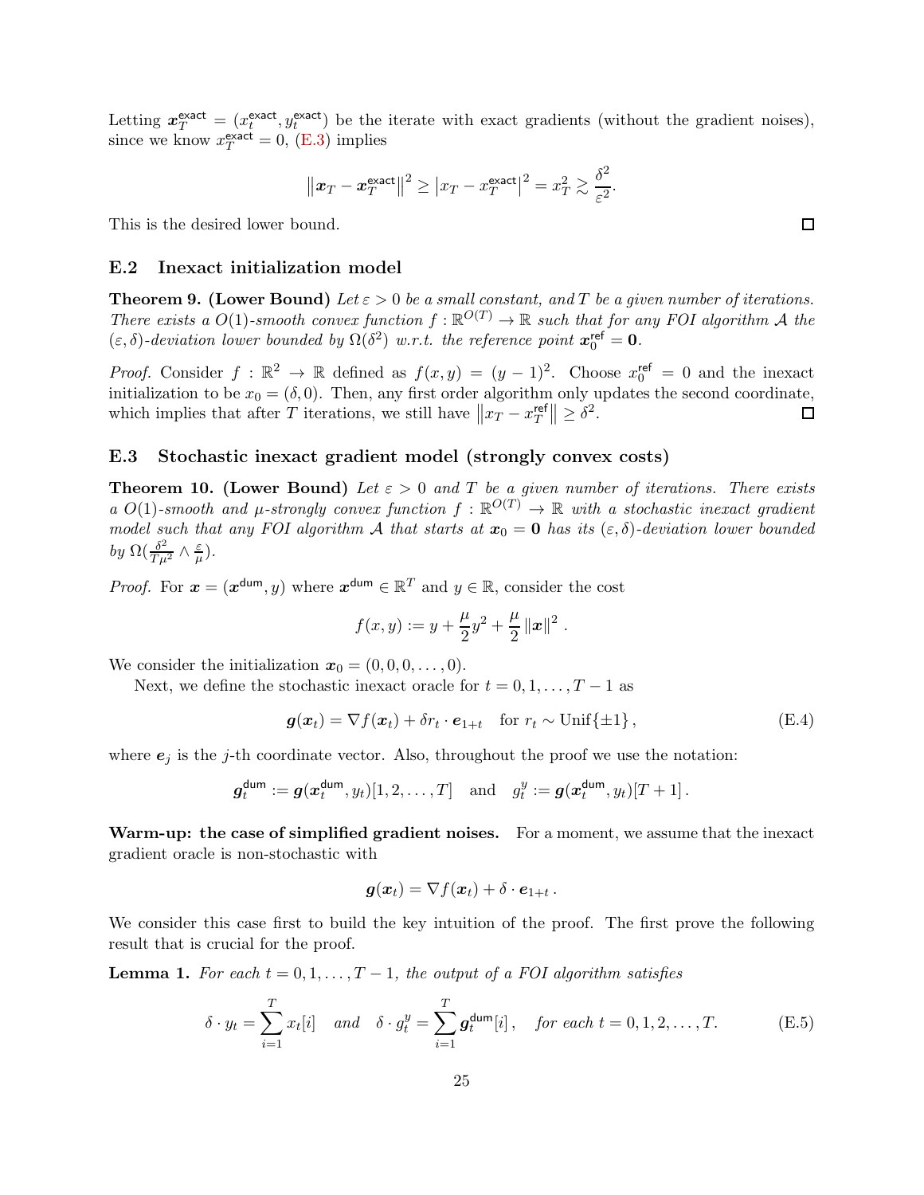Letting $\boldsymbol{x}_T^{\mathsf{exact}} = (x_t^{\mathsf{exact}}, y_t^{\mathsf{exact}})$ be the iterate with exact gradients (without the gradient noises), since we know $x_T^{\mathsf{exact}} = 0$, (E.3) implies

$$\left\|\boldsymbol{x}_T - \boldsymbol{x}_T^{\mathsf{exact}}\right\|^2 \geq \left|x_T - x_T^{\mathsf{exact}}\right|^2 = x_T^2 \gtrsim \frac{\delta^2}{\varepsilon^2}.$$

This is the desired lower bound. □

## E.2 Inexact initialization model

**Theorem 9. (Lower Bound)** *Let $\varepsilon > 0$ be a small constant, and $T$ be a given number of iterations. There exists a $O(1)$-smooth convex function $f : \mathbb{R}^{O(T)} \to \mathbb{R}$ such that for any FOI algorithm $\mathcal{A}$ the $(\varepsilon, \delta)$-deviation lower bounded by $\Omega(\delta^2)$ w.r.t. the reference point $\boldsymbol{x}_0^{\mathsf{ref}} = \mathbf{0}$.*

*Proof.* Consider $f : \mathbb{R}^2 \to \mathbb{R}$ defined as $f(x, y) = (y-1)^2$. Choose $x_0^{\mathsf{ref}} = 0$ and the inexact initialization to be $x_0 = (\delta, 0)$. Then, any first order algorithm only updates the second coordinate, which implies that after $T$ iterations, we still have $\left\|x_T - x_T^{\mathsf{ref}}\right\| \geq \delta^2$. □

## E.3 Stochastic inexact gradient model (strongly convex costs)

**Theorem 10. (Lower Bound)** *Let $\varepsilon > 0$ and $T$ be a given number of iterations. There exists a $O(1)$-smooth and $\mu$-strongly convex function $f : \mathbb{R}^{O(T)} \to \mathbb{R}$ with a stochastic inexact gradient model such that any FOI algorithm $\mathcal{A}$ that starts at $\boldsymbol{x}_0 = \mathbf{0}$ has its $(\varepsilon, \delta)$-deviation lower bounded by $\Omega(\frac{\delta^2}{T\mu^2} \wedge \frac{\varepsilon}{\mu})$.*

*Proof.* For $\boldsymbol{x} = (\boldsymbol{x}^{\mathsf{dum}}, y)$ where $\boldsymbol{x}^{\mathsf{dum}} \in \mathbb{R}^T$ and $y \in \mathbb{R}$, consider the cost

$$f(x, y) := y + \frac{\mu}{2}y^2 + \frac{\mu}{2}\left\|\boldsymbol{x}\right\|^2 .$$

We consider the initialization $\boldsymbol{x}_0 = (0, 0, 0, \ldots, 0)$.

Next, we define the stochastic inexact oracle for $t = 0, 1, \ldots, T-1$ as

$$\boldsymbol{g}(\boldsymbol{x}_t) = \nabla f(\boldsymbol{x}_t) + \delta r_t \cdot \boldsymbol{e}_{1+t} \quad \text{for } r_t \sim \mathrm{Unif}\{\pm 1\}\,, \tag{E.4}$$

where $\boldsymbol{e}_j$ is the $j$-th coordinate vector. Also, throughout the proof we use the notation:

$$\boldsymbol{g}_t^{\mathsf{dum}} := \boldsymbol{g}(\boldsymbol{x}_t^{\mathsf{dum}}, y_t)[1, 2, \ldots, T] \quad \text{and} \quad g_t^y := \boldsymbol{g}(\boldsymbol{x}_t^{\mathsf{dum}}, y_t)[T+1]\,.$$

**Warm-up: the case of simplified gradient noises.** For a moment, we assume that the inexact gradient oracle is non-stochastic with

$$\boldsymbol{g}(\boldsymbol{x}_t) = \nabla f(\boldsymbol{x}_t) + \delta \cdot \boldsymbol{e}_{1+t}\,.$$

We consider this case first to build the key intuition of the proof. The first prove the following result that is crucial for the proof.

**Lemma 1.** *For each $t = 0, 1, \ldots, T-1$, the output of a FOI algorithm satisfies*

$$\delta \cdot y_t = \sum_{i=1}^{T} x_t[i] \quad \text{and} \quad \delta \cdot g_t^y = \sum_{i=1}^{T} \boldsymbol{g}_t^{\mathsf{dum}}[i]\,, \quad \text{for each } t = 0, 1, 2, \ldots, T. \tag{E.5}$$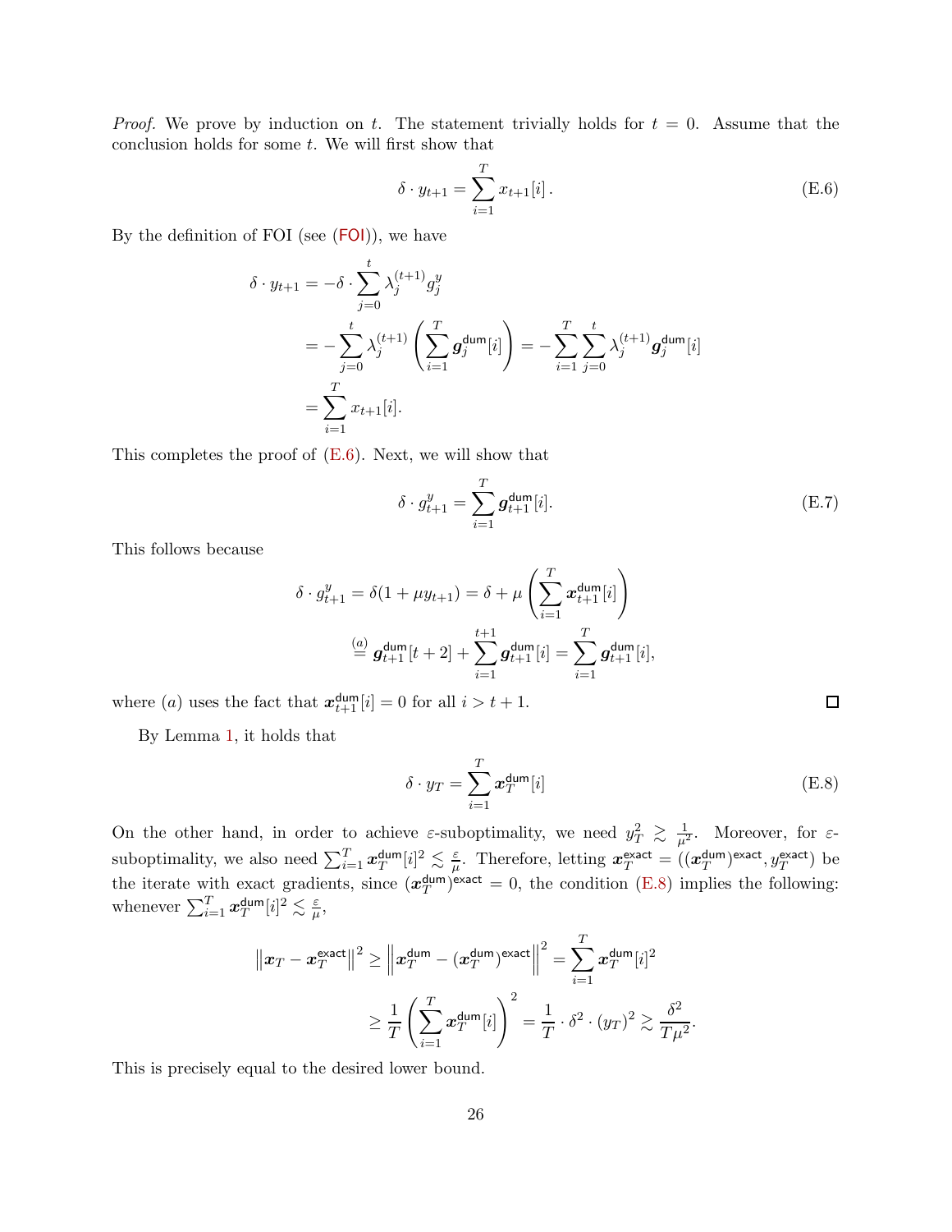*Proof.* We prove by induction on $t$. The statement trivially holds for $t = 0$. Assume that the conclusion holds for some $t$. We will first show that

$$\delta \cdot y_{t+1} = \sum_{i=1}^{T} x_{t+1}[i]\,. \tag{E.6}$$

By the definition of FOI (see (FOI)), we have

$$\begin{aligned}
\delta \cdot y_{t+1} &= -\delta \cdot \sum_{j=0}^{t} \lambda_j^{(t+1)} g_j^y \\
&= -\sum_{j=0}^{t} \lambda_j^{(t+1)} \left( \sum_{i=1}^{T} \boldsymbol{g}_j^{\mathsf{dum}}[i] \right) = -\sum_{i=1}^{T} \sum_{j=0}^{t} \lambda_j^{(t+1)} \boldsymbol{g}_j^{\mathsf{dum}}[i] \\
&= \sum_{i=1}^{T} x_{t+1}[i].
\end{aligned}$$

This completes the proof of (E.6). Next, we will show that

$$\delta \cdot g_{t+1}^y = \sum_{i=1}^{T} \boldsymbol{g}_{t+1}^{\mathsf{dum}}[i]. \tag{E.7}$$

This follows because

$$\begin{aligned}
\delta \cdot g_{t+1}^y = \delta(1 + \mu y_{t+1}) &= \delta + \mu \left( \sum_{i=1}^{T} \boldsymbol{x}_{t+1}^{\mathsf{dum}}[i] \right) \\
&\overset{(a)}{=} \boldsymbol{g}_{t+1}^{\mathsf{dum}}[t+2] + \sum_{i=1}^{t+1} \boldsymbol{g}_{t+1}^{\mathsf{dum}}[i] = \sum_{i=1}^{T} \boldsymbol{g}_{t+1}^{\mathsf{dum}}[i],
\end{aligned}$$

where $(a)$ uses the fact that $\boldsymbol{x}_{t+1}^{\mathsf{dum}}[i] = 0$ for all $i > t+1$. $\square$

By Lemma 1, it holds that

$$\delta \cdot y_T = \sum_{i=1}^{T} \boldsymbol{x}_T^{\mathsf{dum}}[i] \tag{E.8}$$

On the other hand, in order to achieve $\varepsilon$-suboptimality, we need $y_T^2 \gtrsim \frac{1}{\mu^2}$. Moreover, for $\varepsilon$-suboptimality, we also need $\sum_{i=1}^{T} \boldsymbol{x}_T^{\mathsf{dum}}[i]^2 \lesssim \frac{\varepsilon}{\mu}$. Therefore, letting $\boldsymbol{x}_T^{\mathsf{exact}} = ((\boldsymbol{x}_T^{\mathsf{dum}})^{\mathsf{exact}}, y_T^{\mathsf{exact}})$ be the iterate with exact gradients, since $(\boldsymbol{x}_T^{\mathsf{dum}})^{\mathsf{exact}} = 0$, the condition (E.8) implies the following: whenever $\sum_{i=1}^{T} \boldsymbol{x}_T^{\mathsf{dum}}[i]^2 \lesssim \frac{\varepsilon}{\mu}$,

$$\begin{aligned}
\left\| \boldsymbol{x}_T - \boldsymbol{x}_T^{\mathsf{exact}} \right\|^2 &\geq \left\| \boldsymbol{x}_T^{\mathsf{dum}} - (\boldsymbol{x}_T^{\mathsf{dum}})^{\mathsf{exact}} \right\|^2 = \sum_{i=1}^{T} \boldsymbol{x}_T^{\mathsf{dum}}[i]^2 \\
&\geq \frac{1}{T} \left( \sum_{i=1}^{T} \boldsymbol{x}_T^{\mathsf{dum}}[i] \right)^2 = \frac{1}{T} \cdot \delta^2 \cdot (y_T)^2 \gtrsim \frac{\delta^2}{T\mu^2}.
\end{aligned}$$

This is precisely equal to the desired lower bound.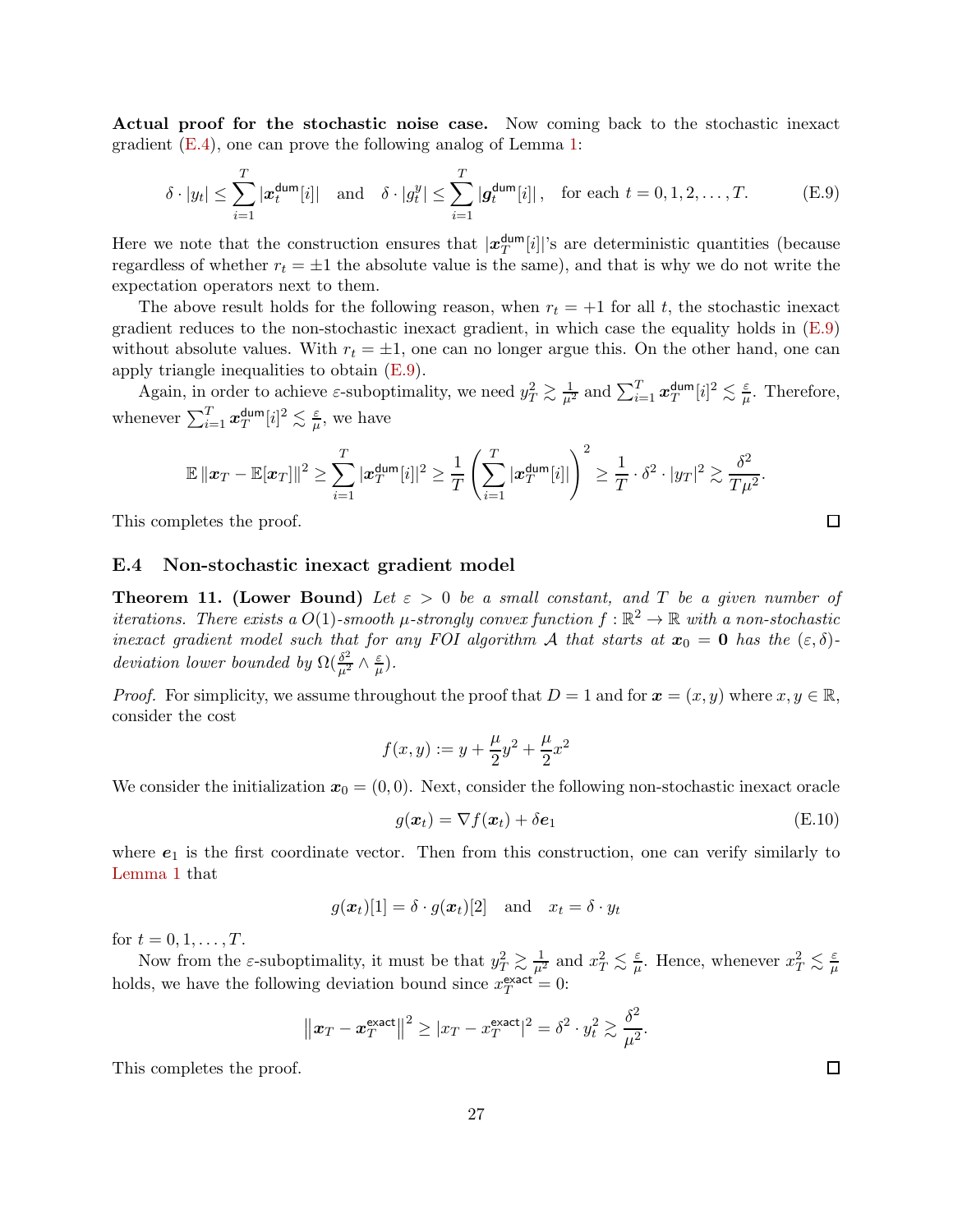**Actual proof for the stochastic noise case.** Now coming back to the stochastic inexact gradient (E.4), one can prove the following analog of Lemma 1:

$$\delta \cdot |y_t| \leq \sum_{i=1}^{T} |\boldsymbol{x}_t^{\mathsf{dum}}[i]| \quad \text{and} \quad \delta \cdot |g_t^y| \leq \sum_{i=1}^{T} |\boldsymbol{g}_t^{\mathsf{dum}}[i]|\,, \quad \text{for each } t = 0, 1, 2, \ldots, T. \tag{E.9}$$

Here we note that the construction ensures that $|\boldsymbol{x}_T^{\mathsf{dum}}[i]|$'s are deterministic quantities (because regardless of whether $r_t = \pm 1$ the absolute value is the same), and that is why we do not write the expectation operators next to them.

The above result holds for the following reason, when $r_t = +1$ for all $t$, the stochastic inexact gradient reduces to the non-stochastic inexact gradient, in which case the equality holds in (E.9) without absolute values. With $r_t = \pm 1$, one can no longer argue this. On the other hand, one can apply triangle inequalities to obtain (E.9).

Again, in order to achieve $\varepsilon$-suboptimality, we need $y_T^2 \gtrsim \frac{1}{\mu^2}$ and $\sum_{i=1}^{T} \boldsymbol{x}_T^{\mathsf{dum}}[i]^2 \lesssim \frac{\varepsilon}{\mu}$. Therefore, whenever $\sum_{i=1}^{T} \boldsymbol{x}_T^{\mathsf{dum}}[i]^2 \lesssim \frac{\varepsilon}{\mu}$, we have

$$\mathbb{E}\left\|\boldsymbol{x}_T - \mathbb{E}[\boldsymbol{x}_T]\right\|^2 \geq \sum_{i=1}^{T} |\boldsymbol{x}_T^{\mathsf{dum}}[i]|^2 \geq \frac{1}{T}\left(\sum_{i=1}^{T} |\boldsymbol{x}_T^{\mathsf{dum}}[i]|\right)^2 \geq \frac{1}{T} \cdot \delta^2 \cdot |y_T|^2 \gtrsim \frac{\delta^2}{T\mu^2}.$$

This completes the proof. $\square$

### E.4 Non-stochastic inexact gradient model

**Theorem 11. (Lower Bound)** *Let $\varepsilon > 0$ be a small constant, and $T$ be a given number of iterations. There exists a $O(1)$-smooth $\mu$-strongly convex function $f : \mathbb{R}^2 \to \mathbb{R}$ with a non-stochastic inexact gradient model such that for any FOI algorithm $\mathcal{A}$ that starts at $\boldsymbol{x}_0 = \boldsymbol{0}$ has the $(\varepsilon, \delta)$-deviation lower bounded by $\Omega(\frac{\delta^2}{\mu^2} \wedge \frac{\varepsilon}{\mu})$.*

*Proof.* For simplicity, we assume throughout the proof that $D = 1$ and for $\boldsymbol{x} = (x, y)$ where $x, y \in \mathbb{R}$, consider the cost

$$f(x, y) := y + \frac{\mu}{2}y^2 + \frac{\mu}{2}x^2$$

We consider the initialization $\boldsymbol{x}_0 = (0, 0)$. Next, consider the following non-stochastic inexact oracle

$$g(\boldsymbol{x}_t) = \nabla f(\boldsymbol{x}_t) + \delta \boldsymbol{e}_1 \tag{E.10}$$

where $\boldsymbol{e}_1$ is the first coordinate vector. Then from this construction, one can verify similarly to Lemma 1 that

$$g(\boldsymbol{x}_t)[1] = \delta \cdot g(\boldsymbol{x}_t)[2] \quad \text{and} \quad x_t = \delta \cdot y_t$$

for $t = 0, 1, \ldots, T$.

Now from the $\varepsilon$-suboptimality, it must be that $y_T^2 \gtrsim \frac{1}{\mu^2}$ and $x_T^2 \lesssim \frac{\varepsilon}{\mu}$. Hence, whenever $x_T^2 \lesssim \frac{\varepsilon}{\mu}$ holds, we have the following deviation bound since $x_T^{\mathsf{exact}} = 0$:

$$\left\|\boldsymbol{x}_T - \boldsymbol{x}_T^{\mathsf{exact}}\right\|^2 \geq |x_T - x_T^{\mathsf{exact}}|^2 = \delta^2 \cdot y_t^2 \gtrsim \frac{\delta^2}{\mu^2}.$$

This completes the proof. $\square$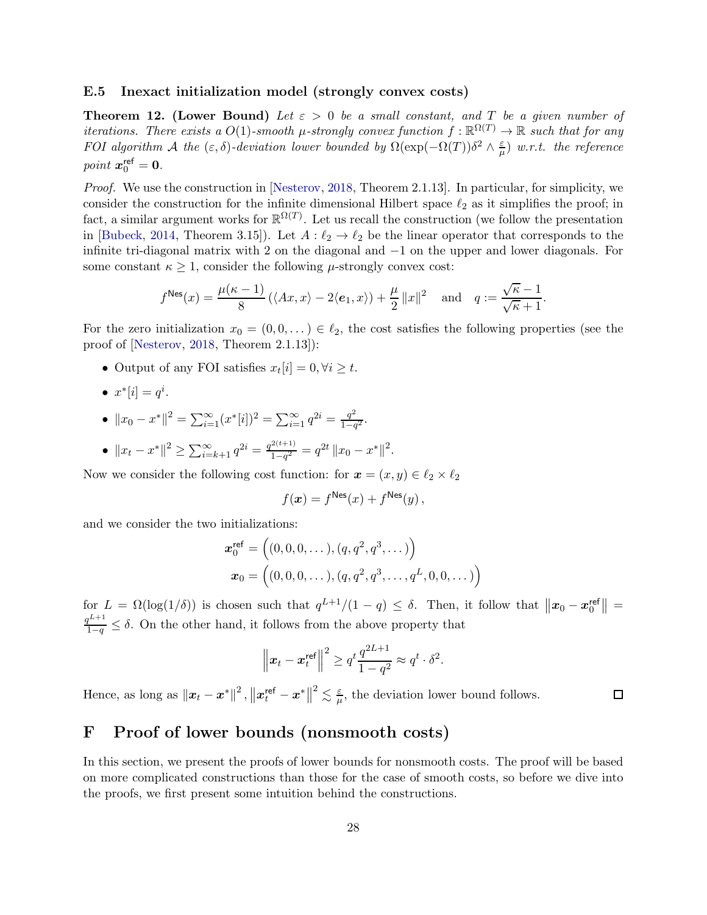### E.5 Inexact initialization model (strongly convex costs)

**Theorem 12. (Lower Bound)** *Let $\varepsilon > 0$ be a small constant, and $T$ be a given number of iterations. There exists a $O(1)$-smooth $\mu$-strongly convex function $f : \mathbb{R}^{\Omega(T)} \to \mathbb{R}$ such that for any FOI algorithm $\mathcal{A}$ the $(\varepsilon, \delta)$-deviation lower bounded by $\Omega(\exp(-\Omega(T))\delta^2 \wedge \frac{\varepsilon}{\mu})$ w.r.t. the reference point $\boldsymbol{x}_0^{\mathsf{ref}} = \mathbf{0}$.*

*Proof.* We use the construction in [Nesterov, 2018, Theorem 2.1.13]. In particular, for simplicity, we consider the construction for the infinite dimensional Hilbert space $\ell_2$ as it simplifies the proof; in fact, a similar argument works for $\mathbb{R}^{\Omega(T)}$. Let us recall the construction (we follow the presentation in [Bubeck, 2014, Theorem 3.15]). Let $A : \ell_2 \to \ell_2$ be the linear operator that corresponds to the infinite tri-diagonal matrix with 2 on the diagonal and $-1$ on the upper and lower diagonals. For some constant $\kappa \geq 1$, consider the following $\mu$-strongly convex cost:

$$f^{\mathsf{Nes}}(x) = \frac{\mu(\kappa - 1)}{8} \left( \langle Ax, x \rangle - 2\langle \boldsymbol{e}_1, x \rangle \right) + \frac{\mu}{2} \|x\|^2 \quad \text{and} \quad q := \frac{\sqrt{\kappa} - 1}{\sqrt{\kappa} + 1}.$$

For the zero initialization $x_0 = (0, 0, \dots) \in \ell_2$, the cost satisfies the following properties (see the proof of [Nesterov, 2018, Theorem 2.1.13]):

- Output of any FOI satisfies $x_t[i] = 0, \forall i \geq t$.
- $x^*[i] = q^i$.
- $\|x_0 - x^*\|^2 = \sum_{i=1}^{\infty} (x^*[i])^2 = \sum_{i=1}^{\infty} q^{2i} = \frac{q^2}{1-q^2}$.
- $\|x_t - x^*\|^2 \geq \sum_{i=k+1}^{\infty} q^{2i} = \frac{q^{2(t+1)}}{1-q^2} = q^{2t} \|x_0 - x^*\|^2$.

Now we consider the following cost function: for $\boldsymbol{x} = (x, y) \in \ell_2 \times \ell_2$

$$f(\boldsymbol{x}) = f^{\mathsf{Nes}}(x) + f^{\mathsf{Nes}}(y)\,,$$

and we consider the two initializations:

$$\boldsymbol{x}_0^{\mathsf{ref}} = \Big( (0, 0, 0, \dots), (q, q^2, q^3, \dots) \Big)$$
$$\boldsymbol{x}_0 = \Big( (0, 0, 0, \dots), (q, q^2, q^3, \dots, q^L, 0, 0, \dots) \Big)$$

for $L = \Omega(\log(1/\delta))$ is chosen such that $q^{L+1}/(1-q) \leq \delta$. Then, it follow that $\|\boldsymbol{x}_0 - \boldsymbol{x}_0^{\mathsf{ref}}\| = \frac{q^{L+1}}{1-q} \leq \delta$. On the other hand, it follows from the above property that

$$\left\| \boldsymbol{x}_t - \boldsymbol{x}_t^{\mathsf{ref}} \right\|^2 \geq q^t \frac{q^{2L+1}}{1-q^2} \approx q^t \cdot \delta^2.$$

Hence, as long as $\|\boldsymbol{x}_t - \boldsymbol{x}^*\|^2, \left\|\boldsymbol{x}_t^{\mathsf{ref}} - \boldsymbol{x}^*\right\|^2 \lesssim \frac{\varepsilon}{\mu}$, the deviation lower bound follows. $\square$

## F Proof of lower bounds (nonsmooth costs)

In this section, we present the proofs of lower bounds for nonsmooth costs. The proof will be based on more complicated constructions than those for the case of smooth costs, so before we dive into the proofs, we first present some intuition behind the constructions.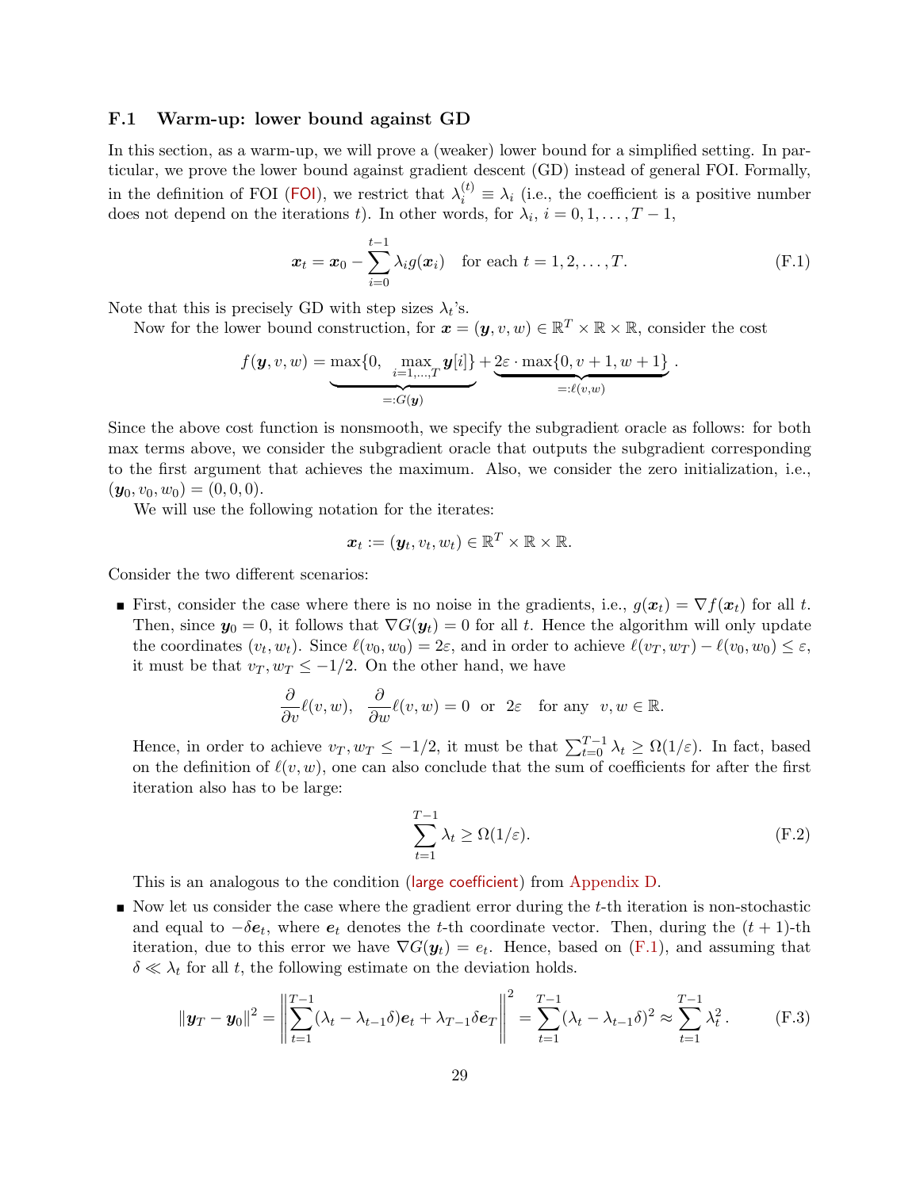### F.1 Warm-up: lower bound against GD

In this section, as a warm-up, we will prove a (weaker) lower bound for a simplified setting. In particular, we prove the lower bound against gradient descent (GD) instead of general FOI. Formally, in the definition of FOI (FOI), we restrict that $\lambda_i^{(t)} \equiv \lambda_i$ (i.e., the coefficient is a positive number does not depend on the iterations $t$). In other words, for $\lambda_i$, $i = 0, 1, \ldots, T-1$,

$$\boldsymbol{x}_t = \boldsymbol{x}_0 - \sum_{i=0}^{t-1} \lambda_i g(\boldsymbol{x}_i) \quad \text{for each } t = 1, 2, \ldots, T. \tag{F.1}$$

Note that this is precisely GD with step sizes $\lambda_t$'s.

Now for the lower bound construction, for $\boldsymbol{x} = (\boldsymbol{y}, v, w) \in \mathbb{R}^T \times \mathbb{R} \times \mathbb{R}$, consider the cost

$$f(\boldsymbol{y}, v, w) = \underbrace{\max\{0, \max_{i=1,\ldots,T} \boldsymbol{y}[i]\}}_{=:G(\boldsymbol{y})} + \underbrace{2\varepsilon \cdot \max\{0, v+1, w+1\}}_{=:\ell(v,w)}.$$

Since the above cost function is nonsmooth, we specify the subgradient oracle as follows: for both max terms above, we consider the subgradient oracle that outputs the subgradient corresponding to the first argument that achieves the maximum. Also, we consider the zero initialization, i.e., $(\boldsymbol{y}_0, v_0, w_0) = (0, 0, 0)$.

We will use the following notation for the iterates:

$$\boldsymbol{x}_t := (\boldsymbol{y}_t, v_t, w_t) \in \mathbb{R}^T \times \mathbb{R} \times \mathbb{R}.$$

Consider the two different scenarios:

- First, consider the case where there is no noise in the gradients, i.e., $g(\boldsymbol{x}_t) = \nabla f(\boldsymbol{x}_t)$ for all $t$. Then, since $\boldsymbol{y}_0 = 0$, it follows that $\nabla G(\boldsymbol{y}_t) = 0$ for all $t$. Hence the algorithm will only update the coordinates $(v_t, w_t)$. Since $\ell(v_0, w_0) = 2\varepsilon$, and in order to achieve $\ell(v_T, w_T) - \ell(v_0, w_0) \leq \varepsilon$, it must be that $v_T, w_T \leq -1/2$. On the other hand, we have

$$\frac{\partial}{\partial v}\ell(v, w), \ \ \frac{\partial}{\partial w}\ell(v, w) = 0 \ \text{ or } \ 2\varepsilon \quad \text{for any } \ v, w \in \mathbb{R}.$$

  Hence, in order to achieve $v_T, w_T \leq -1/2$, it must be that $\sum_{t=0}^{T-1} \lambda_t \geq \Omega(1/\varepsilon)$. In fact, based on the definition of $\ell(v, w)$, one can also conclude that the sum of coefficients for after the first iteration also has to be large:

$$\sum_{t=1}^{T-1} \lambda_t \geq \Omega(1/\varepsilon). \tag{F.2}$$

  This is an analogous to the condition (large coefficient) from Appendix D.

- Now let us consider the case where the gradient error during the $t$-th iteration is non-stochastic and equal to $-\delta \boldsymbol{e}_t$, where $\boldsymbol{e}_t$ denotes the $t$-th coordinate vector. Then, during the $(t+1)$-th iteration, due to this error we have $\nabla G(\boldsymbol{y}_t) = \boldsymbol{e}_t$. Hence, based on (F.1), and assuming that $\delta \ll \lambda_t$ for all $t$, the following estimate on the deviation holds.

$$\|\boldsymbol{y}_T - \boldsymbol{y}_0\|^2 = \left\| \sum_{t=1}^{T-1} (\lambda_t - \lambda_{t-1}\delta)\boldsymbol{e}_t + \lambda_{T-1}\delta \boldsymbol{e}_T \right\|^2 = \sum_{t=1}^{T-1} (\lambda_t - \lambda_{t-1}\delta)^2 \approx \sum_{t=1}^{T-1} \lambda_t^2. \tag{F.3}$$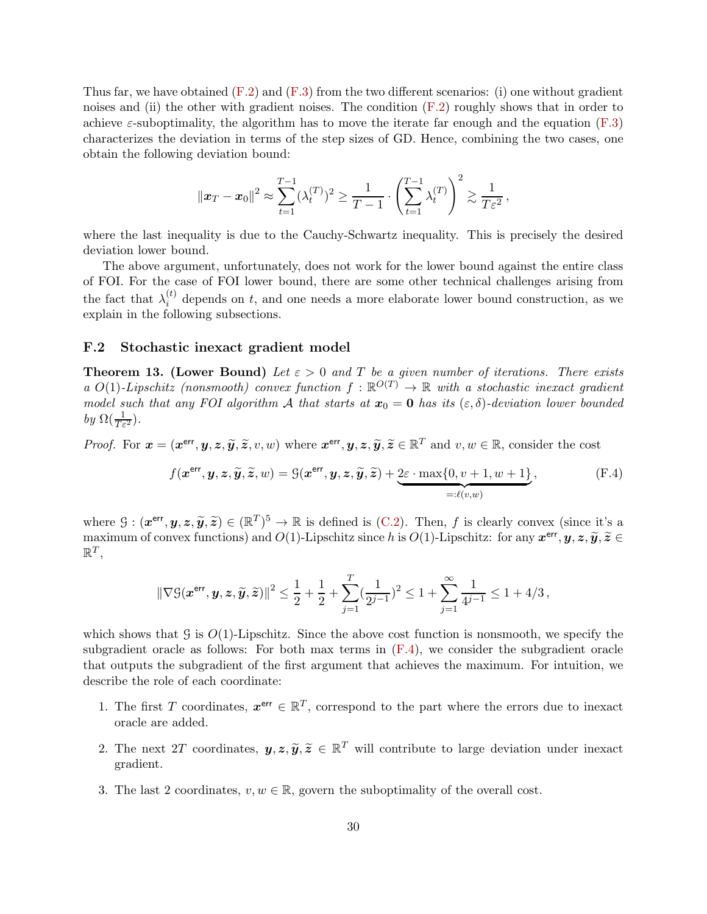Thus far, we have obtained (F.2) and (F.3) from the two different scenarios: (i) one without gradient noises and (ii) the other with gradient noises. The condition (F.2) roughly shows that in order to achieve $\varepsilon$-suboptimality, the algorithm has to move the iterate far enough and the equation (F.3) characterizes the deviation in terms of the step sizes of GD. Hence, combining the two cases, one obtain the following deviation bound:

$$\|\boldsymbol{x}_T - \boldsymbol{x}_0\|^2 \approx \sum_{t=1}^{T-1} (\lambda_t^{(T)})^2 \geq \frac{1}{T-1} \cdot \left(\sum_{t=1}^{T-1} \lambda_t^{(T)}\right)^2 \gtrsim \frac{1}{T\varepsilon^2}\,,$$

where the last inequality is due to the Cauchy-Schwartz inequality. This is precisely the desired deviation lower bound.

The above argument, unfortunately, does not work for the lower bound against the entire class of FOI. For the case of FOI lower bound, there are some other technical challenges arising from the fact that $\lambda_i^{(t)}$ depends on $t$, and one needs a more elaborate lower bound construction, as we explain in the following subsections.

## F.2 Stochastic inexact gradient model

**Theorem 13. (Lower Bound)** *Let $\varepsilon > 0$ and $T$ be a given number of iterations. There exists a $O(1)$-Lipschitz (nonsmooth) convex function $f : \mathbb{R}^{O(T)} \to \mathbb{R}$ with a stochastic inexact gradient model such that any FOI algorithm $\mathcal{A}$ that starts at $\boldsymbol{x}_0 = \mathbf{0}$ has its $(\varepsilon, \delta)$-deviation lower bounded by $\Omega(\frac{1}{T\varepsilon^2})$.*

*Proof.* For $\boldsymbol{x} = (\boldsymbol{x}^{\mathsf{err}}, \boldsymbol{y}, \boldsymbol{z}, \widetilde{\boldsymbol{y}}, \widetilde{\boldsymbol{z}}, v, w)$ where $\boldsymbol{x}^{\mathsf{err}}, \boldsymbol{y}, \boldsymbol{z}, \widetilde{\boldsymbol{y}}, \widetilde{\boldsymbol{z}} \in \mathbb{R}^T$ and $v, w \in \mathbb{R}$, consider the cost

$$f(\boldsymbol{x}^{\mathsf{err}}, \boldsymbol{y}, \boldsymbol{z}, \widetilde{\boldsymbol{y}}, \widetilde{\boldsymbol{z}}, w) = \mathcal{G}(\boldsymbol{x}^{\mathsf{err}}, \boldsymbol{y}, \boldsymbol{z}, \widetilde{\boldsymbol{y}}, \widetilde{\boldsymbol{z}}) + \underbrace{2\varepsilon \cdot \max\{0, v+1, w+1\}}_{=:\ell(v,w)}, \tag{F.4}$$

where $\mathcal{G} : (\boldsymbol{x}^{\mathsf{err}}, \boldsymbol{y}, \boldsymbol{z}, \widetilde{\boldsymbol{y}}, \widetilde{\boldsymbol{z}}) \in (\mathbb{R}^T)^5 \to \mathbb{R}$ is defined is (C.2). Then, $f$ is clearly convex (since it's a maximum of convex functions) and $O(1)$-Lipschitz since $h$ is $O(1)$-Lipschitz: for any $\boldsymbol{x}^{\mathsf{err}}, \boldsymbol{y}, \boldsymbol{z}, \widetilde{\boldsymbol{y}}, \widetilde{\boldsymbol{z}} \in \mathbb{R}^T$,

$$\|\nabla \mathcal{G}(\boldsymbol{x}^{\mathsf{err}}, \boldsymbol{y}, \boldsymbol{z}, \widetilde{\boldsymbol{y}}, \widetilde{\boldsymbol{z}})\|^2 \leq \frac{1}{2} + \frac{1}{2} + \sum_{j=1}^{T} (\frac{1}{2^{j-1}})^2 \leq 1 + \sum_{j=1}^{\infty} \frac{1}{4^{j-1}} \leq 1 + 4/3\,,$$

which shows that $\mathcal{G}$ is $O(1)$-Lipschitz. Since the above cost function is nonsmooth, we specify the subgradient oracle as follows: For both max terms in (F.4), we consider the subgradient oracle that outputs the subgradient of the first argument that achieves the maximum. For intuition, we describe the role of each coordinate:

1. The first $T$ coordinates, $\boldsymbol{x}^{\mathsf{err}} \in \mathbb{R}^T$, correspond to the part where the errors due to inexact oracle are added.
2. The next $2T$ coordinates, $\boldsymbol{y}, \boldsymbol{z}, \widetilde{\boldsymbol{y}}, \widetilde{\boldsymbol{z}} \in \mathbb{R}^T$ will contribute to large deviation under inexact gradient.
3. The last 2 coordinates, $v, w \in \mathbb{R}$, govern the suboptimality of the overall cost.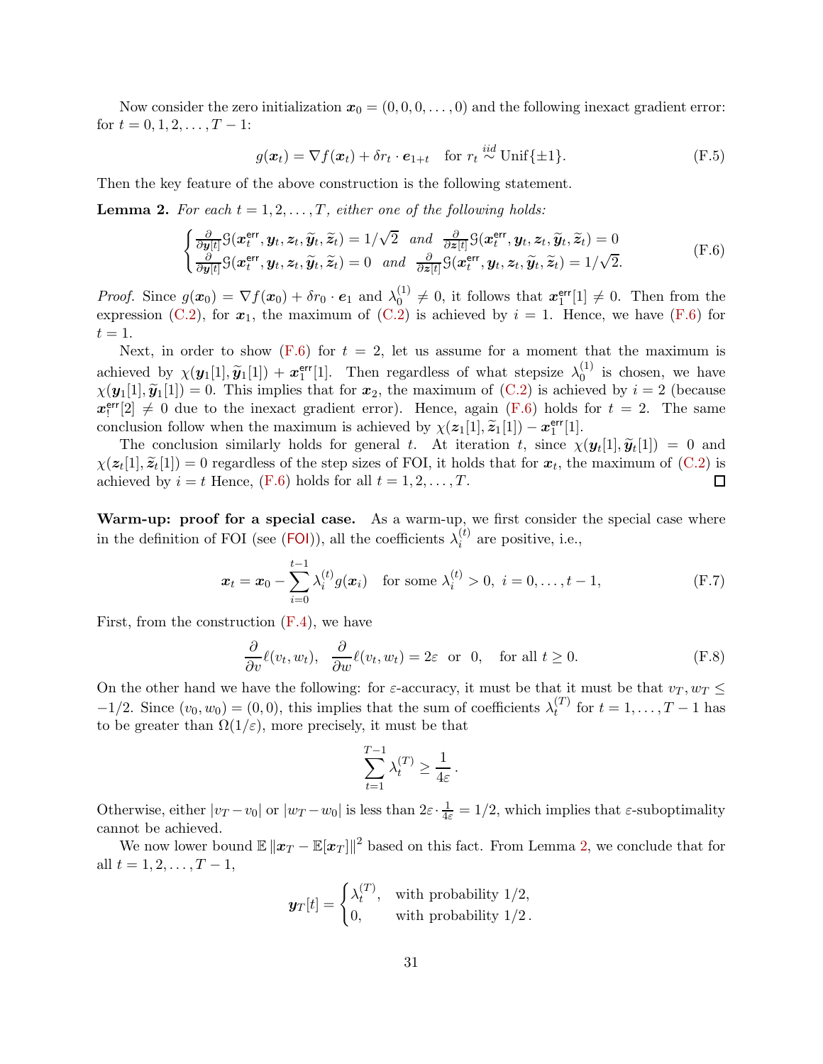Now consider the zero initialization $\boldsymbol{x}_0 = (0, 0, 0, \dots, 0)$ and the following inexact gradient error: for $t = 0, 1, 2, \dots, T-1$:

$$
g(\boldsymbol{x}_t) = \nabla f(\boldsymbol{x}_t) + \delta r_t \cdot \boldsymbol{e}_{1+t} \quad \text{for } r_t \overset{iid}{\sim} \mathrm{Unif}\{\pm 1\}. \tag{F.5}
$$

Then the key feature of the above construction is the following statement.

**Lemma 2.** *For each $t = 1, 2, \dots, T$, either one of the following holds:*

$$
\begin{cases} \frac{\partial}{\partial \boldsymbol{y}[t]} \mathcal{G}(\boldsymbol{x}_t^{\mathsf{err}}, \boldsymbol{y}_t, \boldsymbol{z}_t, \widetilde{\boldsymbol{y}}_t, \widetilde{\boldsymbol{z}}_t) = 1/\sqrt{2} \quad \text{and} \quad \frac{\partial}{\partial \boldsymbol{z}[t]} \mathcal{G}(\boldsymbol{x}_t^{\mathsf{err}}, \boldsymbol{y}_t, \boldsymbol{z}_t, \widetilde{\boldsymbol{y}}_t, \widetilde{\boldsymbol{z}}_t) = 0 \\ \frac{\partial}{\partial \boldsymbol{y}[t]} \mathcal{G}(\boldsymbol{x}_t^{\mathsf{err}}, \boldsymbol{y}_t, \boldsymbol{z}_t, \widetilde{\boldsymbol{y}}_t, \widetilde{\boldsymbol{z}}_t) = 0 \quad \text{and} \quad \frac{\partial}{\partial \boldsymbol{z}[t]} \mathcal{G}(\boldsymbol{x}_t^{\mathsf{err}}, \boldsymbol{y}_t, \boldsymbol{z}_t, \widetilde{\boldsymbol{y}}_t, \widetilde{\boldsymbol{z}}_t) = 1/\sqrt{2}. \end{cases} \tag{F.6}
$$

*Proof.* Since $g(\boldsymbol{x}_0) = \nabla f(\boldsymbol{x}_0) + \delta r_0 \cdot \boldsymbol{e}_1$ and $\lambda_0^{(1)} \neq 0$, it follows that $\boldsymbol{x}_1^{\mathsf{err}}[1] \neq 0$. Then from the expression (C.2), for $\boldsymbol{x}_1$, the maximum of (C.2) is achieved by $i = 1$. Hence, we have (F.6) for $t = 1$.

Next, in order to show (F.6) for $t = 2$, let us assume for a moment that the maximum is achieved by $\chi(\boldsymbol{y}_1[1], \widetilde{\boldsymbol{y}}_1[1]) + \boldsymbol{x}_1^{\mathsf{err}}[1]$. Then regardless of what stepsize $\lambda_0^{(1)}$ is chosen, we have $\chi(\boldsymbol{y}_1[1], \widetilde{\boldsymbol{y}}_1[1]) = 0$. This implies that for $\boldsymbol{x}_2$, the maximum of (C.2) is achieved by $i = 2$ (because $\boldsymbol{x}_!^{\mathsf{err}}[2] \neq 0$ due to the inexact gradient error). Hence, again (F.6) holds for $t = 2$. The same conclusion follow when the maximum is achieved by $\chi(\boldsymbol{z}_1[1], \widetilde{\boldsymbol{z}}_1[1]) - \boldsymbol{x}_1^{\mathsf{err}}[1]$.

The conclusion similarly holds for general $t$. At iteration $t$, since $\chi(\boldsymbol{y}_t[1], \widetilde{\boldsymbol{y}}_t[1]) = 0$ and $\chi(\boldsymbol{z}_t[1], \widetilde{\boldsymbol{z}}_t[1]) = 0$ regardless of the step sizes of FOI, it holds that for $\boldsymbol{x}_t$, the maximum of (C.2) is achieved by $i = t$ Hence, (F.6) holds for all $t = 1, 2, \dots, T$. $\square$

**Warm-up: proof for a special case.** As a warm-up, we first consider the special case where in the definition of FOI (see (FOI)), all the coefficients $\lambda_i^{(t)}$ are positive, i.e.,

$$
\boldsymbol{x}_t = \boldsymbol{x}_0 - \sum_{i=0}^{t-1} \lambda_i^{(t)} g(\boldsymbol{x}_i) \quad \text{for some } \lambda_i^{(t)} > 0, \ i = 0, \dots, t-1, \tag{F.7}
$$

First, from the construction (F.4), we have

$$
\frac{\partial}{\partial v} \ell(v_t, w_t), \ \ \frac{\partial}{\partial w} \ell(v_t, w_t) = 2\varepsilon \ \text{ or } \ 0, \quad \text{for all } t \geq 0. \tag{F.8}
$$

On the other hand we have the following: for $\varepsilon$-accuracy, it must be that it must be that $v_T, w_T \leq -1/2$. Since $(v_0, w_0) = (0, 0)$, this implies that the sum of coefficients $\lambda_t^{(T)}$ for $t = 1, \dots, T-1$ has to be greater than $\Omega(1/\varepsilon)$, more precisely, it must be that

$$
\sum_{t=1}^{T-1} \lambda_t^{(T)} \geq \frac{1}{4\varepsilon}.
$$

Otherwise, either $|v_T - v_0|$ or $|w_T - w_0|$ is less than $2\varepsilon \cdot \frac{1}{4\varepsilon} = 1/2$, which implies that $\varepsilon$-suboptimality cannot be achieved.

We now lower bound $\mathbb{E}\left\|\boldsymbol{x}_T - \mathbb{E}[\boldsymbol{x}_T]\right\|^2$ based on this fact. From Lemma 2, we conclude that for all $t = 1, 2, \dots, T-1$,

$$
\boldsymbol{y}_T[t] = \begin{cases} \lambda_t^{(T)}, & \text{with probability } 1/2, \\ 0, & \text{with probability } 1/2. \end{cases}
$$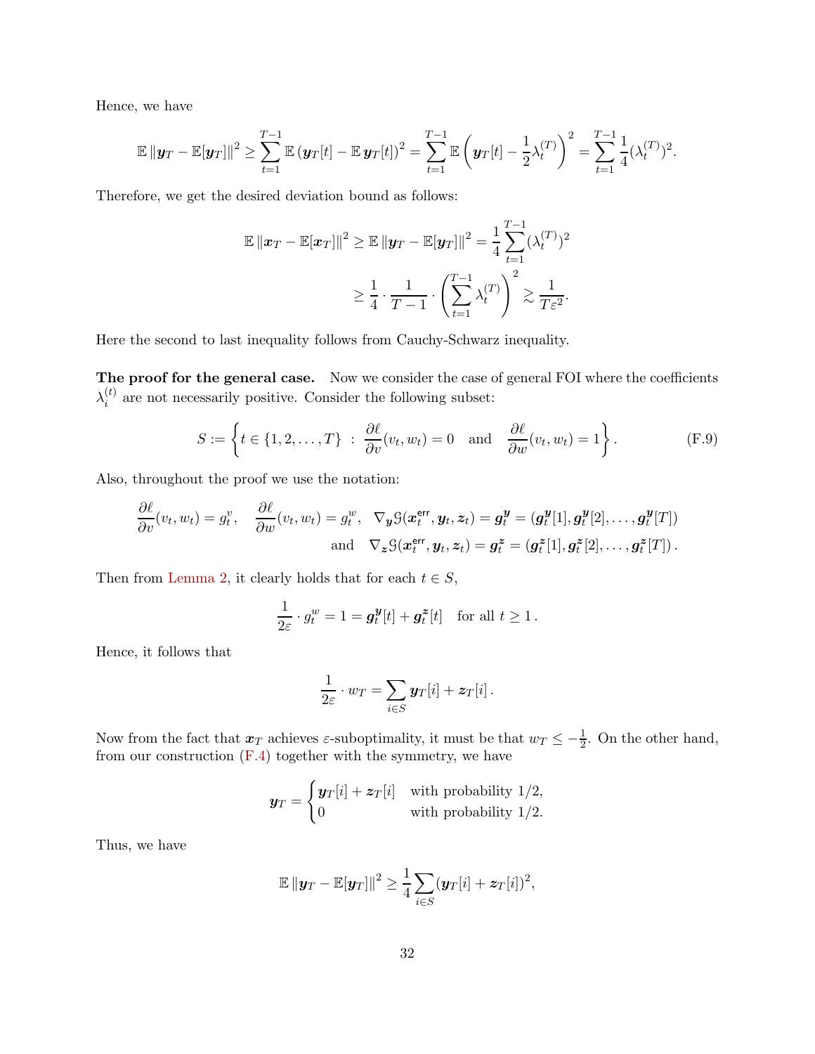Hence, we have

$$\mathbb{E}\left\|\boldsymbol{y}_T - \mathbb{E}[\boldsymbol{y}_T]\right\|^2 \geq \sum_{t=1}^{T-1} \mathbb{E}\left(\boldsymbol{y}_T[t] - \mathbb{E}\,\boldsymbol{y}_T[t]\right)^2 = \sum_{t=1}^{T-1} \mathbb{E}\left(\boldsymbol{y}_T[t] - \frac{1}{2}\lambda_t^{(T)}\right)^2 = \sum_{t=1}^{T-1} \frac{1}{4}(\lambda_t^{(T)})^2.$$

Therefore, we get the desired deviation bound as follows:

$$\begin{aligned}
\mathbb{E}\left\|\boldsymbol{x}_T - \mathbb{E}[\boldsymbol{x}_T]\right\|^2 \geq \mathbb{E}\left\|\boldsymbol{y}_T - \mathbb{E}[\boldsymbol{y}_T]\right\|^2 &= \frac{1}{4}\sum_{t=1}^{T-1}(\lambda_t^{(T)})^2 \\
&\geq \frac{1}{4}\cdot\frac{1}{T-1}\cdot\left(\sum_{t=1}^{T-1}\lambda_t^{(T)}\right)^2 \gtrsim \frac{1}{T\varepsilon^2}.
\end{aligned}$$

Here the second to last inequality follows from Cauchy-Schwarz inequality.

**The proof for the general case.** Now we consider the case of general FOI where the coefficients $\lambda_i^{(t)}$ are not necessarily positive. Consider the following subset:

$$S := \left\{ t \in \{1, 2, \ldots, T\} \;:\; \frac{\partial \ell}{\partial v}(v_t, w_t) = 0 \quad \text{and} \quad \frac{\partial \ell}{\partial w}(v_t, w_t) = 1 \right\}. \tag{F.9}$$

Also, throughout the proof we use the notation:

$$\begin{aligned}
\frac{\partial \ell}{\partial v}(v_t, w_t) = g_t^v, \quad \frac{\partial \ell}{\partial w}(v_t, w_t) = g_t^w, \quad \nabla_{\boldsymbol{y}}\mathcal{G}(\boldsymbol{x}_t^{\mathsf{err}}, \boldsymbol{y}_t, \boldsymbol{z}_t) &= \boldsymbol{g}_t^{\boldsymbol{y}} = (\boldsymbol{g}_t^{\boldsymbol{y}}[1], \boldsymbol{g}_t^{\boldsymbol{y}}[2], \ldots, \boldsymbol{g}_t^{\boldsymbol{y}}[T]) \\
\text{and} \quad \nabla_{\boldsymbol{z}}\mathcal{G}(\boldsymbol{x}_t^{\mathsf{err}}, \boldsymbol{y}_t, \boldsymbol{z}_t) &= \boldsymbol{g}_t^{\boldsymbol{z}} = (\boldsymbol{g}_t^{\boldsymbol{z}}[1], \boldsymbol{g}_t^{\boldsymbol{z}}[2], \ldots, \boldsymbol{g}_t^{\boldsymbol{z}}[T]).
\end{aligned}$$

Then from Lemma 2, it clearly holds that for each $t \in S$,

$$\frac{1}{2\varepsilon}\cdot g_t^w = 1 = \boldsymbol{g}_t^{\boldsymbol{y}}[t] + \boldsymbol{g}_t^{\boldsymbol{z}}[t] \quad \text{for all } t \geq 1\,.$$

Hence, it follows that

$$\frac{1}{2\varepsilon}\cdot w_T = \sum_{i\in S} \boldsymbol{y}_T[i] + \boldsymbol{z}_T[i]\,.$$

Now from the fact that $\boldsymbol{x}_T$ achieves $\varepsilon$-suboptimality, it must be that $w_T \leq -\frac{1}{2}$. On the other hand, from our construction (F.4) together with the symmetry, we have

$$\boldsymbol{y}_T = \begin{cases} \boldsymbol{y}_T[i] + \boldsymbol{z}_T[i] & \text{with probability } 1/2, \\ 0 & \text{with probability } 1/2. \end{cases}$$

Thus, we have

$$\mathbb{E}\left\|\boldsymbol{y}_T - \mathbb{E}[\boldsymbol{y}_T]\right\|^2 \geq \frac{1}{4}\sum_{i\in S}(\boldsymbol{y}_T[i] + \boldsymbol{z}_T[i])^2,$$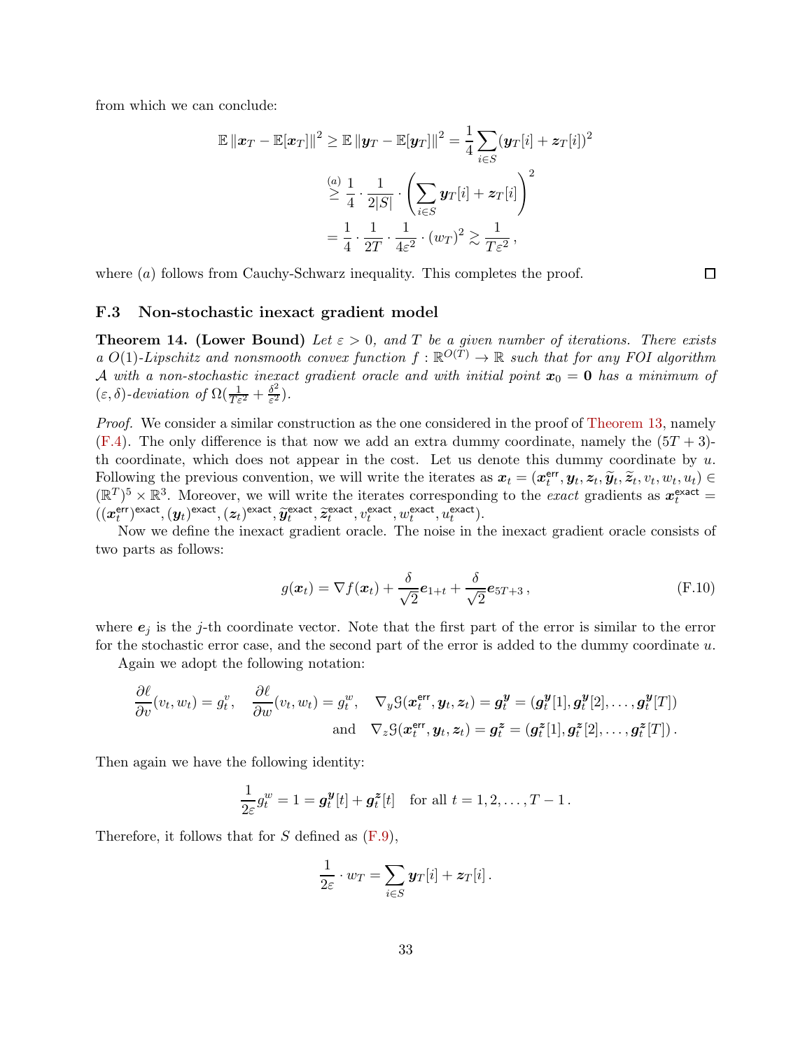from which we can conclude:

$$
\begin{aligned}
\mathbb{E}\left\|\boldsymbol{x}_T-\mathbb{E}[\boldsymbol{x}_T]\right\|^2 \geq \mathbb{E}\left\|\boldsymbol{y}_T-\mathbb{E}[\boldsymbol{y}_T]\right\|^2 &= \frac{1}{4}\sum_{i\in S}(\boldsymbol{y}_T[i]+\boldsymbol{z}_T[i])^2 \\
&\overset{(a)}{\geq} \frac{1}{4}\cdot\frac{1}{2|S|}\cdot\left(\sum_{i\in S}\boldsymbol{y}_T[i]+\boldsymbol{z}_T[i]\right)^2 \\
&= \frac{1}{4}\cdot\frac{1}{2T}\cdot\frac{1}{4\varepsilon^2}\cdot(w_T)^2 \gtrsim \frac{1}{T\varepsilon^2}\,,
\end{aligned}
$$

where $(a)$ follows from Cauchy-Schwarz inequality. This completes the proof. $\square$

### F.3 Non-stochastic inexact gradient model

**Theorem 14. (Lower Bound)** *Let $\varepsilon > 0$, and $T$ be a given number of iterations. There exists a $O(1)$-Lipschitz and nonsmooth convex function $f : \mathbb{R}^{O(T)} \to \mathbb{R}$ such that for any FOI algorithm $\mathcal{A}$ with a non-stochastic inexact gradient oracle and with initial point $\boldsymbol{x}_0 = \boldsymbol{0}$ has a minimum of $(\varepsilon,\delta)$-deviation of $\Omega(\frac{1}{T\varepsilon^2}+\frac{\delta^2}{\varepsilon^2})$.*

*Proof.* We consider a similar construction as the one considered in the proof of Theorem 13, namely (F.4). The only difference is that now we add an extra dummy coordinate, namely the $(5T+3)$-th coordinate, which does not appear in the cost. Let us denote this dummy coordinate by $u$. Following the previous convention, we will write the iterates as $\boldsymbol{x}_t = (\boldsymbol{x}_t^{\mathsf{err}}, \boldsymbol{y}_t, \boldsymbol{z}_t, \widetilde{\boldsymbol{y}}_t, \widetilde{\boldsymbol{z}}_t, v_t, w_t, u_t) \in (\mathbb{R}^T)^5\times\mathbb{R}^3$. Moreover, we will write the iterates corresponding to the *exact* gradients as $\boldsymbol{x}_t^{\mathsf{exact}} = ((\boldsymbol{x}_t^{\mathsf{err}})^{\mathsf{exact}}, (\boldsymbol{y}_t)^{\mathsf{exact}}, (\boldsymbol{z}_t)^{\mathsf{exact}}, \widetilde{\boldsymbol{y}}_t^{\mathsf{exact}}, \widetilde{\boldsymbol{z}}_t^{\mathsf{exact}}, v_t^{\mathsf{exact}}, w_t^{\mathsf{exact}}, u_t^{\mathsf{exact}})$.

Now we define the inexact gradient oracle. The noise in the inexact gradient oracle consists of two parts as follows:

$$
g(\boldsymbol{x}_t) = \nabla f(\boldsymbol{x}_t) + \frac{\delta}{\sqrt{2}}\boldsymbol{e}_{1+t} + \frac{\delta}{\sqrt{2}}\boldsymbol{e}_{5T+3}\,, \tag{F.10}
$$

where $\boldsymbol{e}_j$ is the $j$-th coordinate vector. Note that the first part of the error is similar to the error for the stochastic error case, and the second part of the error is added to the dummy coordinate $u$.

Again we adopt the following notation:

$$
\frac{\partial \ell}{\partial v}(v_t,w_t) = g_t^v,\quad \frac{\partial \ell}{\partial w}(v_t,w_t) = g_t^w,\quad \nabla_y \mathcal{G}(\boldsymbol{x}_t^{\mathsf{err}},\boldsymbol{y}_t,\boldsymbol{z}_t) = \boldsymbol{g}_t^{\boldsymbol{y}} = (\boldsymbol{g}_t^{\boldsymbol{y}}[1],\boldsymbol{g}_t^{\boldsymbol{y}}[2],\ldots,\boldsymbol{g}_t^{\boldsymbol{y}}[T])
$$
$$
\text{and}\quad \nabla_z \mathcal{G}(\boldsymbol{x}_t^{\mathsf{err}},\boldsymbol{y}_t,\boldsymbol{z}_t) = \boldsymbol{g}_t^{\boldsymbol{z}} = (\boldsymbol{g}_t^{\boldsymbol{z}}[1],\boldsymbol{g}_t^{\boldsymbol{z}}[2],\ldots,\boldsymbol{g}_t^{\boldsymbol{z}}[T])\,.
$$

Then again we have the following identity:

$$
\frac{1}{2\varepsilon}g_t^w = 1 = \boldsymbol{g}_t^{\boldsymbol{y}}[t] + \boldsymbol{g}_t^{\boldsymbol{z}}[t] \quad \text{for all } t = 1,2,\ldots,T-1\,.
$$

Therefore, it follows that for $S$ defined as (F.9),

$$
\frac{1}{2\varepsilon}\cdot w_T = \sum_{i\in S}\boldsymbol{y}_T[i]+\boldsymbol{z}_T[i]\,.
$$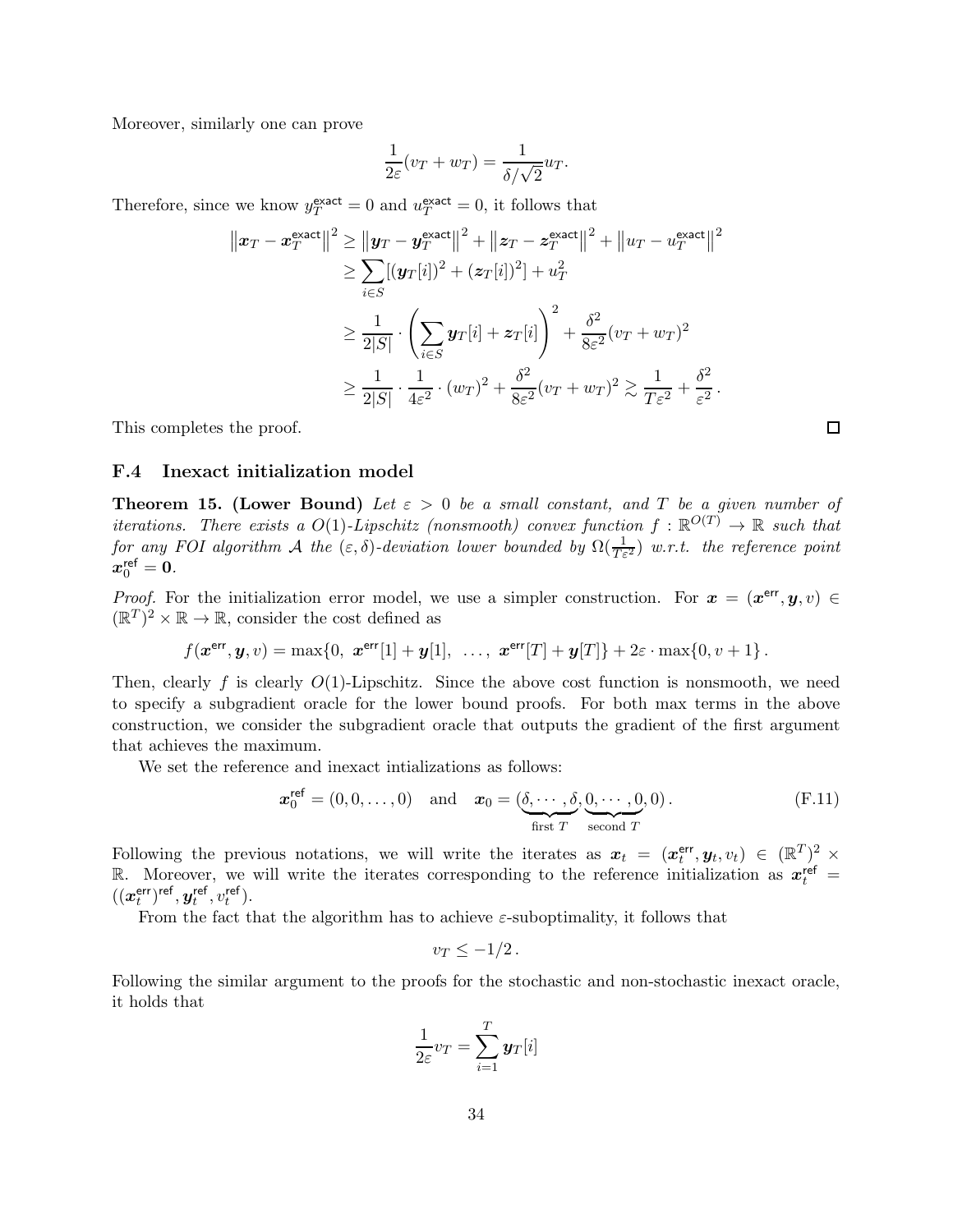Moreover, similarly one can prove

$$\frac{1}{2\varepsilon}(v_T + w_T) = \frac{1}{\delta/\sqrt{2}} u_T.$$

Therefore, since we know $y_T^{\mathsf{exact}} = 0$ and $u_T^{\mathsf{exact}} = 0$, it follows that

$$\begin{aligned}
\left\|\boldsymbol{x}_T - \boldsymbol{x}_T^{\mathsf{exact}}\right\|^2 &\geq \left\|\boldsymbol{y}_T - \boldsymbol{y}_T^{\mathsf{exact}}\right\|^2 + \left\|\boldsymbol{z}_T - \boldsymbol{z}_T^{\mathsf{exact}}\right\|^2 + \left\|u_T - u_T^{\mathsf{exact}}\right\|^2 \\
&\geq \sum_{i \in S} [(\boldsymbol{y}_T[i])^2 + (\boldsymbol{z}_T[i])^2] + u_T^2 \\
&\geq \frac{1}{2|S|} \cdot \left(\sum_{i \in S} \boldsymbol{y}_T[i] + \boldsymbol{z}_T[i]\right)^2 + \frac{\delta^2}{8\varepsilon^2}(v_T + w_T)^2 \\
&\geq \frac{1}{2|S|} \cdot \frac{1}{4\varepsilon^2} \cdot (w_T)^2 + \frac{\delta^2}{8\varepsilon^2}(v_T + w_T)^2 \gtrsim \frac{1}{T\varepsilon^2} + \frac{\delta^2}{\varepsilon^2}.
\end{aligned}$$

This completes the proof. □

### F.4 Inexact initialization model

**Theorem 15. (Lower Bound)** *Let $\varepsilon > 0$ be a small constant, and $T$ be a given number of iterations. There exists a $O(1)$-Lipschitz (nonsmooth) convex function $f : \mathbb{R}^{O(T)} \to \mathbb{R}$ such that for any FOI algorithm $\mathcal{A}$ the $(\varepsilon, \delta)$-deviation lower bounded by $\Omega(\frac{1}{T\varepsilon^2})$ w.r.t. the reference point $\boldsymbol{x}_0^{\mathsf{ref}} = \boldsymbol{0}$.*

*Proof.* For the initialization error model, we use a simpler construction. For $\boldsymbol{x} = (\boldsymbol{x}^{\mathsf{err}}, \boldsymbol{y}, v) \in (\mathbb{R}^T)^2 \times \mathbb{R} \to \mathbb{R}$, consider the cost defined as

$$f(\boldsymbol{x}^{\mathsf{err}}, \boldsymbol{y}, v) = \max\{0,\ \boldsymbol{x}^{\mathsf{err}}[1] + \boldsymbol{y}[1],\ \ldots,\ \boldsymbol{x}^{\mathsf{err}}[T] + \boldsymbol{y}[T]\} + 2\varepsilon \cdot \max\{0, v + 1\}.$$

Then, clearly $f$ is clearly $O(1)$-Lipschitz. Since the above cost function is nonsmooth, we need to specify a subgradient oracle for the lower bound proofs. For both max terms in the above construction, we consider the subgradient oracle that outputs the gradient of the first argument that achieves the maximum.

We set the reference and inexact intializations as follows:

$$\boldsymbol{x}_0^{\mathsf{ref}} = (0, 0, \ldots, 0) \quad \text{and} \quad \boldsymbol{x}_0 = (\underbrace{\delta, \cdots, \delta}_{\text{first } T}, \underbrace{0, \cdots, 0}_{\text{second } T}, 0). \tag{F.11}$$

Following the previous notations, we will write the iterates as $\boldsymbol{x}_t = (\boldsymbol{x}_t^{\mathsf{err}}, \boldsymbol{y}_t, v_t) \in (\mathbb{R}^T)^2 \times \mathbb{R}$. Moreover, we will write the iterates corresponding to the reference initialization as $\boldsymbol{x}_t^{\mathsf{ref}} = ((\boldsymbol{x}_t^{\mathsf{err}})^{\mathsf{ref}}, \boldsymbol{y}_t^{\mathsf{ref}}, v_t^{\mathsf{ref}})$.

From the fact that the algorithm has to achieve $\varepsilon$-suboptimality, it follows that

$$v_T \leq -1/2.$$

Following the similar argument to the proofs for the stochastic and non-stochastic inexact oracle, it holds that

$$\frac{1}{2\varepsilon} v_T = \sum_{i=1}^{T} \boldsymbol{y}_T[i]$$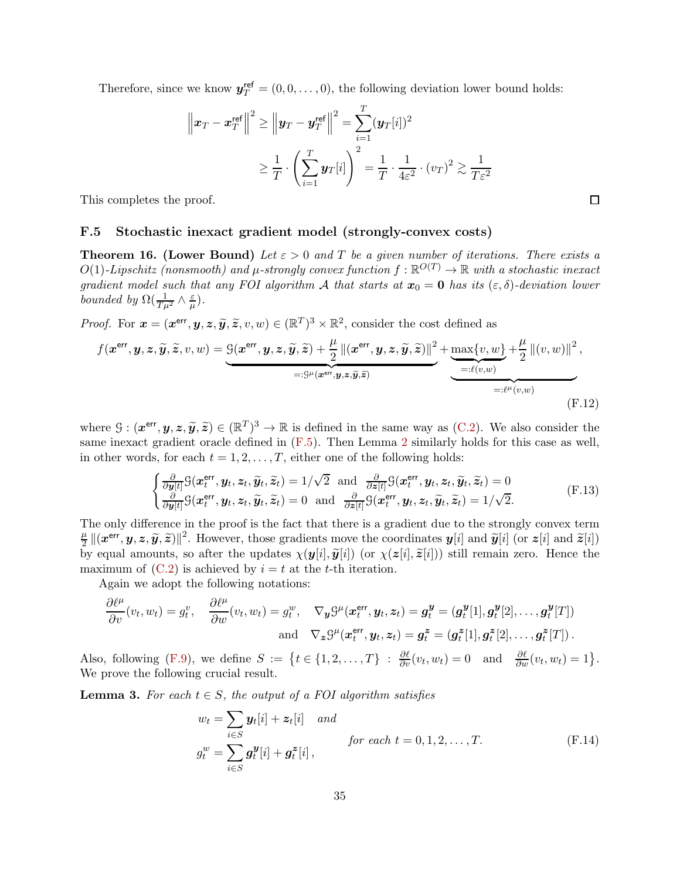Therefore, since we know $\boldsymbol{y}_T^{\mathsf{ref}} = (0,0,\dots,0)$, the following deviation lower bound holds:

$$
\begin{aligned}
\left\|\boldsymbol{x}_T - \boldsymbol{x}_T^{\mathsf{ref}}\right\|^2 \geq \left\|\boldsymbol{y}_T - \boldsymbol{y}_T^{\mathsf{ref}}\right\|^2 &= \sum_{i=1}^{T} (\boldsymbol{y}_T[i])^2 \\
&\geq \frac{1}{T}\cdot\left(\sum_{i=1}^{T}\boldsymbol{y}_T[i]\right)^2 = \frac{1}{T}\cdot\frac{1}{4\varepsilon^2}\cdot(v_T)^2 \gtrsim \frac{1}{T\varepsilon^2}
\end{aligned}
$$

This completes the proof. □

### F.5 Stochastic inexact gradient model (strongly-convex costs)

**Theorem 16. (Lower Bound)** *Let $\varepsilon > 0$ and $T$ be a given number of iterations. There exists a $O(1)$-Lipschitz (nonsmooth) and $\mu$-strongly convex function $f : \mathbb{R}^{O(T)} \to \mathbb{R}$ with a stochastic inexact gradient model such that any FOI algorithm $\mathcal{A}$ that starts at $\boldsymbol{x}_0 = \boldsymbol{0}$ has its $(\varepsilon,\delta)$-deviation lower bounded by $\Omega(\frac{1}{T\mu^2}\wedge\frac{\varepsilon}{\mu})$.*

*Proof.* For $\boldsymbol{x} = (\boldsymbol{x}^{\mathsf{err}}, \boldsymbol{y}, \boldsymbol{z}, \widetilde{\boldsymbol{y}}, \widetilde{\boldsymbol{z}}, v, w) \in (\mathbb{R}^T)^3 \times \mathbb{R}^2$, consider the cost defined as

$$
f(\boldsymbol{x}^{\mathsf{err}}, \boldsymbol{y}, \boldsymbol{z}, \widetilde{\boldsymbol{y}}, \widetilde{\boldsymbol{z}}, v, w) = \underbrace{\mathcal{G}(\boldsymbol{x}^{\mathsf{err}}, \boldsymbol{y}, \boldsymbol{z}, \widetilde{\boldsymbol{y}}, \widetilde{\boldsymbol{z}}) + \frac{\mu}{2}\left\|(\boldsymbol{x}^{\mathsf{err}}, \boldsymbol{y}, \boldsymbol{z}, \widetilde{\boldsymbol{y}}, \widetilde{\boldsymbol{z}})\right\|^2}_{=:\mathcal{G}^\mu(\boldsymbol{x}^{\mathsf{err}}, \boldsymbol{y}, \boldsymbol{z}, \widetilde{\boldsymbol{y}}, \widetilde{\boldsymbol{z}})} + \underbrace{\underbrace{\max\{v,w\}}_{=:\ell(v,w)} + \frac{\mu}{2}\left\|(v,w)\right\|^2}_{=:\ell^\mu(v,w)}, \tag{F.12}
$$

where $\mathcal{G} : (\boldsymbol{x}^{\mathsf{err}}, \boldsymbol{y}, \boldsymbol{z}, \widetilde{\boldsymbol{y}}, \widetilde{\boldsymbol{z}}) \in (\mathbb{R}^T)^3 \to \mathbb{R}$ is defined in the same way as (C.2). We also consider the same inexact gradient oracle defined in (F.5). Then Lemma 2 similarly holds for this case as well, in other words, for each $t = 1,2,\dots,T$, either one of the following holds:

$$
\begin{cases}
\frac{\partial}{\partial \boldsymbol{y}[t]}\mathcal{G}(\boldsymbol{x}_t^{\mathsf{err}}, \boldsymbol{y}_t, \boldsymbol{z}_t, \widetilde{\boldsymbol{y}}_t, \widetilde{\boldsymbol{z}}_t) = 1/\sqrt{2} \;\text{ and }\; \frac{\partial}{\partial \boldsymbol{z}[t]}\mathcal{G}(\boldsymbol{x}_t^{\mathsf{err}}, \boldsymbol{y}_t, \boldsymbol{z}_t, \widetilde{\boldsymbol{y}}_t, \widetilde{\boldsymbol{z}}_t) = 0 \\
\frac{\partial}{\partial \boldsymbol{y}[t]}\mathcal{G}(\boldsymbol{x}_t^{\mathsf{err}}, \boldsymbol{y}_t, \boldsymbol{z}_t, \widetilde{\boldsymbol{y}}_t, \widetilde{\boldsymbol{z}}_t) = 0 \;\text{ and }\; \frac{\partial}{\partial \boldsymbol{z}[t]}\mathcal{G}(\boldsymbol{x}_t^{\mathsf{err}}, \boldsymbol{y}_t, \boldsymbol{z}_t, \widetilde{\boldsymbol{y}}_t, \widetilde{\boldsymbol{z}}_t) = 1/\sqrt{2}.
\end{cases} \tag{F.13}
$$

The only difference in the proof is the fact that there is a gradient due to the strongly convex term $\frac{\mu}{2}\left\|(\boldsymbol{x}^{\mathsf{err}}, \boldsymbol{y}, \boldsymbol{z}, \widetilde{\boldsymbol{y}}, \widetilde{\boldsymbol{z}})\right\|^2$. However, those gradients move the coordinates $\boldsymbol{y}[i]$ and $\widetilde{\boldsymbol{y}}[i]$ (or $\boldsymbol{z}[i]$ and $\widetilde{\boldsymbol{z}}[i]$) by equal amounts, so after the updates $\chi(\boldsymbol{y}[i], \widetilde{\boldsymbol{y}}[i])$ (or $\chi(\boldsymbol{z}[i], \widetilde{\boldsymbol{z}}[i])$) still remain zero. Hence the maximum of (C.2) is achieved by $i = t$ at the $t$-th iteration.

Again we adopt the following notations:

$$
\begin{aligned}
\frac{\partial \ell^\mu}{\partial v}(v_t, w_t) = g_t^v, \quad \frac{\partial \ell^\mu}{\partial w}(v_t, w_t) = g_t^w, \quad &\nabla_{\boldsymbol{y}}\mathcal{G}^\mu(\boldsymbol{x}_t^{\mathsf{err}}, \boldsymbol{y}_t, \boldsymbol{z}_t) = \boldsymbol{g}_t^{\boldsymbol{y}} = (\boldsymbol{g}_t^{\boldsymbol{y}}[1], \boldsymbol{g}_t^{\boldsymbol{y}}[2], \dots, \boldsymbol{g}_t^{\boldsymbol{y}}[T]) \\
\text{and} \quad &\nabla_{\boldsymbol{z}}\mathcal{G}^\mu(\boldsymbol{x}_t^{\mathsf{err}}, \boldsymbol{y}_t, \boldsymbol{z}_t) = \boldsymbol{g}_t^{\boldsymbol{z}} = (\boldsymbol{g}_t^{\boldsymbol{z}}[1], \boldsymbol{g}_t^{\boldsymbol{z}}[2], \dots, \boldsymbol{g}_t^{\boldsymbol{z}}[T]).
\end{aligned}
$$

Also, following (F.9), we define $S := \left\{t \in \{1,2,\dots,T\} \;:\; \frac{\partial \ell}{\partial v}(v_t, w_t) = 0 \;\text{ and }\; \frac{\partial \ell}{\partial w}(v_t, w_t) = 1\right\}$. We prove the following crucial result.

**Lemma 3.** *For each $t \in S$, the output of a FOI algorithm satisfies*

$$
\begin{aligned}
w_t &= \sum_{i\in S}\boldsymbol{y}_t[i] + \boldsymbol{z}_t[i] \quad \text{and} \\
g_t^w &= \sum_{i\in S}\boldsymbol{g}_t^{\boldsymbol{y}}[i] + \boldsymbol{g}_t^{\boldsymbol{z}}[i],
\end{aligned}
\qquad \text{for each } t = 0,1,2,\dots,T. \tag{F.14}
$$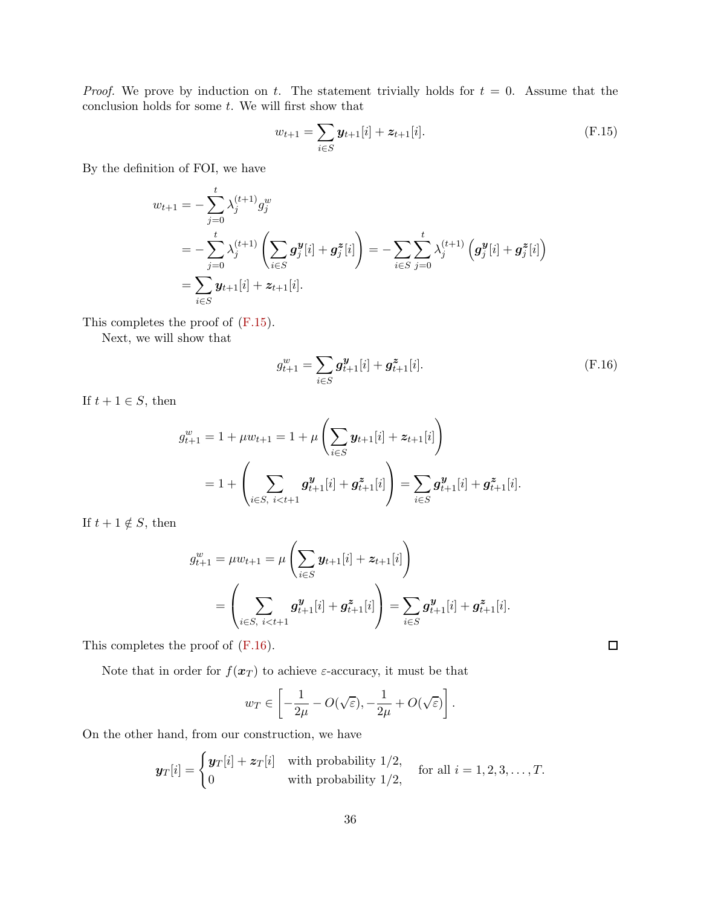*Proof.* We prove by induction on $t$. The statement trivially holds for $t = 0$. Assume that the conclusion holds for some $t$. We will first show that

$$w_{t+1} = \sum_{i \in S} \boldsymbol{y}_{t+1}[i] + \boldsymbol{z}_{t+1}[i]. \tag{F.15}$$

By the definition of FOI, we have

$$\begin{aligned}
w_{t+1} &= -\sum_{j=0}^{t} \lambda_j^{(t+1)} g_j^w \\
&= -\sum_{j=0}^{t} \lambda_j^{(t+1)} \left( \sum_{i \in S} \boldsymbol{g}_j^{\boldsymbol{y}}[i] + \boldsymbol{g}_j^{\boldsymbol{z}}[i] \right) = -\sum_{i \in S} \sum_{j=0}^{t} \lambda_j^{(t+1)} \left( \boldsymbol{g}_j^{\boldsymbol{y}}[i] + \boldsymbol{g}_j^{\boldsymbol{z}}[i] \right) \\
&= \sum_{i \in S} \boldsymbol{y}_{t+1}[i] + \boldsymbol{z}_{t+1}[i].
\end{aligned}$$

This completes the proof of (F.15).

Next, we will show that

$$g_{t+1}^w = \sum_{i \in S} \boldsymbol{g}_{t+1}^{\boldsymbol{y}}[i] + \boldsymbol{g}_{t+1}^{\boldsymbol{z}}[i]. \tag{F.16}$$

If $t + 1 \in S$, then

$$\begin{aligned}
g_{t+1}^w = 1 + \mu w_{t+1} &= 1 + \mu \left( \sum_{i \in S} \boldsymbol{y}_{t+1}[i] + \boldsymbol{z}_{t+1}[i] \right) \\
&= 1 + \left( \sum_{i \in S,\ i < t+1} \boldsymbol{g}_{t+1}^{\boldsymbol{y}}[i] + \boldsymbol{g}_{t+1}^{\boldsymbol{z}}[i] \right) = \sum_{i \in S} \boldsymbol{g}_{t+1}^{\boldsymbol{y}}[i] + \boldsymbol{g}_{t+1}^{\boldsymbol{z}}[i].
\end{aligned}$$

If $t + 1 \notin S$, then

$$\begin{aligned}
g_{t+1}^w = \mu w_{t+1} &= \mu \left( \sum_{i \in S} \boldsymbol{y}_{t+1}[i] + \boldsymbol{z}_{t+1}[i] \right) \\
&= \left( \sum_{i \in S,\ i < t+1} \boldsymbol{g}_{t+1}^{\boldsymbol{y}}[i] + \boldsymbol{g}_{t+1}^{\boldsymbol{z}}[i] \right) = \sum_{i \in S} \boldsymbol{g}_{t+1}^{\boldsymbol{y}}[i] + \boldsymbol{g}_{t+1}^{\boldsymbol{z}}[i].
\end{aligned}$$

This completes the proof of (F.16). ∎

Note that in order for $f(\boldsymbol{x}_T)$ to achieve $\varepsilon$-accuracy, it must be that

$$w_T \in \left[ -\frac{1}{2\mu} - O(\sqrt{\varepsilon}), -\frac{1}{2\mu} + O(\sqrt{\varepsilon}) \right].$$

On the other hand, from our construction, we have

$$\boldsymbol{y}_T[i] = \begin{cases} \boldsymbol{y}_T[i] + \boldsymbol{z}_T[i] & \text{with probability } 1/2, \\ 0 & \text{with probability } 1/2, \end{cases} \quad \text{for all } i = 1, 2, 3, \ldots, T.$$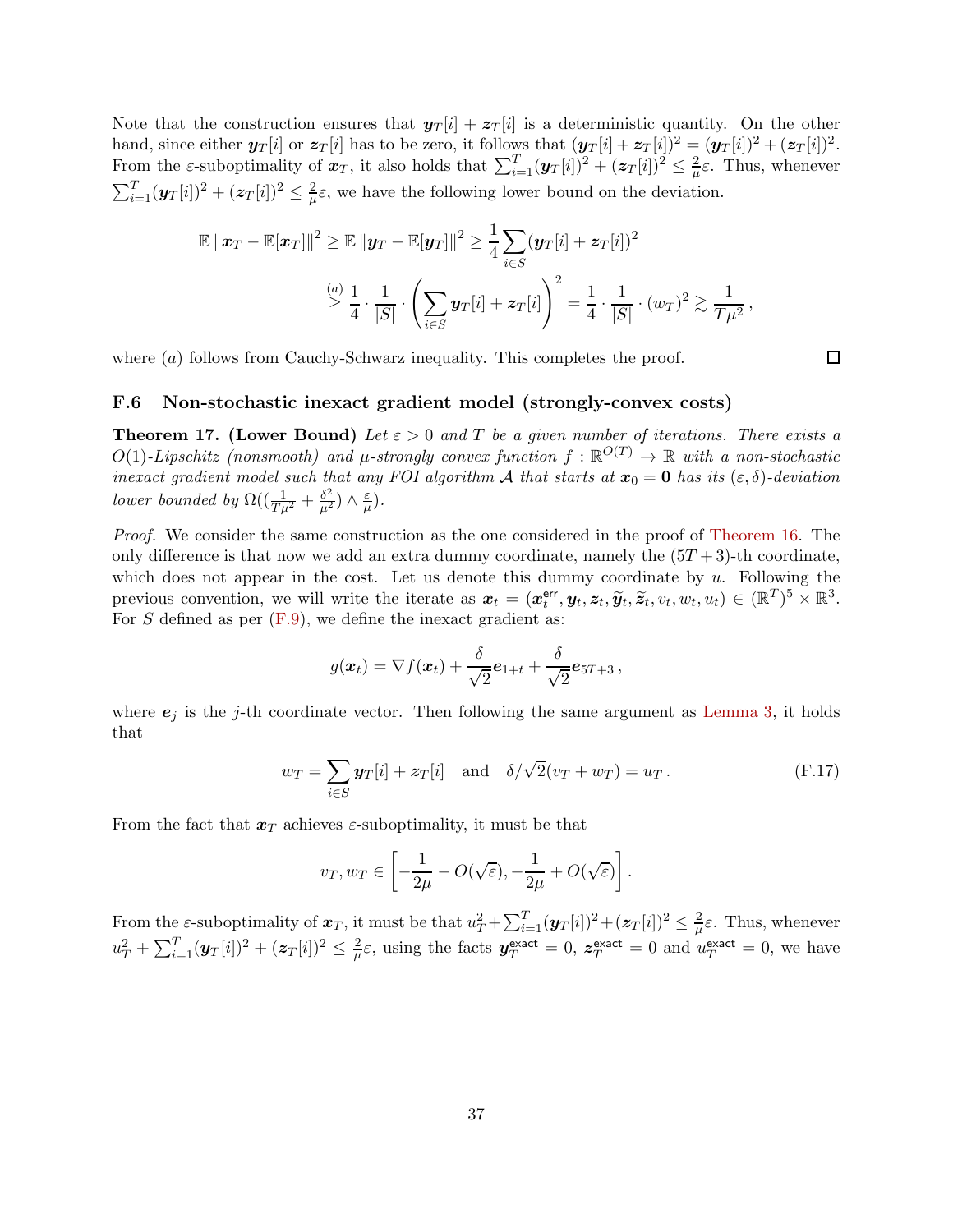Note that the construction ensures that $\boldsymbol{y}_T[i] + \boldsymbol{z}_T[i]$ is a deterministic quantity. On the other hand, since either $\boldsymbol{y}_T[i]$ or $\boldsymbol{z}_T[i]$ has to be zero, it follows that $(\boldsymbol{y}_T[i] + \boldsymbol{z}_T[i])^2 = (\boldsymbol{y}_T[i])^2 + (\boldsymbol{z}_T[i])^2$. From the $\varepsilon$-suboptimality of $\boldsymbol{x}_T$, it also holds that $\sum_{i=1}^T (\boldsymbol{y}_T[i])^2 + (\boldsymbol{z}_T[i])^2 \leq \frac{2}{\mu}\varepsilon$. Thus, whenever $\sum_{i=1}^T (\boldsymbol{y}_T[i])^2 + (\boldsymbol{z}_T[i])^2 \leq \frac{2}{\mu}\varepsilon$, we have the following lower bound on the deviation.

$$
\begin{aligned}
\mathbb{E}\,\|\boldsymbol{x}_T - \mathbb{E}[\boldsymbol{x}_T]\|^2 &\geq \mathbb{E}\,\|\boldsymbol{y}_T - \mathbb{E}[\boldsymbol{y}_T]\|^2 \geq \frac{1}{4}\sum_{i \in S} (\boldsymbol{y}_T[i] + \boldsymbol{z}_T[i])^2 \\
&\overset{(a)}{\geq} \frac{1}{4} \cdot \frac{1}{|S|} \cdot \left( \sum_{i \in S} \boldsymbol{y}_T[i] + \boldsymbol{z}_T[i] \right)^2 = \frac{1}{4} \cdot \frac{1}{|S|} \cdot (w_T)^2 \gtrsim \frac{1}{T\mu^2}\,,
\end{aligned}
$$

where $(a)$ follows from Cauchy-Schwarz inequality. This completes the proof. $\square$

### F.6 Non-stochastic inexact gradient model (strongly-convex costs)

**Theorem 17. (Lower Bound)** *Let $\varepsilon > 0$ and $T$ be a given number of iterations. There exists a $O(1)$-Lipschitz (nonsmooth) and $\mu$-strongly convex function $f : \mathbb{R}^{O(T)} \to \mathbb{R}$ with a non-stochastic inexact gradient model such that any FOI algorithm $\mathcal{A}$ that starts at $\boldsymbol{x}_0 = \mathbf{0}$ has its $(\varepsilon, \delta)$-deviation lower bounded by $\Omega((\frac{1}{T\mu^2} + \frac{\delta^2}{\mu^2}) \wedge \frac{\varepsilon}{\mu})$.*

*Proof.* We consider the same construction as the one considered in the proof of Theorem 16. The only difference is that now we add an extra dummy coordinate, namely the $(5T+3)$-th coordinate, which does not appear in the cost. Let us denote this dummy coordinate by $u$. Following the previous convention, we will write the iterate as $\boldsymbol{x}_t = (\boldsymbol{x}_t^{\mathsf{err}}, \boldsymbol{y}_t, \boldsymbol{z}_t, \widetilde{\boldsymbol{y}}_t, \widetilde{\boldsymbol{z}}_t, v_t, w_t, u_t) \in (\mathbb{R}^T)^5 \times \mathbb{R}^3$. For $S$ defined as per (F.9), we define the inexact gradient as:

$$
g(\boldsymbol{x}_t) = \nabla f(\boldsymbol{x}_t) + \frac{\delta}{\sqrt{2}} \boldsymbol{e}_{1+t} + \frac{\delta}{\sqrt{2}} \boldsymbol{e}_{5T+3}\,,
$$

where $\boldsymbol{e}_j$ is the $j$-th coordinate vector. Then following the same argument as Lemma 3, it holds that

$$
w_T = \sum_{i \in S} \boldsymbol{y}_T[i] + \boldsymbol{z}_T[i] \quad \text{and} \quad \delta/\sqrt{2}(v_T + w_T) = u_T\,. \tag{F.17}
$$

From the fact that $\boldsymbol{x}_T$ achieves $\varepsilon$-suboptimality, it must be that

$$
v_T, w_T \in \left[ -\frac{1}{2\mu} - O(\sqrt{\varepsilon}), -\frac{1}{2\mu} + O(\sqrt{\varepsilon}) \right].
$$

From the $\varepsilon$-suboptimality of $\boldsymbol{x}_T$, it must be that $u_T^2 + \sum_{i=1}^T (\boldsymbol{y}_T[i])^2 + (\boldsymbol{z}_T[i])^2 \leq \frac{2}{\mu}\varepsilon$. Thus, whenever $u_T^2 + \sum_{i=1}^T (\boldsymbol{y}_T[i])^2 + (\boldsymbol{z}_T[i])^2 \leq \frac{2}{\mu}\varepsilon$, using the facts $\boldsymbol{y}_T^{\mathsf{exact}} = 0$, $\boldsymbol{z}_T^{\mathsf{exact}} = 0$ and $u_T^{\mathsf{exact}} = 0$, we have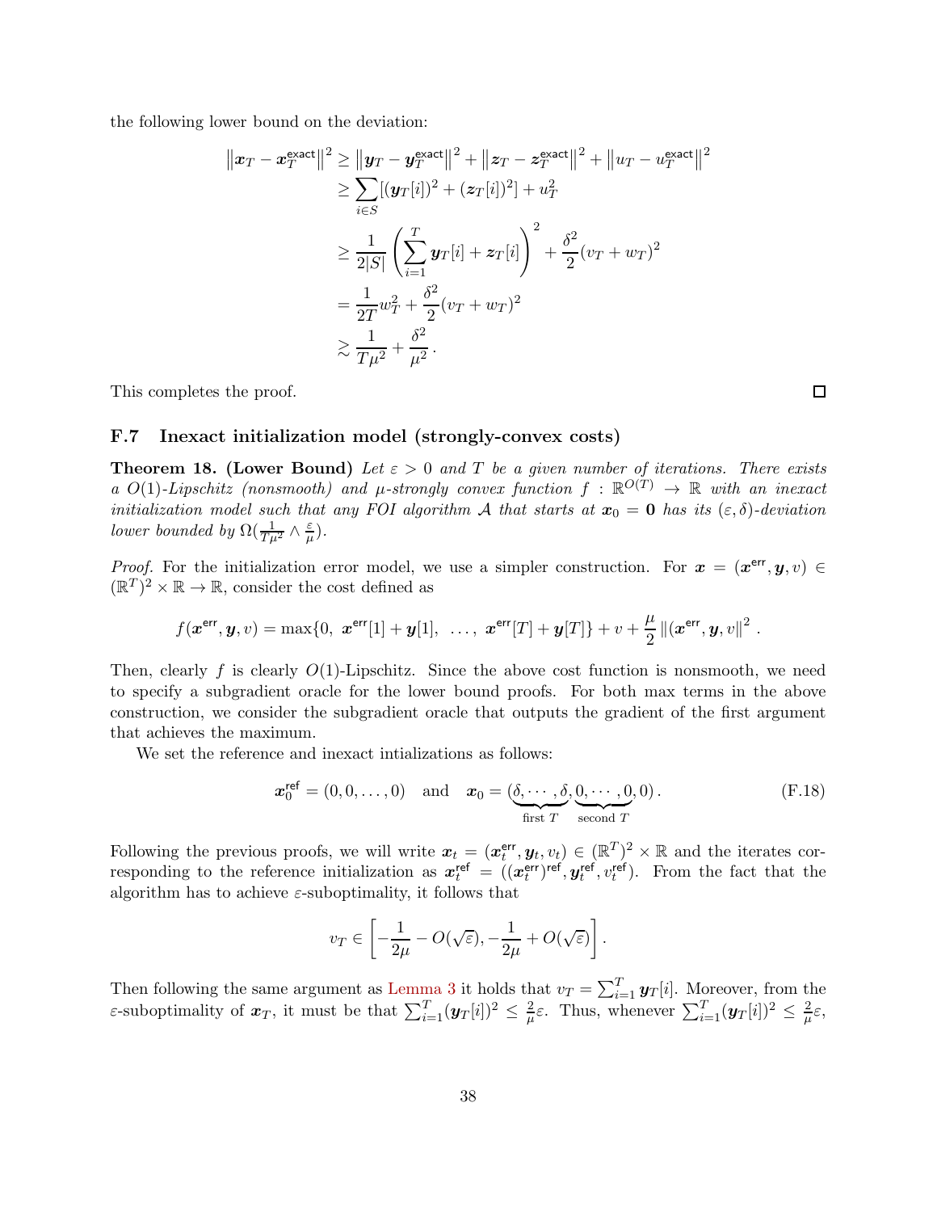the following lower bound on the deviation:

$$
\begin{aligned}
\left\|\boldsymbol{x}_T - \boldsymbol{x}_T^{\mathsf{exact}}\right\|^2 &\geq \left\|\boldsymbol{y}_T - \boldsymbol{y}_T^{\mathsf{exact}}\right\|^2 + \left\|\boldsymbol{z}_T - \boldsymbol{z}_T^{\mathsf{exact}}\right\|^2 + \left\|u_T - u_T^{\mathsf{exact}}\right\|^2 \\
&\geq \sum_{i \in S} [(\boldsymbol{y}_T[i])^2 + (\boldsymbol{z}_T[i])^2] + u_T^2 \\
&\geq \frac{1}{2|S|} \left( \sum_{i=1}^{T} \boldsymbol{y}_T[i] + \boldsymbol{z}_T[i] \right)^2 + \frac{\delta^2}{2}(v_T + w_T)^2 \\
&= \frac{1}{2T} w_T^2 + \frac{\delta^2}{2}(v_T + w_T)^2 \\
&\gtrsim \frac{1}{T\mu^2} + \frac{\delta^2}{\mu^2}.
\end{aligned}
$$

This completes the proof. ∎

### F.7 Inexact initialization model (strongly-convex costs)

**Theorem 18. (Lower Bound)** *Let $\varepsilon > 0$ and $T$ be a given number of iterations. There exists a $O(1)$-Lipschitz (nonsmooth) and $\mu$-strongly convex function $f : \mathbb{R}^{O(T)} \to \mathbb{R}$ with an inexact initialization model such that any FOI algorithm $\mathcal{A}$ that starts at $\boldsymbol{x}_0 = \mathbf{0}$ has its $(\varepsilon, \delta)$-deviation lower bounded by $\Omega(\frac{1}{T\mu^2} \wedge \frac{\varepsilon}{\mu})$.*

*Proof.* For the initialization error model, we use a simpler construction. For $\boldsymbol{x} = (\boldsymbol{x}^{\mathsf{err}}, \boldsymbol{y}, v) \in (\mathbb{R}^T)^2 \times \mathbb{R} \to \mathbb{R}$, consider the cost defined as

$$
f(\boldsymbol{x}^{\mathsf{err}}, \boldsymbol{y}, v) = \max\{0,\ \boldsymbol{x}^{\mathsf{err}}[1] + \boldsymbol{y}[1],\ \ldots,\ \boldsymbol{x}^{\mathsf{err}}[T] + \boldsymbol{y}[T]\} + v + \frac{\mu}{2} \left\|(\boldsymbol{x}^{\mathsf{err}}, \boldsymbol{y}, v\right\|^2 .
$$

Then, clearly $f$ is clearly $O(1)$-Lipschitz. Since the above cost function is nonsmooth, we need to specify a subgradient oracle for the lower bound proofs. For both max terms in the above construction, we consider the subgradient oracle that outputs the gradient of the first argument that achieves the maximum.

We set the reference and inexact intializations as follows:

$$
\boldsymbol{x}_0^{\mathsf{ref}} = (0, 0, \ldots, 0) \quad \text{and} \quad \boldsymbol{x}_0 = (\underbrace{\delta, \cdots, \delta}_{\text{first } T}, \underbrace{0, \cdots, 0}_{\text{second } T}, 0)\,. \tag{F.18}
$$

Following the previous proofs, we will write $\boldsymbol{x}_t = (\boldsymbol{x}_t^{\mathsf{err}}, \boldsymbol{y}_t, v_t) \in (\mathbb{R}^T)^2 \times \mathbb{R}$ and the iterates corresponding to the reference initialization as $\boldsymbol{x}_t^{\mathsf{ref}} = ((\boldsymbol{x}_t^{\mathsf{err}})^{\mathsf{ref}}, \boldsymbol{y}_t^{\mathsf{ref}}, v_t^{\mathsf{ref}})$. From the fact that the algorithm has to achieve $\varepsilon$-suboptimality, it follows that

$$
v_T \in \left[ -\frac{1}{2\mu} - O(\sqrt{\varepsilon}), -\frac{1}{2\mu} + O(\sqrt{\varepsilon}) \right].
$$

Then following the same argument as Lemma 3 it holds that $v_T = \sum_{i=1}^{T} \boldsymbol{y}_T[i]$. Moreover, from the $\varepsilon$-suboptimality of $\boldsymbol{x}_T$, it must be that $\sum_{i=1}^{T} (\boldsymbol{y}_T[i])^2 \leq \frac{2}{\mu}\varepsilon$. Thus, whenever $\sum_{i=1}^{T} (\boldsymbol{y}_T[i])^2 \leq \frac{2}{\mu}\varepsilon$,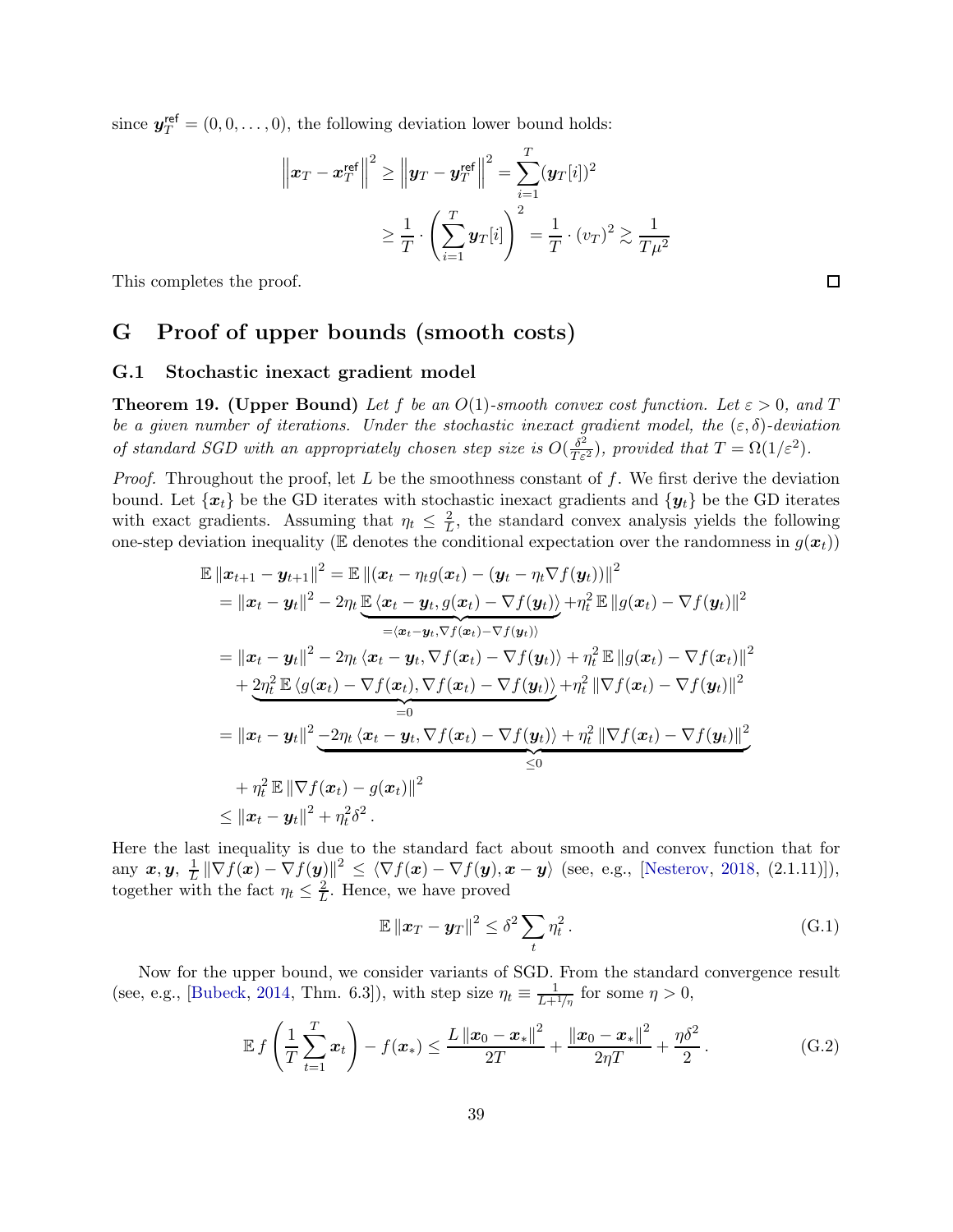since $\boldsymbol{y}_T^{\mathsf{ref}} = (0, 0, \ldots, 0)$, the following deviation lower bound holds:

$$
\begin{aligned}
\left\| \boldsymbol{x}_T - \boldsymbol{x}_T^{\mathsf{ref}} \right\|^2 \geq \left\| \boldsymbol{y}_T - \boldsymbol{y}_T^{\mathsf{ref}} \right\|^2 &= \sum_{i=1}^{T} (\boldsymbol{y}_T[i])^2 \\
&\geq \frac{1}{T} \cdot \left( \sum_{i=1}^{T} \boldsymbol{y}_T[i] \right)^2 = \frac{1}{T} \cdot (v_T)^2 \gtrsim \frac{1}{T\mu^2}
\end{aligned}
$$

This completes the proof. $\square$

# G Proof of upper bounds (smooth costs)

## G.1 Stochastic inexact gradient model

**Theorem 19. (Upper Bound)** *Let $f$ be an $O(1)$-smooth convex cost function. Let $\varepsilon > 0$, and $T$ be a given number of iterations. Under the stochastic inexact gradient model, the $(\varepsilon, \delta)$-deviation of standard SGD with an appropriately chosen step size is $O(\frac{\delta^2}{T\varepsilon^2})$, provided that $T = \Omega(1/\varepsilon^2)$.*

*Proof.* Throughout the proof, let $L$ be the smoothness constant of $f$. We first derive the deviation bound. Let $\{\boldsymbol{x}_t\}$ be the GD iterates with stochastic inexact gradients and $\{\boldsymbol{y}_t\}$ be the GD iterates with exact gradients. Assuming that $\eta_t \leq \frac{2}{L}$, the standard convex analysis yields the following one-step deviation inequality ($\mathbb{E}$ denotes the conditional expectation over the randomness in $g(\boldsymbol{x}_t)$)

$$
\begin{aligned}
\mathbb{E}\left\|\boldsymbol{x}_{t+1} - \boldsymbol{y}_{t+1}\right\|^2 &= \mathbb{E}\left\|(\boldsymbol{x}_t - \eta_t g(\boldsymbol{x}_t)) - (\boldsymbol{y}_t - \eta_t \nabla f(\boldsymbol{y}_t))\right\|^2 \\
&= \left\|\boldsymbol{x}_t - \boldsymbol{y}_t\right\|^2 - 2\eta_t \underbrace{\mathbb{E}\left\langle \boldsymbol{x}_t - \boldsymbol{y}_t, g(\boldsymbol{x}_t) - \nabla f(\boldsymbol{y}_t)\right\rangle}_{=\langle \boldsymbol{x}_t - \boldsymbol{y}_t, \nabla f(\boldsymbol{x}_t) - \nabla f(\boldsymbol{y}_t)\rangle} + \eta_t^2\, \mathbb{E}\left\|g(\boldsymbol{x}_t) - \nabla f(\boldsymbol{y}_t)\right\|^2 \\
&= \left\|\boldsymbol{x}_t - \boldsymbol{y}_t\right\|^2 - 2\eta_t \left\langle \boldsymbol{x}_t - \boldsymbol{y}_t, \nabla f(\boldsymbol{x}_t) - \nabla f(\boldsymbol{y}_t)\right\rangle + \eta_t^2\, \mathbb{E}\left\|g(\boldsymbol{x}_t) - \nabla f(\boldsymbol{x}_t)\right\|^2 \\
&\quad + \underbrace{2\eta_t^2\, \mathbb{E}\left\langle g(\boldsymbol{x}_t) - \nabla f(\boldsymbol{x}_t), \nabla f(\boldsymbol{x}_t) - \nabla f(\boldsymbol{y}_t)\right\rangle}_{=0} + \eta_t^2 \left\|\nabla f(\boldsymbol{x}_t) - \nabla f(\boldsymbol{y}_t)\right\|^2 \\
&= \left\|\boldsymbol{x}_t - \boldsymbol{y}_t\right\|^2 \underbrace{- 2\eta_t \left\langle \boldsymbol{x}_t - \boldsymbol{y}_t, \nabla f(\boldsymbol{x}_t) - \nabla f(\boldsymbol{y}_t)\right\rangle + \eta_t^2 \left\|\nabla f(\boldsymbol{x}_t) - \nabla f(\boldsymbol{y}_t)\right\|^2}_{\leq 0} \\
&\quad + \eta_t^2\, \mathbb{E}\left\|\nabla f(\boldsymbol{x}_t) - g(\boldsymbol{x}_t)\right\|^2 \\
&\leq \left\|\boldsymbol{x}_t - \boldsymbol{y}_t\right\|^2 + \eta_t^2 \delta^2 \,.
\end{aligned}
$$

Here the last inequality is due to the standard fact about smooth and convex function that for any $\boldsymbol{x}, \boldsymbol{y}$, $\frac{1}{L}\left\|\nabla f(\boldsymbol{x}) - \nabla f(\boldsymbol{y})\right\|^2 \leq \left\langle \nabla f(\boldsymbol{x}) - \nabla f(\boldsymbol{y}), \boldsymbol{x} - \boldsymbol{y}\right\rangle$ (see, e.g., [Nesterov, 2018, (2.1.11)]), together with the fact $\eta_t \leq \frac{2}{L}$. Hence, we have proved

$$
\mathbb{E}\left\|\boldsymbol{x}_T - \boldsymbol{y}_T\right\|^2 \leq \delta^2 \sum_t \eta_t^2 \,. \tag{G.1}
$$

Now for the upper bound, we consider variants of SGD. From the standard convergence result (see, e.g., [Bubeck, 2014, Thm. 6.3]), with step size $\eta_t \equiv \frac{1}{L + 1/\eta}$ for some $\eta > 0$,

$$
\mathbb{E}\, f\left(\frac{1}{T}\sum_{t=1}^{T} \boldsymbol{x}_t\right) - f(\boldsymbol{x}_*) \leq \frac{L\left\|\boldsymbol{x}_0 - \boldsymbol{x}_*\right\|^2}{2T} + \frac{\left\|\boldsymbol{x}_0 - \boldsymbol{x}_*\right\|^2}{2\eta T} + \frac{\eta\delta^2}{2} \,. \tag{G.2}
$$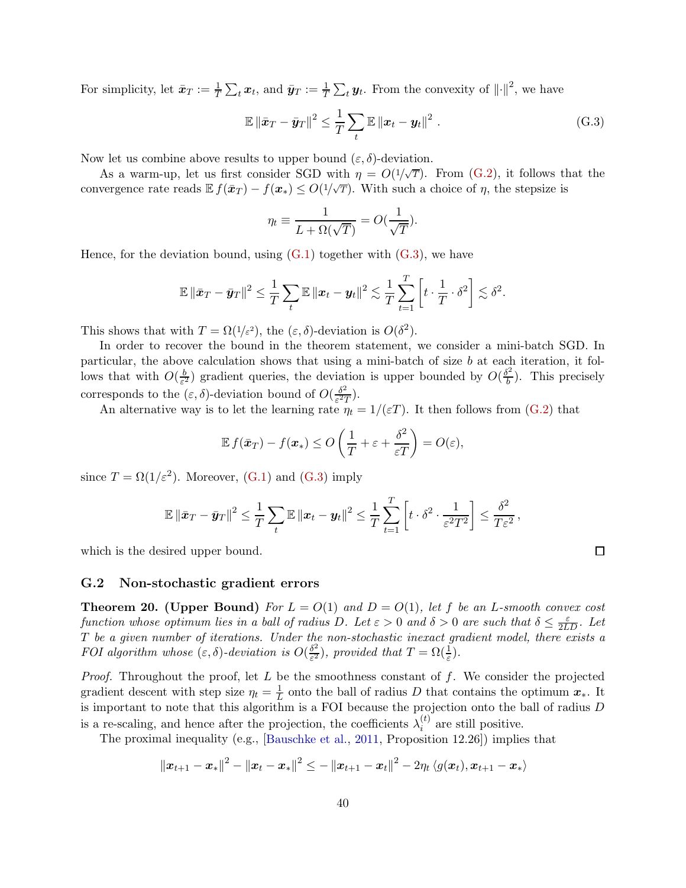For simplicity, let $\bar{\boldsymbol{x}}_T := \frac{1}{T}\sum_t \boldsymbol{x}_t$, and $\bar{\boldsymbol{y}}_T := \frac{1}{T}\sum_t \boldsymbol{y}_t$. From the convexity of $\|\cdot\|^2$, we have

$$\mathbb{E}\,\|\bar{\boldsymbol{x}}_T - \bar{\boldsymbol{y}}_T\|^2 \leq \frac{1}{T}\sum_t \mathbb{E}\,\|\boldsymbol{x}_t - \boldsymbol{y}_t\|^2 \,. \tag{G.3}$$

Now let us combine above results to upper bound $(\varepsilon, \delta)$-deviation.

As a warm-up, let us first consider SGD with $\eta = O(1/\sqrt{T})$. From (G.2), it follows that the convergence rate reads $\mathbb{E}\, f(\bar{\boldsymbol{x}}_T) - f(\boldsymbol{x}_*) \leq O(1/\sqrt{T})$. With such a choice of $\eta$, the stepsize is

$$\eta_t \equiv \frac{1}{L + \Omega(\sqrt{T})} = O(\frac{1}{\sqrt{T}}).$$

Hence, for the deviation bound, using (G.1) together with (G.3), we have

$$\mathbb{E}\,\|\bar{\boldsymbol{x}}_T - \bar{\boldsymbol{y}}_T\|^2 \leq \frac{1}{T}\sum_t \mathbb{E}\,\|\boldsymbol{x}_t - \boldsymbol{y}_t\|^2 \lesssim \frac{1}{T}\sum_{t=1}^{T}\left[t \cdot \frac{1}{T}\cdot \delta^2\right] \lesssim \delta^2.$$

This shows that with $T = \Omega(1/\varepsilon^2)$, the $(\varepsilon, \delta)$-deviation is $O(\delta^2)$.

In order to recover the bound in the theorem statement, we consider a mini-batch SGD. In particular, the above calculation shows that using a mini-batch of size $b$ at each iteration, it follows that with $O(\frac{b}{\varepsilon^2})$ gradient queries, the deviation is upper bounded by $O(\frac{\delta^2}{b})$. This precisely corresponds to the $(\varepsilon, \delta)$-deviation bound of $O(\frac{\delta^2}{\varepsilon^2 T})$.

An alternative way is to let the learning rate $\eta_t = 1/(\varepsilon T)$. It then follows from (G.2) that

$$\mathbb{E}\, f(\bar{\boldsymbol{x}}_T) - f(\boldsymbol{x}_*) \leq O\left(\frac{1}{T} + \varepsilon + \frac{\delta^2}{\varepsilon T}\right) = O(\varepsilon),$$

since $T = \Omega(1/\varepsilon^2)$. Moreover, (G.1) and (G.3) imply

$$\mathbb{E}\,\|\bar{\boldsymbol{x}}_T - \bar{\boldsymbol{y}}_T\|^2 \leq \frac{1}{T}\sum_t \mathbb{E}\,\|\boldsymbol{x}_t - \boldsymbol{y}_t\|^2 \leq \frac{1}{T}\sum_{t=1}^{T}\left[t \cdot \delta^2 \cdot \frac{1}{\varepsilon^2 T^2}\right] \leq \frac{\delta^2}{T\varepsilon^2},$$

which is the desired upper bound. □

### G.2 Non-stochastic gradient errors

**Theorem 20. (Upper Bound)** *For $L = O(1)$ and $D = O(1)$, let $f$ be an $L$-smooth convex cost function whose optimum lies in a ball of radius $D$. Let $\varepsilon > 0$ and $\delta > 0$ are such that $\delta \leq \frac{\varepsilon}{2LD}$. Let $T$ be a given number of iterations. Under the non-stochastic inexact gradient model, there exists a FOI algorithm whose $(\varepsilon, \delta)$-deviation is $O(\frac{\delta^2}{\varepsilon^2})$, provided that $T = \Omega(\frac{1}{\varepsilon})$.*

*Proof.* Throughout the proof, let $L$ be the smoothness constant of $f$. We consider the projected gradient descent with step size $\eta_t = \frac{1}{L}$ onto the ball of radius $D$ that contains the optimum $\boldsymbol{x}_*$. It is important to note that this algorithm is a FOI because the projection onto the ball of radius $D$ is a re-scaling, and hence after the projection, the coefficients $\lambda_i^{(t)}$ are still positive.

The proximal inequality (e.g., [Bauschke et al., 2011, Proposition 12.26]) implies that

$$\|\boldsymbol{x}_{t+1} - \boldsymbol{x}_*\|^2 - \|\boldsymbol{x}_t - \boldsymbol{x}_*\|^2 \leq -\|\boldsymbol{x}_{t+1} - \boldsymbol{x}_t\|^2 - 2\eta_t \langle g(\boldsymbol{x}_t), \boldsymbol{x}_{t+1} - \boldsymbol{x}_*\rangle$$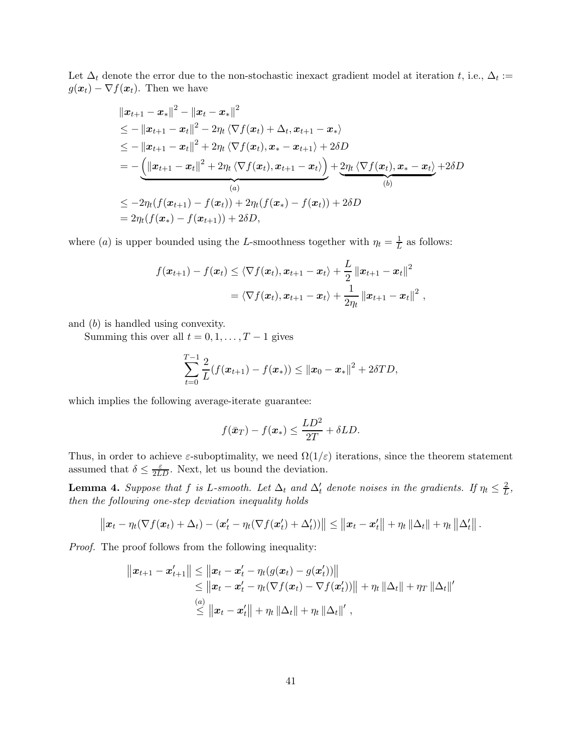Let $\Delta_t$ denote the error due to the non-stochastic inexact gradient model at iteration $t$, i.e., $\Delta_t := g(\boldsymbol{x}_t) - \nabla f(\boldsymbol{x}_t)$. Then we have

$$
\begin{aligned}
&\|\boldsymbol{x}_{t+1} - \boldsymbol{x}_*\|^2 - \|\boldsymbol{x}_t - \boldsymbol{x}_*\|^2 \\
&\leq -\|\boldsymbol{x}_{t+1} - \boldsymbol{x}_t\|^2 - 2\eta_t \langle \nabla f(\boldsymbol{x}_t) + \Delta_t, \boldsymbol{x}_{t+1} - \boldsymbol{x}_* \rangle \\
&\leq -\|\boldsymbol{x}_{t+1} - \boldsymbol{x}_t\|^2 + 2\eta_t \langle \nabla f(\boldsymbol{x}_t), \boldsymbol{x}_* - \boldsymbol{x}_{t+1} \rangle + 2\delta D \\
&= -\underbrace{\left( \|\boldsymbol{x}_{t+1} - \boldsymbol{x}_t\|^2 + 2\eta_t \langle \nabla f(\boldsymbol{x}_t), \boldsymbol{x}_{t+1} - \boldsymbol{x}_t \rangle \right)}_{(a)} + \underbrace{2\eta_t \langle \nabla f(\boldsymbol{x}_t), \boldsymbol{x}_* - \boldsymbol{x}_t \rangle}_{(b)} + 2\delta D \\
&\leq -2\eta_t (f(\boldsymbol{x}_{t+1}) - f(\boldsymbol{x}_t)) + 2\eta_t (f(\boldsymbol{x}_*) - f(\boldsymbol{x}_t)) + 2\delta D \\
&= 2\eta_t (f(\boldsymbol{x}_*) - f(\boldsymbol{x}_{t+1})) + 2\delta D,
\end{aligned}
$$

where $(a)$ is upper bounded using the $L$-smoothness together with $\eta_t = \frac{1}{L}$ as follows:

$$
\begin{aligned}
f(\boldsymbol{x}_{t+1}) - f(\boldsymbol{x}_t) &\leq \langle \nabla f(\boldsymbol{x}_t), \boldsymbol{x}_{t+1} - \boldsymbol{x}_t \rangle + \frac{L}{2} \|\boldsymbol{x}_{t+1} - \boldsymbol{x}_t\|^2 \\
&= \langle \nabla f(\boldsymbol{x}_t), \boldsymbol{x}_{t+1} - \boldsymbol{x}_t \rangle + \frac{1}{2\eta_t} \|\boldsymbol{x}_{t+1} - \boldsymbol{x}_t\|^2 ,
\end{aligned}
$$

and $(b)$ is handled using convexity.

Summing this over all $t = 0, 1, \dots, T-1$ gives

$$
\sum_{t=0}^{T-1} \frac{2}{L} (f(\boldsymbol{x}_{t+1}) - f(\boldsymbol{x}_*)) \leq \|\boldsymbol{x}_0 - \boldsymbol{x}_*\|^2 + 2\delta T D,
$$

which implies the following average-iterate guarantee:

$$
f(\bar{\boldsymbol{x}}_T) - f(\boldsymbol{x}_*) \leq \frac{LD^2}{2T} + \delta L D.
$$

Thus, in order to achieve $\varepsilon$-suboptimality, we need $\Omega(1/\varepsilon)$ iterations, since the theorem statement assumed that $\delta \leq \frac{\varepsilon}{2LD}$. Next, let us bound the deviation.

**Lemma 4.** *Suppose that $f$ is $L$-smooth. Let $\Delta_t$ and $\Delta_t'$ denote noises in the gradients. If $\eta_t \leq \frac{2}{L}$, then the following one-step deviation inequality holds*

$$
\left\| \boldsymbol{x}_t - \eta_t (\nabla f(\boldsymbol{x}_t) + \Delta_t) - (\boldsymbol{x}_t' - \eta_t (\nabla f(\boldsymbol{x}_t') + \Delta_t')) \right\| \leq \left\| \boldsymbol{x}_t - \boldsymbol{x}_t' \right\| + \eta_t \|\Delta_t\| + \eta_t \left\| \Delta_t' \right\| .
$$

*Proof.* The proof follows from the following inequality:

$$
\begin{aligned}
\left\| \boldsymbol{x}_{t+1} - \boldsymbol{x}_{t+1}' \right\| &\leq \left\| \boldsymbol{x}_t - \boldsymbol{x}_t' - \eta_t (g(\boldsymbol{x}_t) - g(\boldsymbol{x}_t')) \right\| \\
&\leq \left\| \boldsymbol{x}_t - \boldsymbol{x}_t' - \eta_t (\nabla f(\boldsymbol{x}_t) - \nabla f(\boldsymbol{x}_t')) \right\| + \eta_t \|\Delta_t\| + \eta_T \|\Delta_t\|' \\
&\overset{(a)}{\leq} \left\| \boldsymbol{x}_t - \boldsymbol{x}_t' \right\| + \eta_t \|\Delta_t\| + \eta_t \|\Delta_t\|' ,
\end{aligned}
$$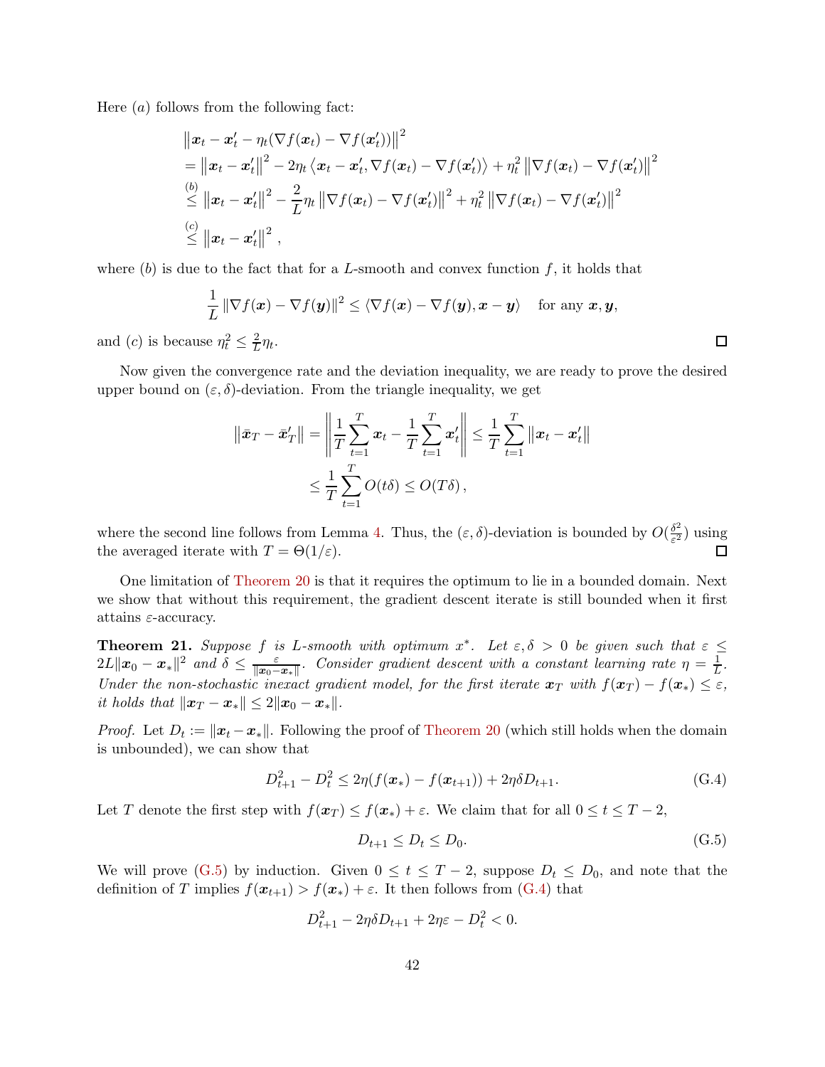Here $(a)$ follows from the following fact:

$$
\begin{aligned}
&\left\|\boldsymbol{x}_t - \boldsymbol{x}_t' - \eta_t(\nabla f(\boldsymbol{x}_t) - \nabla f(\boldsymbol{x}_t'))\right\|^2 \\
&= \left\|\boldsymbol{x}_t - \boldsymbol{x}_t'\right\|^2 - 2\eta_t \left\langle \boldsymbol{x}_t - \boldsymbol{x}_t', \nabla f(\boldsymbol{x}_t) - \nabla f(\boldsymbol{x}_t')\right\rangle + \eta_t^2 \left\|\nabla f(\boldsymbol{x}_t) - \nabla f(\boldsymbol{x}_t')\right\|^2 \\
&\overset{(b)}{\leq} \left\|\boldsymbol{x}_t - \boldsymbol{x}_t'\right\|^2 - \frac{2}{L}\eta_t \left\|\nabla f(\boldsymbol{x}_t) - \nabla f(\boldsymbol{x}_t')\right\|^2 + \eta_t^2 \left\|\nabla f(\boldsymbol{x}_t) - \nabla f(\boldsymbol{x}_t')\right\|^2 \\
&\overset{(c)}{\leq} \left\|\boldsymbol{x}_t - \boldsymbol{x}_t'\right\|^2 ,
\end{aligned}
$$

where $(b)$ is due to the fact that for a $L$-smooth and convex function $f$, it holds that

$$
\frac{1}{L}\left\|\nabla f(\boldsymbol{x}) - \nabla f(\boldsymbol{y})\right\|^2 \leq \langle \nabla f(\boldsymbol{x}) - \nabla f(\boldsymbol{y}), \boldsymbol{x} - \boldsymbol{y}\rangle \quad \text{for any } \boldsymbol{x}, \boldsymbol{y},
$$

and $(c)$ is because $\eta_t^2 \leq \frac{2}{L}\eta_t$. ∎

Now given the convergence rate and the deviation inequality, we are ready to prove the desired upper bound on $(\varepsilon, \delta)$-deviation. From the triangle inequality, we get

$$
\begin{aligned}
\left\|\bar{\boldsymbol{x}}_T - \bar{\boldsymbol{x}}_T'\right\| = \left\|\frac{1}{T}\sum_{t=1}^{T}\boldsymbol{x}_t - \frac{1}{T}\sum_{t=1}^{T}\boldsymbol{x}_t'\right\| \leq \frac{1}{T}\sum_{t=1}^{T}\left\|\boldsymbol{x}_t - \boldsymbol{x}_t'\right\| \\
\leq \frac{1}{T}\sum_{t=1}^{T} O(t\delta) \leq O(T\delta)\,,
\end{aligned}
$$

where the second line follows from Lemma 4. Thus, the $(\varepsilon, \delta)$-deviation is bounded by $O(\frac{\delta^2}{\varepsilon^2})$ using the averaged iterate with $T = \Theta(1/\varepsilon)$. ∎

One limitation of Theorem 20 is that it requires the optimum to lie in a bounded domain. Next we show that without this requirement, the gradient descent iterate is still bounded when it first attains $\varepsilon$-accuracy.

**Theorem 21.** *Suppose $f$ is $L$-smooth with optimum $x^*$. Let $\varepsilon, \delta > 0$ be given such that $\varepsilon \leq 2L\|\boldsymbol{x}_0 - \boldsymbol{x}_*\|^2$ and $\delta \leq \frac{\varepsilon}{\|\boldsymbol{x}_0 - \boldsymbol{x}_*\|}$. Consider gradient descent with a constant learning rate $\eta = \frac{1}{L}$. Under the non-stochastic inexact gradient model, for the first iterate $\boldsymbol{x}_T$ with $f(\boldsymbol{x}_T) - f(\boldsymbol{x}_*) \leq \varepsilon$, it holds that $\|\boldsymbol{x}_T - \boldsymbol{x}_*\| \leq 2\|\boldsymbol{x}_0 - \boldsymbol{x}_*\|$.*

*Proof.* Let $D_t := \|\boldsymbol{x}_t - \boldsymbol{x}_*\|$. Following the proof of Theorem 20 (which still holds when the domain is unbounded), we can show that

$$
D_{t+1}^2 - D_t^2 \leq 2\eta(f(\boldsymbol{x}_*) - f(\boldsymbol{x}_{t+1})) + 2\eta\delta D_{t+1}. \tag{G.4}
$$

Let $T$ denote the first step with $f(\boldsymbol{x}_T) \leq f(\boldsymbol{x}_*) + \varepsilon$. We claim that for all $0 \leq t \leq T-2$,

$$
D_{t+1} \leq D_t \leq D_0. \tag{G.5}
$$

We will prove (G.5) by induction. Given $0 \leq t \leq T-2$, suppose $D_t \leq D_0$, and note that the definition of $T$ implies $f(\boldsymbol{x}_{t+1}) > f(\boldsymbol{x}_*) + \varepsilon$. It then follows from (G.4) that

$$
D_{t+1}^2 - 2\eta\delta D_{t+1} + 2\eta\varepsilon - D_t^2 < 0.
$$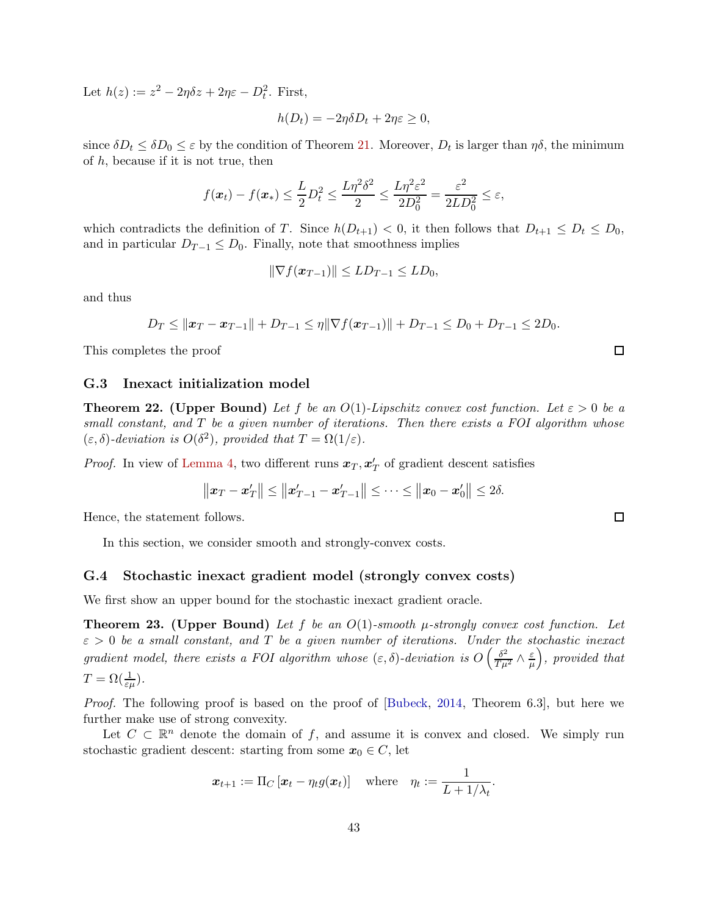Let $h(z) := z^2 - 2\eta\delta z + 2\eta\varepsilon - D_t^2$. First,

$$h(D_t) = -2\eta\delta D_t + 2\eta\varepsilon \geq 0,$$

since $\delta D_t \leq \delta D_0 \leq \varepsilon$ by the condition of Theorem 21. Moreover, $D_t$ is larger than $\eta\delta$, the minimum of $h$, because if it is not true, then

$$f(\boldsymbol{x}_t) - f(\boldsymbol{x}_*) \leq \frac{L}{2} D_t^2 \leq \frac{L\eta^2\delta^2}{2} \leq \frac{L\eta^2\varepsilon^2}{2D_0^2} = \frac{\varepsilon^2}{2LD_0^2} \leq \varepsilon,$$

which contradicts the definition of $T$. Since $h(D_{t+1}) < 0$, it then follows that $D_{t+1} \leq D_t \leq D_0$, and in particular $D_{T-1} \leq D_0$. Finally, note that smoothness implies

$$\|\nabla f(\boldsymbol{x}_{T-1})\| \leq LD_{T-1} \leq LD_0,$$

and thus

$$D_T \leq \|\boldsymbol{x}_T - \boldsymbol{x}_{T-1}\| + D_{T-1} \leq \eta \|\nabla f(\boldsymbol{x}_{T-1})\| + D_{T-1} \leq D_0 + D_{T-1} \leq 2D_0.$$

This completes the proof □

### G.3 Inexact initialization model

**Theorem 22. (Upper Bound)** *Let $f$ be an $O(1)$-Lipschitz convex cost function. Let $\varepsilon > 0$ be a small constant, and $T$ be a given number of iterations. Then there exists a FOI algorithm whose $(\varepsilon, \delta)$-deviation is $O(\delta^2)$, provided that $T = \Omega(1/\varepsilon)$.*

*Proof.* In view of Lemma 4, two different runs $\boldsymbol{x}_T, \boldsymbol{x}'_T$ of gradient descent satisfies

$$\left\|\boldsymbol{x}_T - \boldsymbol{x}'_T\right\| \leq \left\|\boldsymbol{x}'_{T-1} - \boldsymbol{x}'_{T-1}\right\| \leq \cdots \leq \left\|\boldsymbol{x}_0 - \boldsymbol{x}'_0\right\| \leq 2\delta.$$

Hence, the statement follows. □

In this section, we consider smooth and strongly-convex costs.

### G.4 Stochastic inexact gradient model (strongly convex costs)

We first show an upper bound for the stochastic inexact gradient oracle.

**Theorem 23. (Upper Bound)** *Let $f$ be an $O(1)$-smooth $\mu$-strongly convex cost function. Let $\varepsilon > 0$ be a small constant, and $T$ be a given number of iterations. Under the stochastic inexact gradient model, there exists a FOI algorithm whose $(\varepsilon, \delta)$-deviation is $O\left(\frac{\delta^2}{T\mu^2} \wedge \frac{\varepsilon}{\mu}\right)$, provided that $T = \Omega(\frac{1}{\varepsilon\mu})$.*

*Proof.* The following proof is based on the proof of [Bubeck, 2014, Theorem 6.3], but here we further make use of strong convexity.

Let $C \subset \mathbb{R}^n$ denote the domain of $f$, and assume it is convex and closed. We simply run stochastic gradient descent: starting from some $\boldsymbol{x}_0 \in C$, let

$$\boldsymbol{x}_{t+1} := \Pi_C \left[\boldsymbol{x}_t - \eta_t g(\boldsymbol{x}_t)\right] \quad \text{where} \quad \eta_t := \frac{1}{L + 1/\lambda_t}.$$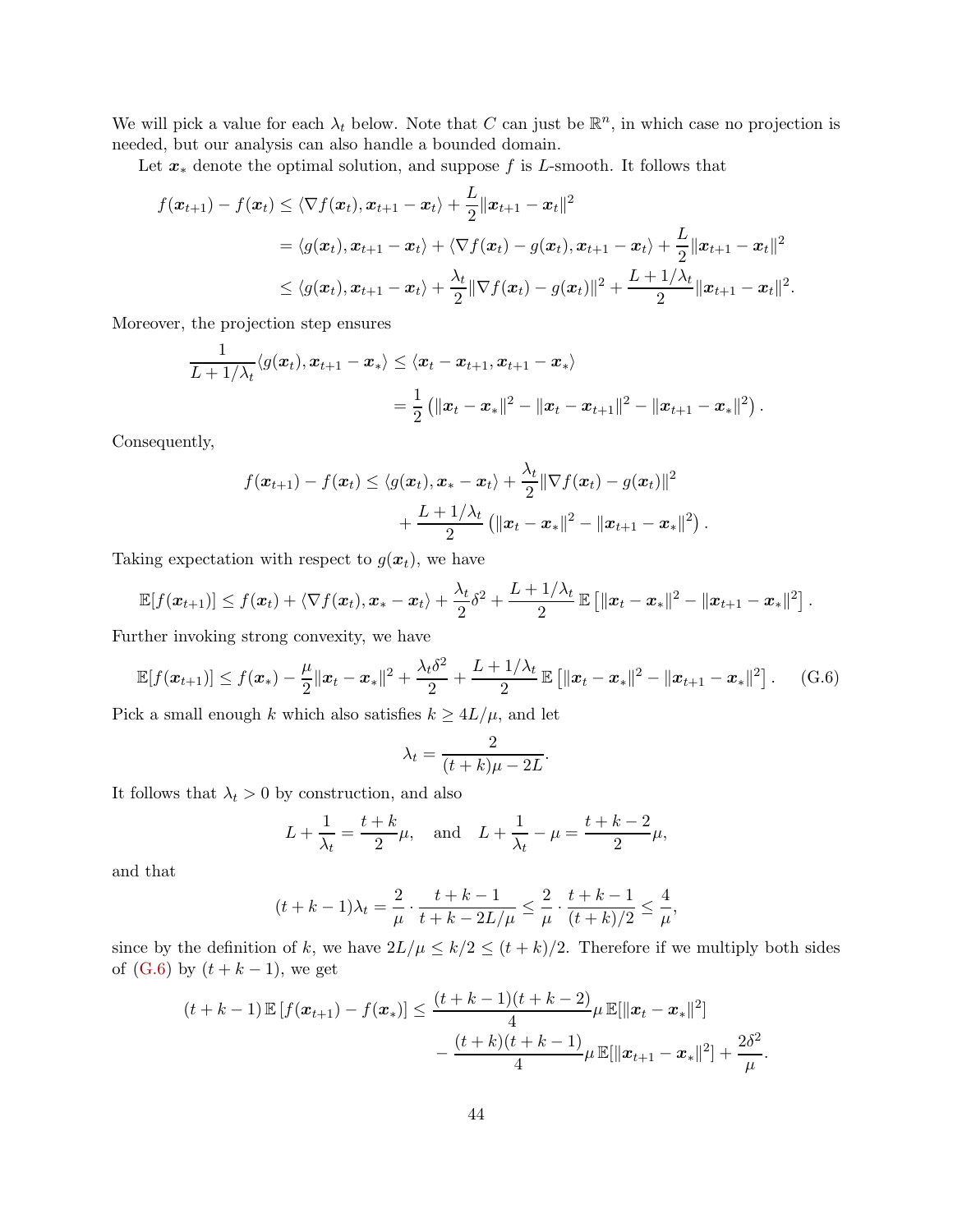We will pick a value for each $\lambda_t$ below. Note that $C$ can just be $\mathbb{R}^n$, in which case no projection is needed, but our analysis can also handle a bounded domain.

Let $\boldsymbol{x}_*$ denote the optimal solution, and suppose $f$ is $L$-smooth. It follows that

$$
\begin{aligned}
f(\boldsymbol{x}_{t+1}) - f(\boldsymbol{x}_t) &\leq \langle \nabla f(\boldsymbol{x}_t), \boldsymbol{x}_{t+1} - \boldsymbol{x}_t \rangle + \frac{L}{2}\|\boldsymbol{x}_{t+1} - \boldsymbol{x}_t\|^2 \\
&= \langle g(\boldsymbol{x}_t), \boldsymbol{x}_{t+1} - \boldsymbol{x}_t \rangle + \langle \nabla f(\boldsymbol{x}_t) - g(\boldsymbol{x}_t), \boldsymbol{x}_{t+1} - \boldsymbol{x}_t \rangle + \frac{L}{2}\|\boldsymbol{x}_{t+1} - \boldsymbol{x}_t\|^2 \\
&\leq \langle g(\boldsymbol{x}_t), \boldsymbol{x}_{t+1} - \boldsymbol{x}_t \rangle + \frac{\lambda_t}{2}\|\nabla f(\boldsymbol{x}_t) - g(\boldsymbol{x}_t)\|^2 + \frac{L + 1/\lambda_t}{2}\|\boldsymbol{x}_{t+1} - \boldsymbol{x}_t\|^2.
\end{aligned}
$$

Moreover, the projection step ensures

$$
\begin{aligned}
\frac{1}{L + 1/\lambda_t}\langle g(\boldsymbol{x}_t), \boldsymbol{x}_{t+1} - \boldsymbol{x}_* \rangle &\leq \langle \boldsymbol{x}_t - \boldsymbol{x}_{t+1}, \boldsymbol{x}_{t+1} - \boldsymbol{x}_* \rangle \\
&= \frac{1}{2}\left(\|\boldsymbol{x}_t - \boldsymbol{x}_*\|^2 - \|\boldsymbol{x}_t - \boldsymbol{x}_{t+1}\|^2 - \|\boldsymbol{x}_{t+1} - \boldsymbol{x}_*\|^2\right).
\end{aligned}
$$

Consequently,

$$
\begin{aligned}
f(\boldsymbol{x}_{t+1}) - f(\boldsymbol{x}_t) \leq \langle g(\boldsymbol{x}_t), \boldsymbol{x}_* - \boldsymbol{x}_t \rangle &+ \frac{\lambda_t}{2}\|\nabla f(\boldsymbol{x}_t) - g(\boldsymbol{x}_t)\|^2 \\
&+ \frac{L + 1/\lambda_t}{2}\left(\|\boldsymbol{x}_t - \boldsymbol{x}_*\|^2 - \|\boldsymbol{x}_{t+1} - \boldsymbol{x}_*\|^2\right).
\end{aligned}
$$

Taking expectation with respect to $g(\boldsymbol{x}_t)$, we have

$$
\mathbb{E}[f(\boldsymbol{x}_{t+1})] \leq f(\boldsymbol{x}_t) + \langle \nabla f(\boldsymbol{x}_t), \boldsymbol{x}_* - \boldsymbol{x}_t \rangle + \frac{\lambda_t}{2}\delta^2 + \frac{L + 1/\lambda_t}{2}\,\mathbb{E}\left[\|\boldsymbol{x}_t - \boldsymbol{x}_*\|^2 - \|\boldsymbol{x}_{t+1} - \boldsymbol{x}_*\|^2\right].
$$

Further invoking strong convexity, we have

$$
\mathbb{E}[f(\boldsymbol{x}_{t+1})] \leq f(\boldsymbol{x}_*) - \frac{\mu}{2}\|\boldsymbol{x}_t - \boldsymbol{x}_*\|^2 + \frac{\lambda_t \delta^2}{2} + \frac{L + 1/\lambda_t}{2}\,\mathbb{E}\left[\|\boldsymbol{x}_t - \boldsymbol{x}_*\|^2 - \|\boldsymbol{x}_{t+1} - \boldsymbol{x}_*\|^2\right]. \tag{G.6}
$$

Pick a small enough $k$ which also satisfies $k \geq 4L/\mu$, and let

$$
\lambda_t = \frac{2}{(t+k)\mu - 2L}.
$$

It follows that $\lambda_t > 0$ by construction, and also

$$
L + \frac{1}{\lambda_t} = \frac{t+k}{2}\mu, \quad \text{and} \quad L + \frac{1}{\lambda_t} - \mu = \frac{t+k-2}{2}\mu,
$$

and that

$$
(t+k-1)\lambda_t = \frac{2}{\mu} \cdot \frac{t+k-1}{t+k-2L/\mu} \leq \frac{2}{\mu} \cdot \frac{t+k-1}{(t+k)/2} \leq \frac{4}{\mu},
$$

since by the definition of $k$, we have $2L/\mu \leq k/2 \leq (t+k)/2$. Therefore if we multiply both sides of (G.6) by $(t+k-1)$, we get

$$
\begin{aligned}
(t+k-1)\,\mathbb{E}\left[f(\boldsymbol{x}_{t+1}) - f(\boldsymbol{x}_*)\right] \leq \frac{(t+k-1)(t+k-2)}{4}&\mu\,\mathbb{E}[\|\boldsymbol{x}_t - \boldsymbol{x}_*\|^2] \\
&- \frac{(t+k)(t+k-1)}{4}\mu\,\mathbb{E}[\|\boldsymbol{x}_{t+1} - \boldsymbol{x}_*\|^2] + \frac{2\delta^2}{\mu}.
\end{aligned}
$$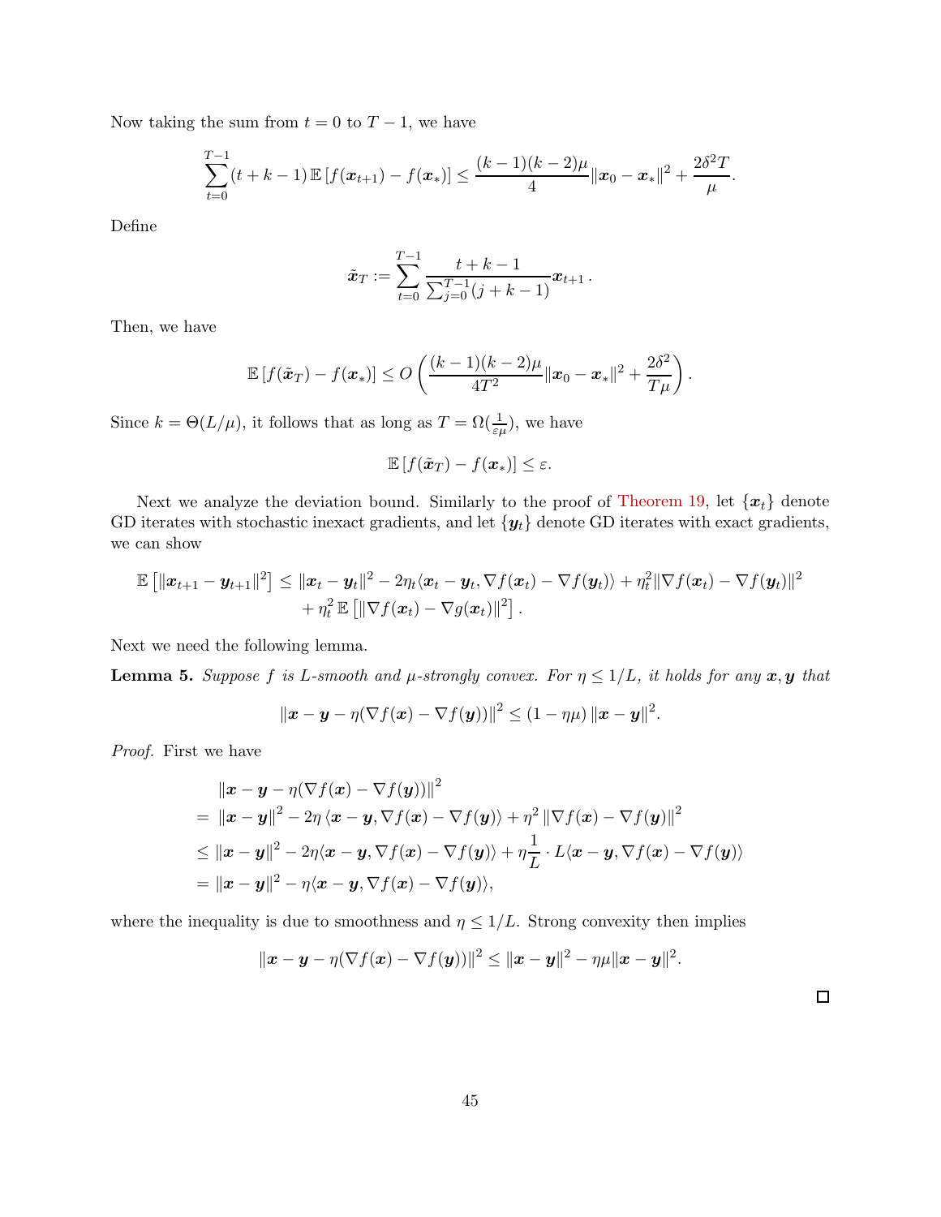Now taking the sum from $t = 0$ to $T - 1$, we have

$$\sum_{t=0}^{T-1} (t + k - 1) \, \mathbb{E}\left[f(\boldsymbol{x}_{t+1}) - f(\boldsymbol{x}_*)\right] \leq \frac{(k-1)(k-2)\mu}{4} \|\boldsymbol{x}_0 - \boldsymbol{x}_*\|^2 + \frac{2\delta^2 T}{\mu}.$$

Define

$$\tilde{\boldsymbol{x}}_T := \sum_{t=0}^{T-1} \frac{t + k - 1}{\sum_{j=0}^{T-1}(j + k - 1)} \boldsymbol{x}_{t+1} \, .$$

Then, we have

$$\mathbb{E}\left[f(\tilde{\boldsymbol{x}}_T) - f(\boldsymbol{x}_*)\right] \leq O\left(\frac{(k-1)(k-2)\mu}{4T^2} \|\boldsymbol{x}_0 - \boldsymbol{x}_*\|^2 + \frac{2\delta^2}{T\mu}\right).$$

Since $k = \Theta(L/\mu)$, it follows that as long as $T = \Omega(\frac{1}{\varepsilon\mu})$, we have

$$\mathbb{E}\left[f(\tilde{\boldsymbol{x}}_T) - f(\boldsymbol{x}_*)\right] \leq \varepsilon.$$

Next we analyze the deviation bound. Similarly to the proof of Theorem 19, let $\{\boldsymbol{x}_t\}$ denote GD iterates with stochastic inexact gradients, and let $\{\boldsymbol{y}_t\}$ denote GD iterates with exact gradients, we can show

$$\begin{aligned}
\mathbb{E}\left[\|\boldsymbol{x}_{t+1} - \boldsymbol{y}_{t+1}\|^2\right] \leq \; & \|\boldsymbol{x}_t - \boldsymbol{y}_t\|^2 - 2\eta_t \langle \boldsymbol{x}_t - \boldsymbol{y}_t, \nabla f(\boldsymbol{x}_t) - \nabla f(\boldsymbol{y}_t)\rangle + \eta_t^2 \|\nabla f(\boldsymbol{x}_t) - \nabla f(\boldsymbol{y}_t)\|^2 \\
& + \eta_t^2 \, \mathbb{E}\left[\|\nabla f(\boldsymbol{x}_t) - \nabla g(\boldsymbol{x}_t)\|^2\right].
\end{aligned}$$

Next we need the following lemma.

**Lemma 5.** *Suppose $f$ is $L$-smooth and $\mu$-strongly convex. For $\eta \leq 1/L$, it holds for any $\boldsymbol{x}, \boldsymbol{y}$ that*

$$\|\boldsymbol{x} - \boldsymbol{y} - \eta(\nabla f(\boldsymbol{x}) - \nabla f(\boldsymbol{y}))\|^2 \leq (1 - \eta\mu) \|\boldsymbol{x} - \boldsymbol{y}\|^2.$$

*Proof.* First we have

$$\begin{aligned}
& \|\boldsymbol{x} - \boldsymbol{y} - \eta(\nabla f(\boldsymbol{x}) - \nabla f(\boldsymbol{y}))\|^2 \\
= \; & \|\boldsymbol{x} - \boldsymbol{y}\|^2 - 2\eta \langle \boldsymbol{x} - \boldsymbol{y}, \nabla f(\boldsymbol{x}) - \nabla f(\boldsymbol{y})\rangle + \eta^2 \|\nabla f(\boldsymbol{x}) - \nabla f(\boldsymbol{y})\|^2 \\
\leq \; & \|\boldsymbol{x} - \boldsymbol{y}\|^2 - 2\eta \langle \boldsymbol{x} - \boldsymbol{y}, \nabla f(\boldsymbol{x}) - \nabla f(\boldsymbol{y})\rangle + \eta \frac{1}{L} \cdot L \langle \boldsymbol{x} - \boldsymbol{y}, \nabla f(\boldsymbol{x}) - \nabla f(\boldsymbol{y})\rangle \\
= \; & \|\boldsymbol{x} - \boldsymbol{y}\|^2 - \eta \langle \boldsymbol{x} - \boldsymbol{y}, \nabla f(\boldsymbol{x}) - \nabla f(\boldsymbol{y})\rangle,
\end{aligned}$$

where the inequality is due to smoothness and $\eta \leq 1/L$. Strong convexity then implies

$$\|\boldsymbol{x} - \boldsymbol{y} - \eta(\nabla f(\boldsymbol{x}) - \nabla f(\boldsymbol{y}))\|^2 \leq \|\boldsymbol{x} - \boldsymbol{y}\|^2 - \eta\mu \|\boldsymbol{x} - \boldsymbol{y}\|^2.$$

□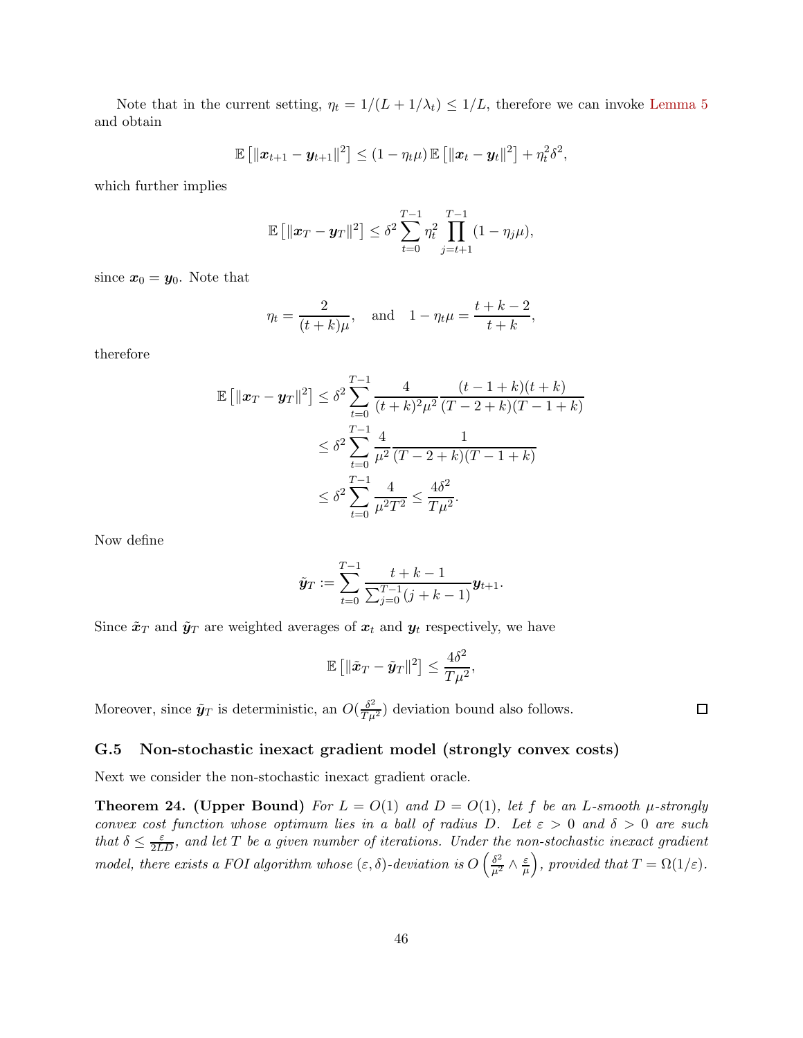Note that in the current setting, $\eta_t = 1/(L + 1/\lambda_t) \leq 1/L$, therefore we can invoke Lemma 5 and obtain

$$\mathbb{E}\left[\|\boldsymbol{x}_{t+1} - \boldsymbol{y}_{t+1}\|^2\right] \leq (1 - \eta_t \mu)\, \mathbb{E}\left[\|\boldsymbol{x}_t - \boldsymbol{y}_t\|^2\right] + \eta_t^2 \delta^2,$$

which further implies

$$\mathbb{E}\left[\|\boldsymbol{x}_T - \boldsymbol{y}_T\|^2\right] \leq \delta^2 \sum_{t=0}^{T-1} \eta_t^2 \prod_{j=t+1}^{T-1} (1 - \eta_j \mu),$$

since $\boldsymbol{x}_0 = \boldsymbol{y}_0$. Note that

$$\eta_t = \frac{2}{(t+k)\mu}, \quad \text{and} \quad 1 - \eta_t \mu = \frac{t+k-2}{t+k},$$

therefore

$$\begin{aligned}
\mathbb{E}\left[\|\boldsymbol{x}_T - \boldsymbol{y}_T\|^2\right] &\leq \delta^2 \sum_{t=0}^{T-1} \frac{4}{(t+k)^2 \mu^2} \frac{(t-1+k)(t+k)}{(T-2+k)(T-1+k)} \\
&\leq \delta^2 \sum_{t=0}^{T-1} \frac{4}{\mu^2} \frac{1}{(T-2+k)(T-1+k)} \\
&\leq \delta^2 \sum_{t=0}^{T-1} \frac{4}{\mu^2 T^2} \leq \frac{4\delta^2}{T\mu^2}.
\end{aligned}$$

Now define

$$\tilde{\boldsymbol{y}}_T := \sum_{t=0}^{T-1} \frac{t+k-1}{\sum_{j=0}^{T-1}(j+k-1)} \boldsymbol{y}_{t+1}.$$

Since $\tilde{\boldsymbol{x}}_T$ and $\tilde{\boldsymbol{y}}_T$ are weighted averages of $\boldsymbol{x}_t$ and $\boldsymbol{y}_t$ respectively, we have

$$\mathbb{E}\left[\|\tilde{\boldsymbol{x}}_T - \tilde{\boldsymbol{y}}_T\|^2\right] \leq \frac{4\delta^2}{T\mu^2},$$

Moreover, since $\tilde{\boldsymbol{y}}_T$ is deterministic, an $O(\frac{\delta^2}{T\mu^2})$ deviation bound also follows. □

### G.5 Non-stochastic inexact gradient model (strongly convex costs)

Next we consider the non-stochastic inexact gradient oracle.

**Theorem 24. (Upper Bound)** *For $L = O(1)$ and $D = O(1)$, let $f$ be an $L$-smooth $\mu$-strongly convex cost function whose optimum lies in a ball of radius $D$. Let $\varepsilon > 0$ and $\delta > 0$ are such that $\delta \leq \frac{\varepsilon}{2LD}$, and let $T$ be a given number of iterations. Under the non-stochastic inexact gradient model, there exists a FOI algorithm whose $(\varepsilon, \delta)$-deviation is $O\left(\frac{\delta^2}{\mu^2} \wedge \frac{\varepsilon}{\mu}\right)$, provided that $T = \Omega(1/\varepsilon)$.*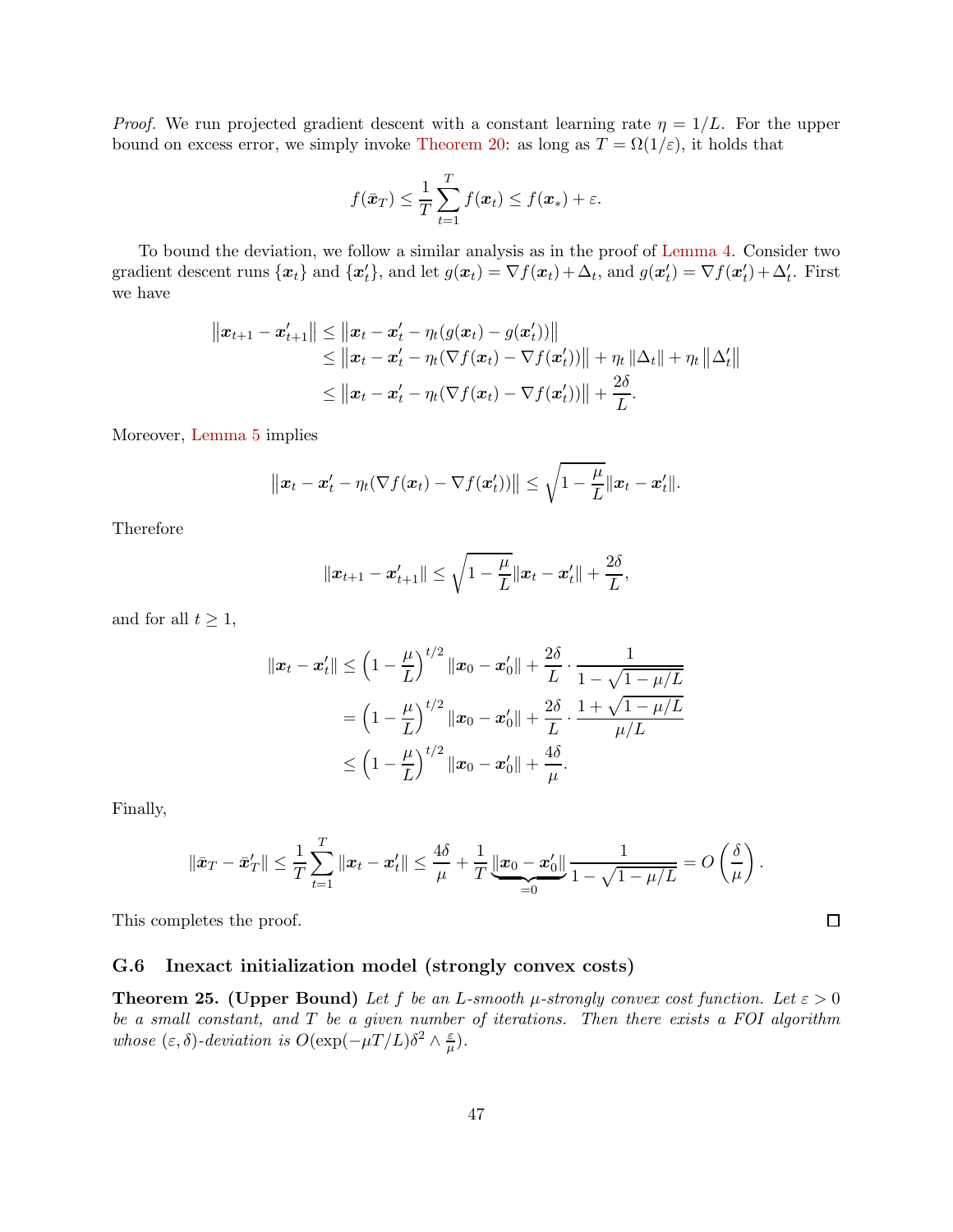*Proof.* We run projected gradient descent with a constant learning rate $\eta = 1/L$. For the upper bound on excess error, we simply invoke Theorem 20: as long as $T = \Omega(1/\varepsilon)$, it holds that

$$f(\bar{\boldsymbol{x}}_T) \le \frac{1}{T}\sum_{t=1}^{T} f(\boldsymbol{x}_t) \le f(\boldsymbol{x}_*) + \varepsilon.$$

To bound the deviation, we follow a similar analysis as in the proof of Lemma 4. Consider two gradient descent runs $\{\boldsymbol{x}_t\}$ and $\{\boldsymbol{x}'_t\}$, and let $g(\boldsymbol{x}_t) = \nabla f(\boldsymbol{x}_t) + \Delta_t$, and $g(\boldsymbol{x}'_t) = \nabla f(\boldsymbol{x}'_t) + \Delta'_t$. First we have

$$\begin{aligned}
\left\|\boldsymbol{x}_{t+1} - \boldsymbol{x}'_{t+1}\right\| &\le \left\|\boldsymbol{x}_t - \boldsymbol{x}'_t - \eta_t(g(\boldsymbol{x}_t) - g(\boldsymbol{x}'_t))\right\| \\
&\le \left\|\boldsymbol{x}_t - \boldsymbol{x}'_t - \eta_t(\nabla f(\boldsymbol{x}_t) - \nabla f(\boldsymbol{x}'_t))\right\| + \eta_t \left\|\Delta_t\right\| + \eta_t \left\|\Delta'_t\right\| \\
&\le \left\|\boldsymbol{x}_t - \boldsymbol{x}'_t - \eta_t(\nabla f(\boldsymbol{x}_t) - \nabla f(\boldsymbol{x}'_t))\right\| + \frac{2\delta}{L}.
\end{aligned}$$

Moreover, Lemma 5 implies

$$\left\|\boldsymbol{x}_t - \boldsymbol{x}'_t - \eta_t(\nabla f(\boldsymbol{x}_t) - \nabla f(\boldsymbol{x}'_t))\right\| \le \sqrt{1 - \frac{\mu}{L}}\|\boldsymbol{x}_t - \boldsymbol{x}'_t\|.$$

Therefore

$$\|\boldsymbol{x}_{t+1} - \boldsymbol{x}'_{t+1}\| \le \sqrt{1 - \frac{\mu}{L}}\|\boldsymbol{x}_t - \boldsymbol{x}'_t\| + \frac{2\delta}{L},$$

and for all $t \ge 1$,

$$\begin{aligned}
\|\boldsymbol{x}_t - \boldsymbol{x}'_t\| &\le \left(1 - \frac{\mu}{L}\right)^{t/2}\|\boldsymbol{x}_0 - \boldsymbol{x}'_0\| + \frac{2\delta}{L}\cdot\frac{1}{1 - \sqrt{1 - \mu/L}} \\
&= \left(1 - \frac{\mu}{L}\right)^{t/2}\|\boldsymbol{x}_0 - \boldsymbol{x}'_0\| + \frac{2\delta}{L}\cdot\frac{1 + \sqrt{1 - \mu/L}}{\mu/L} \\
&\le \left(1 - \frac{\mu}{L}\right)^{t/2}\|\boldsymbol{x}_0 - \boldsymbol{x}'_0\| + \frac{4\delta}{\mu}.
\end{aligned}$$

Finally,

$$\|\bar{\boldsymbol{x}}_T - \bar{\boldsymbol{x}}'_T\| \le \frac{1}{T}\sum_{t=1}^{T}\|\boldsymbol{x}_t - \boldsymbol{x}'_t\| \le \frac{4\delta}{\mu} + \frac{1}{T}\underbrace{\|\boldsymbol{x}_0 - \boldsymbol{x}'_0\|}_{=0}\frac{1}{1 - \sqrt{1 - \mu/L}} = O\left(\frac{\delta}{\mu}\right).$$

This completes the proof. ∎

### G.6 Inexact initialization model (strongly convex costs)

**Theorem 25. (Upper Bound)** *Let $f$ be an $L$-smooth $\mu$-strongly convex cost function. Let $\varepsilon > 0$ be a small constant, and $T$ be a given number of iterations. Then there exists a FOI algorithm whose $(\varepsilon, \delta)$-deviation is $O(\exp(-\mu T/L)\delta^2 \wedge \frac{\varepsilon}{\mu})$.*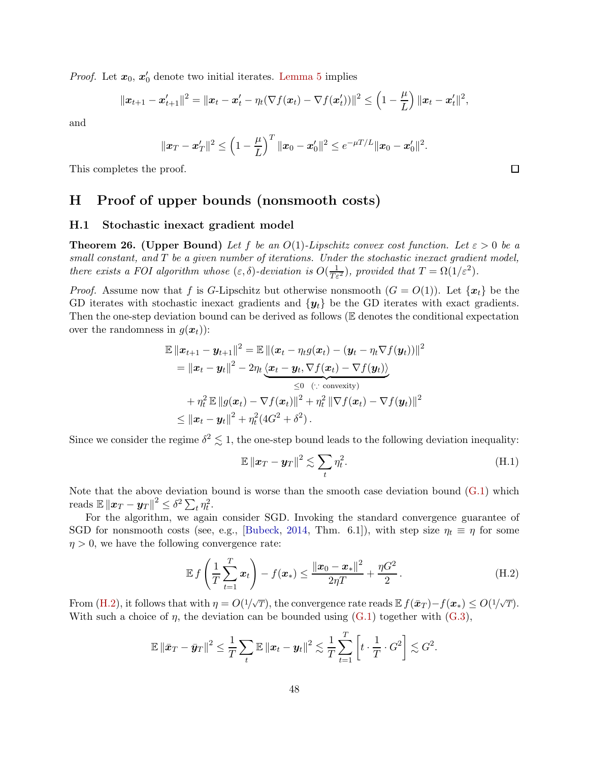*Proof.* Let $\boldsymbol{x}_0$, $\boldsymbol{x}_0'$ denote two initial iterates. Lemma 5 implies

$$\|\boldsymbol{x}_{t+1} - \boldsymbol{x}_{t+1}'\|^2 = \|\boldsymbol{x}_t - \boldsymbol{x}_t' - \eta_t(\nabla f(\boldsymbol{x}_t) - \nabla f(\boldsymbol{x}_t'))\|^2 \le \left(1 - \frac{\mu}{L}\right)\|\boldsymbol{x}_t - \boldsymbol{x}_t'\|^2,$$

and

$$\|\boldsymbol{x}_T - \boldsymbol{x}_T'\|^2 \le \left(1 - \frac{\mu}{L}\right)^T \|\boldsymbol{x}_0 - \boldsymbol{x}_0'\|^2 \le e^{-\mu T/L}\|\boldsymbol{x}_0 - \boldsymbol{x}_0'\|^2.$$

This completes the proof. $\square$

# H Proof of upper bounds (nonsmooth costs)

## H.1 Stochastic inexact gradient model

**Theorem 26. (Upper Bound)** *Let $f$ be an $O(1)$-Lipschitz convex cost function. Let $\varepsilon > 0$ be a small constant, and $T$ be a given number of iterations. Under the stochastic inexact gradient model, there exists a FOI algorithm whose $(\varepsilon, \delta)$-deviation is $O(\frac{1}{T\varepsilon^2})$, provided that $T = \Omega(1/\varepsilon^2)$.*

*Proof.* Assume now that $f$ is $G$-Lipschitz but otherwise nonsmooth ($G = O(1)$). Let $\{\boldsymbol{x}_t\}$ be the GD iterates with stochastic inexact gradients and $\{\boldsymbol{y}_t\}$ be the GD iterates with exact gradients. Then the one-step deviation bound can be derived as follows ($\mathbb{E}$ denotes the conditional expectation over the randomness in $g(\boldsymbol{x}_t)$):

$$\begin{aligned}
\mathbb{E}\|\boldsymbol{x}_{t+1} - \boldsymbol{y}_{t+1}\|^2 &= \mathbb{E}\|(\boldsymbol{x}_t - \eta_t g(\boldsymbol{x}_t)) - (\boldsymbol{y}_t - \eta_t \nabla f(\boldsymbol{y}_t))\|^2 \\
&= \|\boldsymbol{x}_t - \boldsymbol{y}_t\|^2 - 2\eta_t \underbrace{\langle \boldsymbol{x}_t - \boldsymbol{y}_t, \nabla f(\boldsymbol{x}_t) - \nabla f(\boldsymbol{y}_t)\rangle}_{\le 0 \ \ (\because \text{ convexity})} \\
&\quad + \eta_t^2\,\mathbb{E}\|g(\boldsymbol{x}_t) - \nabla f(\boldsymbol{x}_t)\|^2 + \eta_t^2\|\nabla f(\boldsymbol{x}_t) - \nabla f(\boldsymbol{y}_t)\|^2 \\
&\le \|\boldsymbol{x}_t - \boldsymbol{y}_t\|^2 + \eta_t^2(4G^2 + \delta^2)\,.
\end{aligned}$$

Since we consider the regime $\delta^2 \lesssim 1$, the one-step bound leads to the following deviation inequality:

$$\mathbb{E}\|\boldsymbol{x}_T - \boldsymbol{y}_T\|^2 \lesssim \sum_t \eta_t^2. \tag{H.1}$$

Note that the above deviation bound is worse than the smooth case deviation bound (G.1) which reads $\mathbb{E}\|\boldsymbol{x}_T - \boldsymbol{y}_T\|^2 \le \delta^2 \sum_t \eta_t^2$.

For the algorithm, we again consider SGD. Invoking the standard convergence guarantee of SGD for nonsmooth costs (see, e.g., [Bubeck, 2014, Thm. 6.1]), with step size $\eta_t \equiv \eta$ for some $\eta > 0$, we have the following convergence rate:

$$\mathbb{E} f\left(\frac{1}{T}\sum_{t=1}^T \boldsymbol{x}_t\right) - f(\boldsymbol{x}_*) \le \frac{\|\boldsymbol{x}_0 - \boldsymbol{x}_*\|^2}{2\eta T} + \frac{\eta G^2}{2}\,. \tag{H.2}$$

From (H.2), it follows that with $\eta = O(1/\sqrt{T})$, the convergence rate reads $\mathbb{E} f(\bar{\boldsymbol{x}}_T) - f(\boldsymbol{x}_*) \le O(1/\sqrt{T})$. With such a choice of $\eta$, the deviation can be bounded using (G.1) together with (G.3),

$$\mathbb{E}\|\bar{\boldsymbol{x}}_T - \bar{\boldsymbol{y}}_T\|^2 \le \frac{1}{T}\sum_t \mathbb{E}\|\boldsymbol{x}_t - \boldsymbol{y}_t\|^2 \lesssim \frac{1}{T}\sum_{t=1}^T\left[t \cdot \frac{1}{T}\cdot G^2\right] \lesssim G^2.$$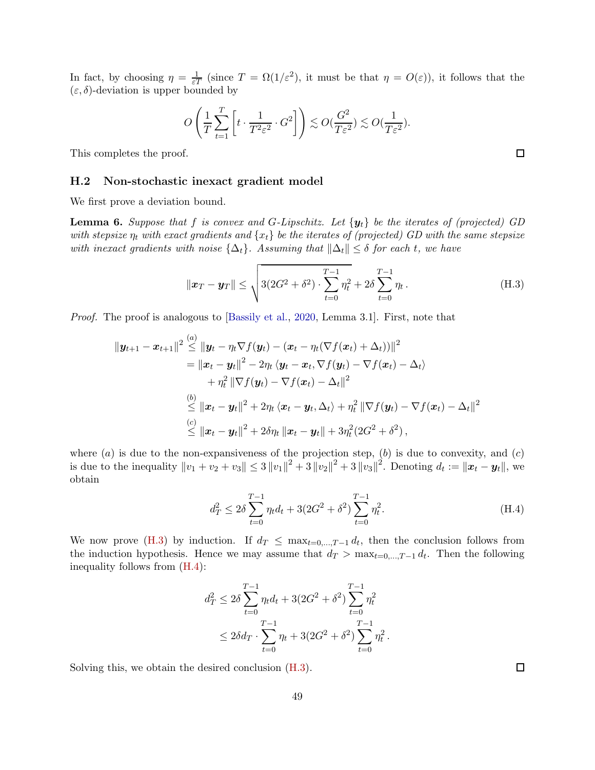In fact, by choosing $\eta = \frac{1}{\varepsilon T}$ (since $T = \Omega(1/\varepsilon^2)$, it must be that $\eta = O(\varepsilon)$), it follows that the $(\varepsilon, \delta)$-deviation is upper bounded by

$$O\left(\frac{1}{T}\sum_{t=1}^{T}\left[t \cdot \frac{1}{T^2\varepsilon^2} \cdot G^2\right]\right) \lesssim O(\frac{G^2}{T\varepsilon^2}) \lesssim O(\frac{1}{T\varepsilon^2}).$$

This completes the proof. ∎

## H.2 Non-stochastic inexact gradient model

We first prove a deviation bound.

**Lemma 6.** *Suppose that $f$ is convex and $G$-Lipschitz. Let $\{\boldsymbol{y}_t\}$ be the iterates of (projected) GD with stepsize $\eta_t$ with exact gradients and $\{x_t\}$ be the iterates of (projected) GD with the same stepsize with inexact gradients with noise $\{\Delta_t\}$. Assuming that $\|\Delta_t\| \le \delta$ for each $t$, we have*

$$\|\boldsymbol{x}_T - \boldsymbol{y}_T\| \le \sqrt{3(2G^2 + \delta^2) \cdot \sum_{t=0}^{T-1} \eta_t^2} + 2\delta \sum_{t=0}^{T-1} \eta_t \,. \tag{H.3}$$

*Proof.* The proof is analogous to [Bassily et al., 2020, Lemma 3.1]. First, note that

$$\begin{aligned}
\|\boldsymbol{y}_{t+1} - \boldsymbol{x}_{t+1}\|^2 &\overset{(a)}{\le} \|\boldsymbol{y}_t - \eta_t \nabla f(\boldsymbol{y}_t) - (\boldsymbol{x}_t - \eta_t(\nabla f(\boldsymbol{x}_t) + \Delta_t))\|^2 \\
&= \|\boldsymbol{x}_t - \boldsymbol{y}_t\|^2 - 2\eta_t \langle \boldsymbol{y}_t - \boldsymbol{x}_t, \nabla f(\boldsymbol{y}_t) - \nabla f(\boldsymbol{x}_t) - \Delta_t \rangle \\
&\quad + \eta_t^2 \|\nabla f(\boldsymbol{y}_t) - \nabla f(\boldsymbol{x}_t) - \Delta_t\|^2 \\
&\overset{(b)}{\le} \|\boldsymbol{x}_t - \boldsymbol{y}_t\|^2 + 2\eta_t \langle \boldsymbol{x}_t - \boldsymbol{y}_t, \Delta_t \rangle + \eta_t^2 \|\nabla f(\boldsymbol{y}_t) - \nabla f(\boldsymbol{x}_t) - \Delta_t\|^2 \\
&\overset{(c)}{\le} \|\boldsymbol{x}_t - \boldsymbol{y}_t\|^2 + 2\delta\eta_t \|\boldsymbol{x}_t - \boldsymbol{y}_t\| + 3\eta_t^2(2G^2 + \delta^2)\,,
\end{aligned}$$

where $(a)$ is due to the non-expansiveness of the projection step, $(b)$ is due to convexity, and $(c)$ is due to the inequality $\|v_1 + v_2 + v_3\| \le 3\|v_1\|^2 + 3\|v_2\|^2 + 3\|v_3\|^2$. Denoting $d_t := \|\boldsymbol{x}_t - \boldsymbol{y}_t\|$, we obtain

$$d_T^2 \le 2\delta \sum_{t=0}^{T-1} \eta_t d_t + 3(2G^2 + \delta^2) \sum_{t=0}^{T-1} \eta_t^2. \tag{H.4}$$

We now prove (H.3) by induction. If $d_T \le \max_{t=0,\dots,T-1} d_t$, then the conclusion follows from the induction hypothesis. Hence we may assume that $d_T > \max_{t=0,\dots,T-1} d_t$. Then the following inequality follows from (H.4):

$$\begin{aligned}
d_T^2 &\le 2\delta \sum_{t=0}^{T-1} \eta_t d_t + 3(2G^2 + \delta^2) \sum_{t=0}^{T-1} \eta_t^2 \\
&\le 2\delta d_T \cdot \sum_{t=0}^{T-1} \eta_t + 3(2G^2 + \delta^2) \sum_{t=0}^{T-1} \eta_t^2\,.
\end{aligned}$$

Solving this, we obtain the desired conclusion (H.3). ∎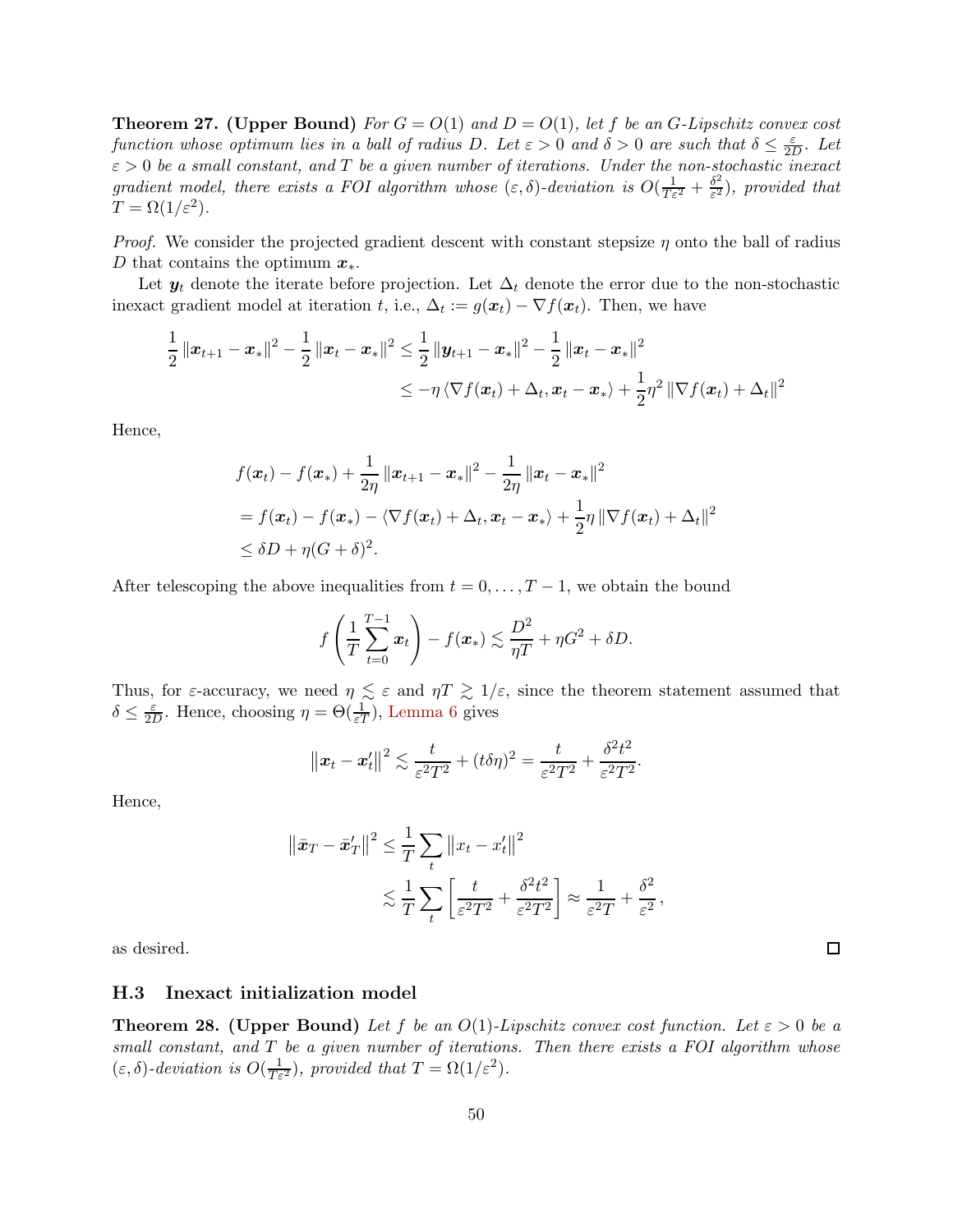**Theorem 27. (Upper Bound)** *For $G = O(1)$ and $D = O(1)$, let $f$ be an $G$-Lipschitz convex cost function whose optimum lies in a ball of radius $D$. Let $\varepsilon > 0$ and $\delta > 0$ are such that $\delta \le \frac{\varepsilon}{2D}$. Let $\varepsilon > 0$ be a small constant, and $T$ be a given number of iterations. Under the non-stochastic inexact gradient model, there exists a FOI algorithm whose $(\varepsilon, \delta)$-deviation is $O(\frac{1}{T\varepsilon^2} + \frac{\delta^2}{\varepsilon^2})$, provided that $T = \Omega(1/\varepsilon^2)$.*

*Proof.* We consider the projected gradient descent with constant stepsize $\eta$ onto the ball of radius $D$ that contains the optimum $\boldsymbol{x}_*$.

Let $\boldsymbol{y}_t$ denote the iterate before projection. Let $\Delta_t$ denote the error due to the non-stochastic inexact gradient model at iteration $t$, i.e., $\Delta_t := g(\boldsymbol{x}_t) - \nabla f(\boldsymbol{x}_t)$. Then, we have

$$
\begin{aligned}
\frac{1}{2}\left\|\boldsymbol{x}_{t+1} - \boldsymbol{x}_*\right\|^2 - \frac{1}{2}\left\|\boldsymbol{x}_t - \boldsymbol{x}_*\right\|^2 &\le \frac{1}{2}\left\|\boldsymbol{y}_{t+1} - \boldsymbol{x}_*\right\|^2 - \frac{1}{2}\left\|\boldsymbol{x}_t - \boldsymbol{x}_*\right\|^2 \\
&\le -\eta \left\langle \nabla f(\boldsymbol{x}_t) + \Delta_t, \boldsymbol{x}_t - \boldsymbol{x}_* \right\rangle + \frac{1}{2}\eta^2 \left\|\nabla f(\boldsymbol{x}_t) + \Delta_t\right\|^2
\end{aligned}
$$

Hence,

$$
\begin{aligned}
&f(\boldsymbol{x}_t) - f(\boldsymbol{x}_*) + \frac{1}{2\eta}\left\|\boldsymbol{x}_{t+1} - \boldsymbol{x}_*\right\|^2 - \frac{1}{2\eta}\left\|\boldsymbol{x}_t - \boldsymbol{x}_*\right\|^2 \\
&= f(\boldsymbol{x}_t) - f(\boldsymbol{x}_*) - \left\langle \nabla f(\boldsymbol{x}_t) + \Delta_t, \boldsymbol{x}_t - \boldsymbol{x}_* \right\rangle + \frac{1}{2}\eta \left\|\nabla f(\boldsymbol{x}_t) + \Delta_t\right\|^2 \\
&\le \delta D + \eta (G + \delta)^2.
\end{aligned}
$$

After telescoping the above inequalities from $t = 0, \ldots, T-1$, we obtain the bound

$$
f\left(\frac{1}{T}\sum_{t=0}^{T-1} \boldsymbol{x}_t\right) - f(\boldsymbol{x}_*) \lesssim \frac{D^2}{\eta T} + \eta G^2 + \delta D.
$$

Thus, for $\varepsilon$-accuracy, we need $\eta \lesssim \varepsilon$ and $\eta T \gtrsim 1/\varepsilon$, since the theorem statement assumed that $\delta \le \frac{\varepsilon}{2D}$. Hence, choosing $\eta = \Theta(\frac{1}{\varepsilon T})$, Lemma 6 gives

$$
\left\|\boldsymbol{x}_t - \boldsymbol{x}'_t\right\|^2 \lesssim \frac{t}{\varepsilon^2 T^2} + (t\delta\eta)^2 = \frac{t}{\varepsilon^2 T^2} + \frac{\delta^2 t^2}{\varepsilon^2 T^2}.
$$

Hence,

$$
\begin{aligned}
\left\|\bar{\boldsymbol{x}}_T - \bar{\boldsymbol{x}}'_T\right\|^2 &\le \frac{1}{T}\sum_t \left\|x_t - x'_t\right\|^2 \\
&\lesssim \frac{1}{T}\sum_t \left[\frac{t}{\varepsilon^2 T^2} + \frac{\delta^2 t^2}{\varepsilon^2 T^2}\right] \approx \frac{1}{\varepsilon^2 T} + \frac{\delta^2}{\varepsilon^2},
\end{aligned}
$$

as desired. ∎

### H.3 Inexact initialization model

**Theorem 28. (Upper Bound)** *Let $f$ be an $O(1)$-Lipschitz convex cost function. Let $\varepsilon > 0$ be a small constant, and $T$ be a given number of iterations. Then there exists a FOI algorithm whose $(\varepsilon, \delta)$-deviation is $O(\frac{1}{T\varepsilon^2})$, provided that $T = \Omega(1/\varepsilon^2)$.*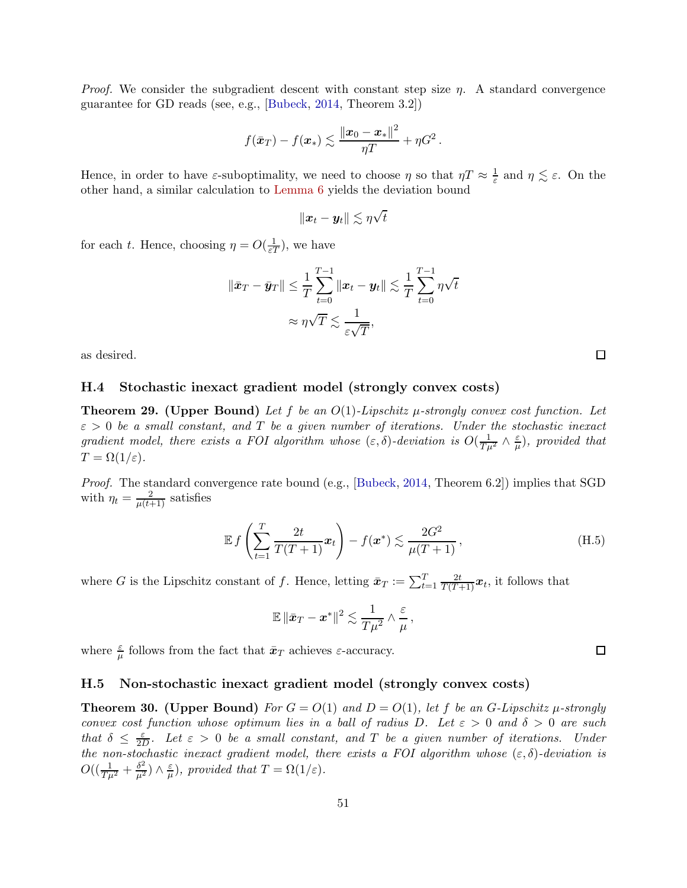*Proof.* We consider the subgradient descent with constant step size $\eta$. A standard convergence guarantee for GD reads (see, e.g., [Bubeck, 2014, Theorem 3.2])

$$f(\bar{\boldsymbol{x}}_T) - f(\boldsymbol{x}_*) \lesssim \frac{\|\boldsymbol{x}_0 - \boldsymbol{x}_*\|^2}{\eta T} + \eta G^2 .$$

Hence, in order to have $\varepsilon$-suboptimality, we need to choose $\eta$ so that $\eta T \approx \frac{1}{\varepsilon}$ and $\eta \lesssim \varepsilon$. On the other hand, a similar calculation to Lemma 6 yields the deviation bound

$$\|\boldsymbol{x}_t - \boldsymbol{y}_t\| \lesssim \eta\sqrt{t}$$

for each $t$. Hence, choosing $\eta = O(\frac{1}{\varepsilon T})$, we have

$$\begin{aligned}
\|\bar{\boldsymbol{x}}_T - \bar{\boldsymbol{y}}_T\| &\leq \frac{1}{T}\sum_{t=0}^{T-1}\|\boldsymbol{x}_t - \boldsymbol{y}_t\| \lesssim \frac{1}{T}\sum_{t=0}^{T-1}\eta\sqrt{t} \\
&\approx \eta\sqrt{T} \lesssim \frac{1}{\varepsilon\sqrt{T}},
\end{aligned}$$

as desired. $\square$

### H.4 Stochastic inexact gradient model (strongly convex costs)

**Theorem 29. (Upper Bound)** *Let $f$ be an $O(1)$-Lipschitz $\mu$-strongly convex cost function. Let $\varepsilon > 0$ be a small constant, and $T$ be a given number of iterations. Under the stochastic inexact gradient model, there exists a FOI algorithm whose $(\varepsilon, \delta)$-deviation is $O(\frac{1}{T\mu^2} \wedge \frac{\varepsilon}{\mu})$, provided that $T = \Omega(1/\varepsilon)$.*

*Proof.* The standard convergence rate bound (e.g., [Bubeck, 2014, Theorem 6.2]) implies that SGD with $\eta_t = \frac{2}{\mu(t+1)}$ satisfies

$$\mathbb{E} f\left(\sum_{t=1}^{T}\frac{2t}{T(T+1)}\boldsymbol{x}_t\right) - f(\boldsymbol{x}^*) \lesssim \frac{2G^2}{\mu(T+1)}, \tag{H.5}$$

where $G$ is the Lipschitz constant of $f$. Hence, letting $\bar{\boldsymbol{x}}_T := \sum_{t=1}^{T}\frac{2t}{T(T+1)}\boldsymbol{x}_t$, it follows that

$$\mathbb{E}\|\bar{\boldsymbol{x}}_T - \boldsymbol{x}^*\|^2 \lesssim \frac{1}{T\mu^2} \wedge \frac{\varepsilon}{\mu},$$

where $\frac{\varepsilon}{\mu}$ follows from the fact that $\bar{\boldsymbol{x}}_T$ achieves $\varepsilon$-accuracy. $\square$

### H.5 Non-stochastic inexact gradient model (strongly convex costs)

**Theorem 30. (Upper Bound)** *For $G = O(1)$ and $D = O(1)$, let $f$ be an $G$-Lipschitz $\mu$-strongly convex cost function whose optimum lies in a ball of radius $D$. Let $\varepsilon > 0$ and $\delta > 0$ are such that $\delta \leq \frac{\varepsilon}{2D}$. Let $\varepsilon > 0$ be a small constant, and $T$ be a given number of iterations. Under the non-stochastic inexact gradient model, there exists a FOI algorithm whose $(\varepsilon, \delta)$-deviation is $O((\frac{1}{T\mu^2} + \frac{\delta^2}{\mu^2}) \wedge \frac{\varepsilon}{\mu})$, provided that $T = \Omega(1/\varepsilon)$.*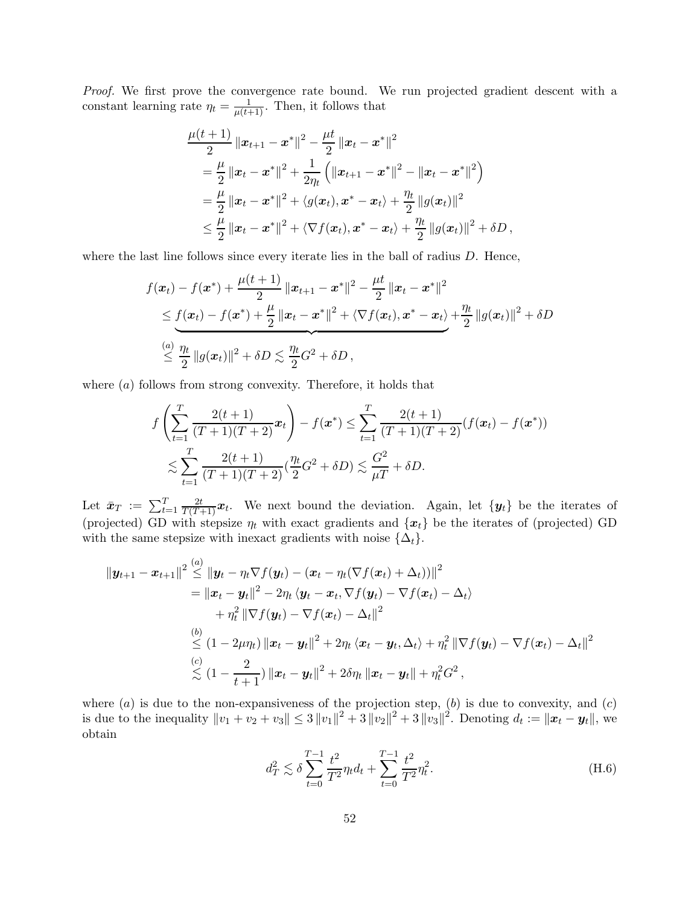*Proof.* We first prove the convergence rate bound. We run projected gradient descent with a constant learning rate $\eta_t = \frac{1}{\mu(t+1)}$. Then, it follows that

$$
\begin{aligned}
&\frac{\mu(t+1)}{2} \|\boldsymbol{x}_{t+1} - \boldsymbol{x}^*\|^2 - \frac{\mu t}{2} \|\boldsymbol{x}_t - \boldsymbol{x}^*\|^2 \\
&= \frac{\mu}{2} \|\boldsymbol{x}_t - \boldsymbol{x}^*\|^2 + \frac{1}{2\eta_t} \left( \|\boldsymbol{x}_{t+1} - \boldsymbol{x}^*\|^2 - \|\boldsymbol{x}_t - \boldsymbol{x}^*\|^2 \right) \\
&= \frac{\mu}{2} \|\boldsymbol{x}_t - \boldsymbol{x}^*\|^2 + \langle g(\boldsymbol{x}_t), \boldsymbol{x}^* - \boldsymbol{x}_t \rangle + \frac{\eta_t}{2} \|g(\boldsymbol{x}_t)\|^2 \\
&\leq \frac{\mu}{2} \|\boldsymbol{x}_t - \boldsymbol{x}^*\|^2 + \langle \nabla f(\boldsymbol{x}_t), \boldsymbol{x}^* - \boldsymbol{x}_t \rangle + \frac{\eta_t}{2} \|g(\boldsymbol{x}_t)\|^2 + \delta D \,,
\end{aligned}
$$

where the last line follows since every iterate lies in the ball of radius $D$. Hence,

$$
\begin{aligned}
f(\boldsymbol{x}_t) &- f(\boldsymbol{x}^*) + \frac{\mu(t+1)}{2} \|\boldsymbol{x}_{t+1} - \boldsymbol{x}^*\|^2 - \frac{\mu t}{2} \|\boldsymbol{x}_t - \boldsymbol{x}^*\|^2 \\
&\leq \underbrace{f(\boldsymbol{x}_t) - f(\boldsymbol{x}^*) + \frac{\mu}{2} \|\boldsymbol{x}_t - \boldsymbol{x}^*\|^2 + \langle \nabla f(\boldsymbol{x}_t), \boldsymbol{x}^* - \boldsymbol{x}_t \rangle} + \frac{\eta_t}{2} \|g(\boldsymbol{x}_t)\|^2 + \delta D \\
&\overset{(a)}{\leq} \frac{\eta_t}{2} \|g(\boldsymbol{x}_t)\|^2 + \delta D \lesssim \frac{\eta_t}{2} G^2 + \delta D \,,
\end{aligned}
$$

where $(a)$ follows from strong convexity. Therefore, it holds that

$$
\begin{aligned}
f\left( \sum_{t=1}^{T} \frac{2(t+1)}{(T+1)(T+2)} \boldsymbol{x}_t \right) - f(\boldsymbol{x}^*) &\leq \sum_{t=1}^{T} \frac{2(t+1)}{(T+1)(T+2)} (f(\boldsymbol{x}_t) - f(\boldsymbol{x}^*)) \\
&\lesssim \sum_{t=1}^{T} \frac{2(t+1)}{(T+1)(T+2)} (\frac{\eta_t}{2} G^2 + \delta D) \lesssim \frac{G^2}{\mu T} + \delta D.
\end{aligned}
$$

Let $\bar{\boldsymbol{x}}_T := \sum_{t=1}^{T} \frac{2t}{T(T+1)} \boldsymbol{x}_t$. We next bound the deviation. Again, let $\{\boldsymbol{y}_t\}$ be the iterates of (projected) GD with stepsize $\eta_t$ with exact gradients and $\{\boldsymbol{x}_t\}$ be the iterates of (projected) GD with the same stepsize with inexact gradients with noise $\{\Delta_t\}$.

$$
\begin{aligned}
\|\boldsymbol{y}_{t+1} - \boldsymbol{x}_{t+1}\|^2 &\overset{(a)}{\leq} \|\boldsymbol{y}_t - \eta_t \nabla f(\boldsymbol{y}_t) - (\boldsymbol{x}_t - \eta_t(\nabla f(\boldsymbol{x}_t) + \Delta_t))\|^2 \\
&= \|\boldsymbol{x}_t - \boldsymbol{y}_t\|^2 - 2\eta_t \langle \boldsymbol{y}_t - \boldsymbol{x}_t, \nabla f(\boldsymbol{y}_t) - \nabla f(\boldsymbol{x}_t) - \Delta_t \rangle \\
&\quad + \eta_t^2 \|\nabla f(\boldsymbol{y}_t) - \nabla f(\boldsymbol{x}_t) - \Delta_t\|^2 \\
&\overset{(b)}{\leq} (1 - 2\mu\eta_t) \|\boldsymbol{x}_t - \boldsymbol{y}_t\|^2 + 2\eta_t \langle \boldsymbol{x}_t - \boldsymbol{y}_t, \Delta_t \rangle + \eta_t^2 \|\nabla f(\boldsymbol{y}_t) - \nabla f(\boldsymbol{x}_t) - \Delta_t\|^2 \\
&\overset{(c)}{\lesssim} (1 - \frac{2}{t+1}) \|\boldsymbol{x}_t - \boldsymbol{y}_t\|^2 + 2\delta\eta_t \|\boldsymbol{x}_t - \boldsymbol{y}_t\| + \eta_t^2 G^2 \,,
\end{aligned}
$$

where $(a)$ is due to the non-expansiveness of the projection step, $(b)$ is due to convexity, and $(c)$ is due to the inequality $\|v_1 + v_2 + v_3\| \leq 3\|v_1\|^2 + 3\|v_2\|^2 + 3\|v_3\|^2$. Denoting $d_t := \|\boldsymbol{x}_t - \boldsymbol{y}_t\|$, we obtain

$$
d_T^2 \lesssim \delta \sum_{t=0}^{T-1} \frac{t^2}{T^2} \eta_t d_t + \sum_{t=0}^{T-1} \frac{t^2}{T^2} \eta_t^2. \tag{H.6}
$$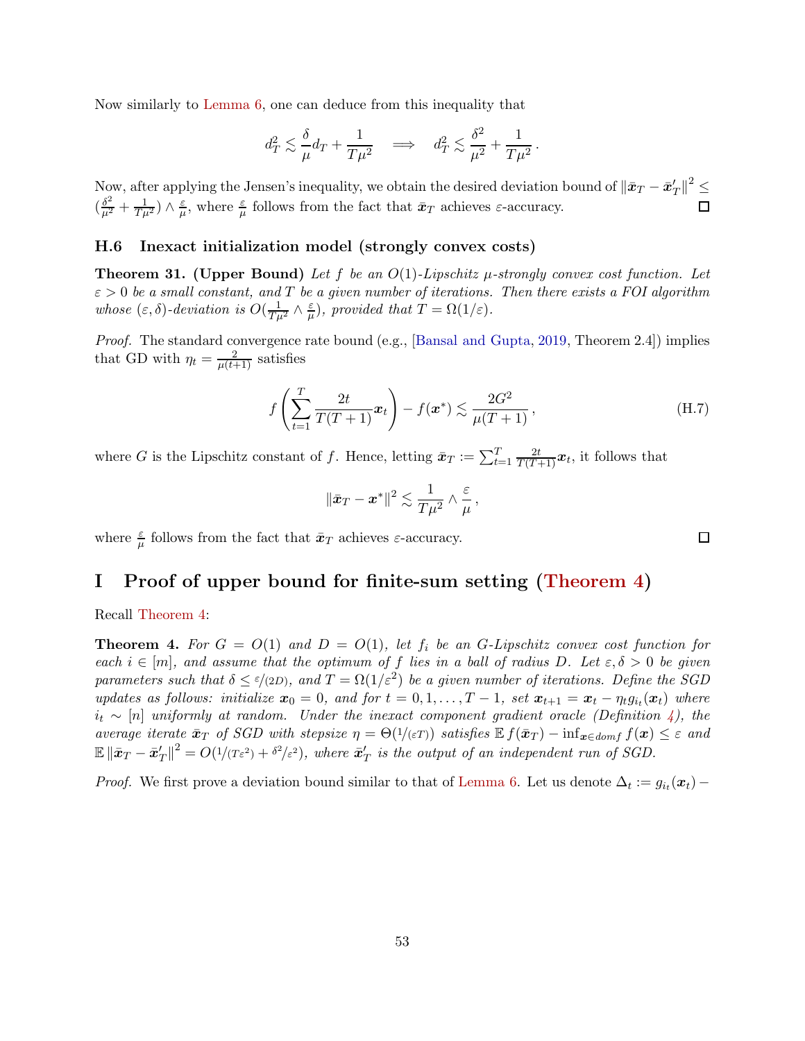Now similarly to Lemma 6, one can deduce from this inequality that

$$d_T^2 \lesssim \frac{\delta}{\mu} d_T + \frac{1}{T\mu^2} \quad \Longrightarrow \quad d_T^2 \lesssim \frac{\delta^2}{\mu^2} + \frac{1}{T\mu^2}\,.$$

Now, after applying the Jensen's inequality, we obtain the desired deviation bound of $\|\bar{\boldsymbol{x}}_T - \bar{\boldsymbol{x}}'_T\|^2 \le (\frac{\delta^2}{\mu^2} + \frac{1}{T\mu^2}) \wedge \frac{\varepsilon}{\mu}$, where $\frac{\varepsilon}{\mu}$ follows from the fact that $\bar{\boldsymbol{x}}_T$ achieves $\varepsilon$-accuracy. □

### H.6 Inexact initialization model (strongly convex costs)

**Theorem 31. (Upper Bound)** *Let $f$ be an $O(1)$-Lipschitz $\mu$-strongly convex cost function. Let $\varepsilon > 0$ be a small constant, and $T$ be a given number of iterations. Then there exists a FOI algorithm whose $(\varepsilon, \delta)$-deviation is $O(\frac{1}{T\mu^2} \wedge \frac{\varepsilon}{\mu})$, provided that $T = \Omega(1/\varepsilon)$.*

*Proof.* The standard convergence rate bound (e.g., [Bansal and Gupta, 2019, Theorem 2.4]) implies that GD with $\eta_t = \frac{2}{\mu(t+1)}$ satisfies

$$f\left(\sum_{t=1}^{T} \frac{2t}{T(T+1)} \boldsymbol{x}_t\right) - f(\boldsymbol{x}^*) \lesssim \frac{2G^2}{\mu(T+1)}\,, \tag{H.7}$$

where $G$ is the Lipschitz constant of $f$. Hence, letting $\bar{\boldsymbol{x}}_T := \sum_{t=1}^{T} \frac{2t}{T(T+1)} \boldsymbol{x}_t$, it follows that

$$\|\bar{\boldsymbol{x}}_T - \boldsymbol{x}^*\|^2 \lesssim \frac{1}{T\mu^2} \wedge \frac{\varepsilon}{\mu}\,,$$

where $\frac{\varepsilon}{\mu}$ follows from the fact that $\bar{\boldsymbol{x}}_T$ achieves $\varepsilon$-accuracy. □

# I Proof of upper bound for finite-sum setting (Theorem 4)

Recall Theorem 4:

**Theorem 4.** *For $G = O(1)$ and $D = O(1)$, let $f_i$ be an $G$-Lipschitz convex cost function for each $i \in [m]$, and assume that the optimum of $f$ lies in a ball of radius $D$. Let $\varepsilon, \delta > 0$ be given parameters such that $\delta \le \varepsilon/(2D)$, and $T = \Omega(1/\varepsilon^2)$ be a given number of iterations. Define the SGD updates as follows: initialize $\boldsymbol{x}_0 = 0$, and for $t = 0, 1, \dots, T-1$, set $\boldsymbol{x}_{t+1} = \boldsymbol{x}_t - \eta_t g_{i_t}(\boldsymbol{x}_t)$ where $i_t \sim [n]$ uniformly at random. Under the inexact component gradient oracle (Definition 4), the average iterate $\bar{\boldsymbol{x}}_T$ of SGD with stepsize $\eta = \Theta(1/(\varepsilon T))$ satisfies $\mathbb{E}\, f(\bar{\boldsymbol{x}}_T) - \inf_{\boldsymbol{x} \in dom f} f(\boldsymbol{x}) \le \varepsilon$ and $\mathbb{E}\,\|\bar{\boldsymbol{x}}_T - \bar{\boldsymbol{x}}'_T\|^2 = O(1/(T\varepsilon^2) + \delta^2/\varepsilon^2)$, where $\bar{\boldsymbol{x}}'_T$ is the output of an independent run of SGD.*

*Proof.* We first prove a deviation bound similar to that of Lemma 6. Let us denote $\Delta_t := g_{i_t}(\boldsymbol{x}_t) -$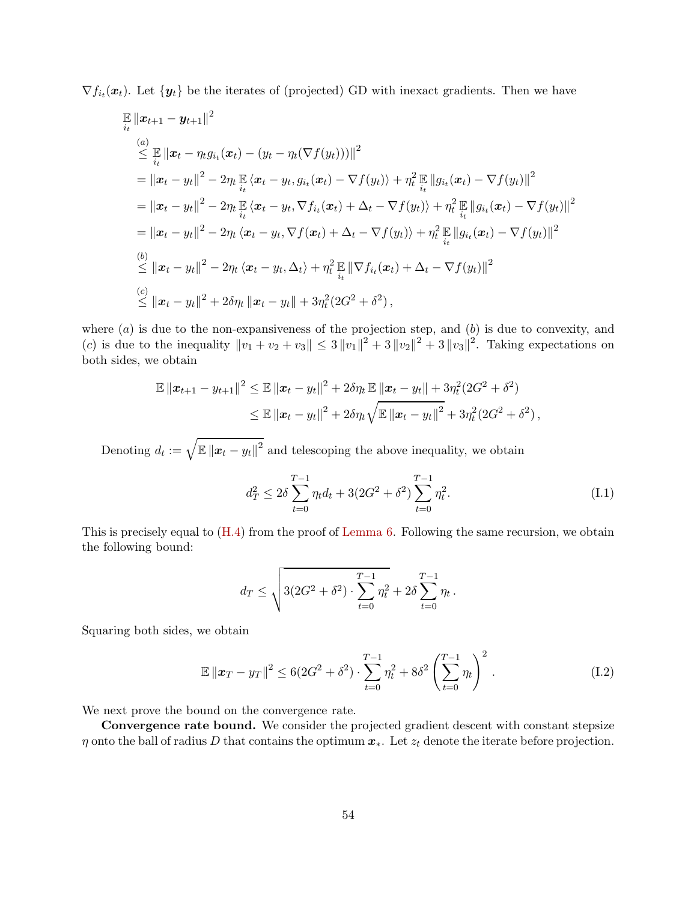$\nabla f_{i_t}(\boldsymbol{x}_t)$. Let $\{\boldsymbol{y}_t\}$ be the iterates of (projected) GD with inexact gradients. Then we have

$$
\begin{aligned}
&\mathop{\mathbb{E}}_{i_t} \|\boldsymbol{x}_{t+1} - \boldsymbol{y}_{t+1}\|^2 \\
&\overset{(a)}{\leq} \mathop{\mathbb{E}}_{i_t} \|\boldsymbol{x}_t - \eta_t g_{i_t}(\boldsymbol{x}_t) - (y_t - \eta_t(\nabla f(y_t)))\|^2 \\
&= \|\boldsymbol{x}_t - y_t\|^2 - 2\eta_t \mathop{\mathbb{E}}_{i_t} \langle \boldsymbol{x}_t - y_t, g_{i_t}(\boldsymbol{x}_t) - \nabla f(y_t)\rangle + \eta_t^2 \mathop{\mathbb{E}}_{i_t} \|g_{i_t}(\boldsymbol{x}_t) - \nabla f(y_t)\|^2 \\
&= \|\boldsymbol{x}_t - y_t\|^2 - 2\eta_t \mathop{\mathbb{E}}_{i_t} \langle \boldsymbol{x}_t - y_t, \nabla f_{i_t}(\boldsymbol{x}_t) + \Delta_t - \nabla f(y_t)\rangle + \eta_t^2 \mathop{\mathbb{E}}_{i_t} \|g_{i_t}(\boldsymbol{x}_t) - \nabla f(y_t)\|^2 \\
&= \|\boldsymbol{x}_t - y_t\|^2 - 2\eta_t \langle \boldsymbol{x}_t - y_t, \nabla f(\boldsymbol{x}_t) + \Delta_t - \nabla f(y_t)\rangle + \eta_t^2 \mathop{\mathbb{E}}_{i_t} \|g_{i_t}(\boldsymbol{x}_t) - \nabla f(y_t)\|^2 \\
&\overset{(b)}{\leq} \|\boldsymbol{x}_t - y_t\|^2 - 2\eta_t \langle \boldsymbol{x}_t - y_t, \Delta_t\rangle + \eta_t^2 \mathop{\mathbb{E}}_{i_t} \|\nabla f_{i_t}(\boldsymbol{x}_t) + \Delta_t - \nabla f(y_t)\|^2 \\
&\overset{(c)}{\leq} \|\boldsymbol{x}_t - y_t\|^2 + 2\delta\eta_t \|\boldsymbol{x}_t - y_t\| + 3\eta_t^2(2G^2 + \delta^2)\,,
\end{aligned}
$$

where $(a)$ is due to the non-expansiveness of the projection step, and $(b)$ is due to convexity, and $(c)$ is due to the inequality $\|v_1 + v_2 + v_3\| \leq 3\|v_1\|^2 + 3\|v_2\|^2 + 3\|v_3\|^2$. Taking expectations on both sides, we obtain

$$
\begin{aligned}
\mathbb{E}\|\boldsymbol{x}_{t+1} - y_{t+1}\|^2 &\leq \mathbb{E}\|\boldsymbol{x}_t - y_t\|^2 + 2\delta\eta_t \mathbb{E}\|\boldsymbol{x}_t - y_t\| + 3\eta_t^2(2G^2 + \delta^2) \\
&\leq \mathbb{E}\|\boldsymbol{x}_t - y_t\|^2 + 2\delta\eta_t \sqrt{\mathbb{E}\|\boldsymbol{x}_t - y_t\|^2} + 3\eta_t^2(2G^2 + \delta^2)\,,
\end{aligned}
$$

Denoting $d_t := \sqrt{\mathbb{E}\|\boldsymbol{x}_t - y_t\|^2}$ and telescoping the above inequality, we obtain

$$
d_T^2 \leq 2\delta \sum_{t=0}^{T-1} \eta_t d_t + 3(2G^2 + \delta^2) \sum_{t=0}^{T-1} \eta_t^2. \tag{I.1}
$$

This is precisely equal to (H.4) from the proof of Lemma 6. Following the same recursion, we obtain the following bound:

$$
d_T \leq \sqrt{3(2G^2 + \delta^2) \cdot \sum_{t=0}^{T-1} \eta_t^2} + 2\delta \sum_{t=0}^{T-1} \eta_t\,.
$$

Squaring both sides, we obtain

$$
\mathbb{E}\|\boldsymbol{x}_T - y_T\|^2 \leq 6(2G^2 + \delta^2) \cdot \sum_{t=0}^{T-1} \eta_t^2 + 8\delta^2 \left(\sum_{t=0}^{T-1} \eta_t\right)^2\,. \tag{I.2}
$$

We next prove the bound on the convergence rate.

**Convergence rate bound.** We consider the projected gradient descent with constant stepsize $\eta$ onto the ball of radius $D$ that contains the optimum $\boldsymbol{x}_*$. Let $z_t$ denote the iterate before projection.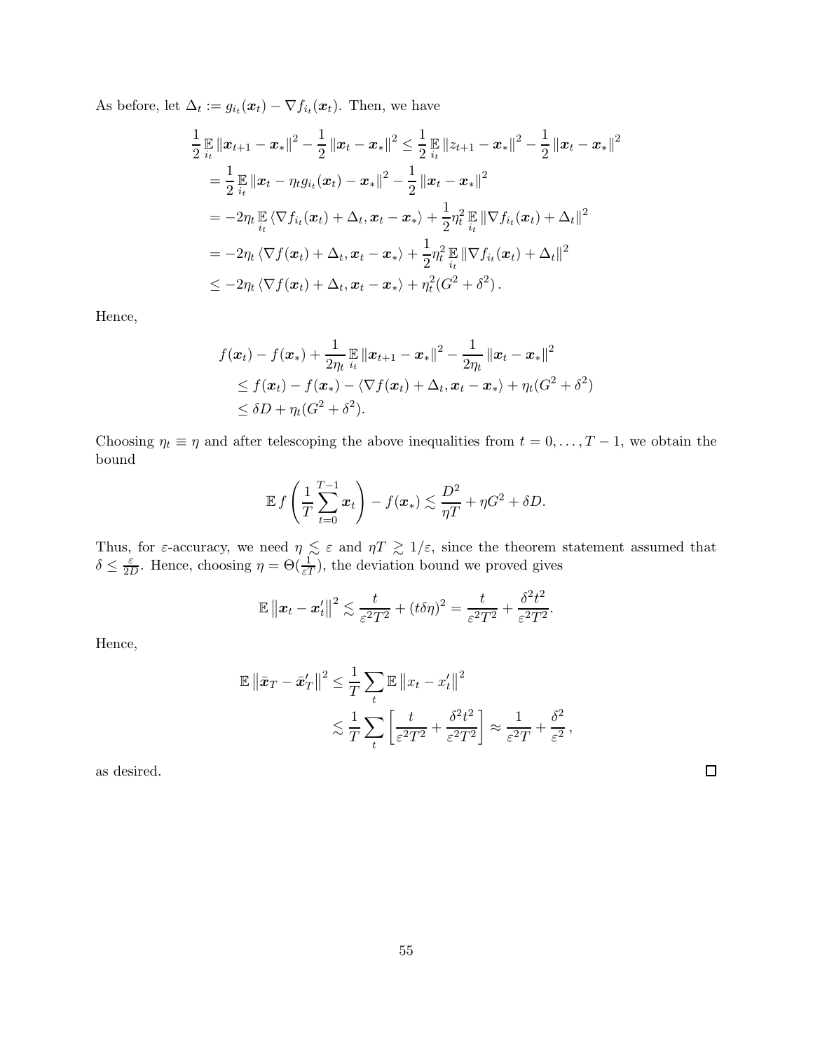As before, let $\Delta_t := g_{i_t}(\boldsymbol{x}_t) - \nabla f_{i_t}(\boldsymbol{x}_t)$. Then, we have

$$
\begin{aligned}
\frac{1}{2}\mathop{\mathbb{E}}_{i_t}\|\boldsymbol{x}_{t+1}-\boldsymbol{x}_*\|^2 - \frac{1}{2}\|\boldsymbol{x}_t-\boldsymbol{x}_*\|^2 &\le \frac{1}{2}\mathop{\mathbb{E}}_{i_t}\|z_{t+1}-\boldsymbol{x}_*\|^2 - \frac{1}{2}\|\boldsymbol{x}_t-\boldsymbol{x}_*\|^2 \\
&= \frac{1}{2}\mathop{\mathbb{E}}_{i_t}\|\boldsymbol{x}_t - \eta_t g_{i_t}(\boldsymbol{x}_t)-\boldsymbol{x}_*\|^2 - \frac{1}{2}\|\boldsymbol{x}_t-\boldsymbol{x}_*\|^2 \\
&= -2\eta_t \mathop{\mathbb{E}}_{i_t}\langle \nabla f_{i_t}(\boldsymbol{x}_t)+\Delta_t, \boldsymbol{x}_t-\boldsymbol{x}_*\rangle + \frac{1}{2}\eta_t^2 \mathop{\mathbb{E}}_{i_t}\|\nabla f_{i_t}(\boldsymbol{x}_t)+\Delta_t\|^2 \\
&= -2\eta_t \langle \nabla f(\boldsymbol{x}_t)+\Delta_t, \boldsymbol{x}_t-\boldsymbol{x}_*\rangle + \frac{1}{2}\eta_t^2 \mathop{\mathbb{E}}_{i_t}\|\nabla f_{i_t}(\boldsymbol{x}_t)+\Delta_t\|^2 \\
&\le -2\eta_t \langle \nabla f(\boldsymbol{x}_t)+\Delta_t, \boldsymbol{x}_t-\boldsymbol{x}_*\rangle + \eta_t^2 (G^2+\delta^2)\,.
\end{aligned}
$$

Hence,

$$
\begin{aligned}
& f(\boldsymbol{x}_t) - f(\boldsymbol{x}_*) + \frac{1}{2\eta_t}\mathop{\mathbb{E}}_{i_t}\|\boldsymbol{x}_{t+1}-\boldsymbol{x}_*\|^2 - \frac{1}{2\eta_t}\|\boldsymbol{x}_t-\boldsymbol{x}_*\|^2 \\
&\quad \le f(\boldsymbol{x}_t) - f(\boldsymbol{x}_*) - \langle \nabla f(\boldsymbol{x}_t)+\Delta_t, \boldsymbol{x}_t-\boldsymbol{x}_*\rangle + \eta_t(G^2+\delta^2) \\
&\quad \le \delta D + \eta_t (G^2+\delta^2).
\end{aligned}
$$

Choosing $\eta_t \equiv \eta$ and after telescoping the above inequalities from $t = 0, \ldots, T-1$, we obtain the bound

$$
\mathbb{E} f\left(\frac{1}{T}\sum_{t=0}^{T-1}\boldsymbol{x}_t\right) - f(\boldsymbol{x}_*) \lesssim \frac{D^2}{\eta T} + \eta G^2 + \delta D.
$$

Thus, for $\varepsilon$-accuracy, we need $\eta \lesssim \varepsilon$ and $\eta T \gtrsim 1/\varepsilon$, since the theorem statement assumed that $\delta \le \frac{\varepsilon}{2D}$. Hence, choosing $\eta = \Theta(\frac{1}{\varepsilon T})$, the deviation bound we proved gives

$$
\mathbb{E}\|\boldsymbol{x}_t - \boldsymbol{x}_t'\|^2 \lesssim \frac{t}{\varepsilon^2 T^2} + (t\delta\eta)^2 = \frac{t}{\varepsilon^2 T^2} + \frac{\delta^2 t^2}{\varepsilon^2 T^2}.
$$

Hence,

$$
\begin{aligned}
\mathbb{E}\|\bar{\boldsymbol{x}}_T - \bar{\boldsymbol{x}}_T'\|^2 &\le \frac{1}{T}\sum_t \mathbb{E}\|x_t - x_t'\|^2 \\
&\lesssim \frac{1}{T}\sum_t \left[\frac{t}{\varepsilon^2 T^2} + \frac{\delta^2 t^2}{\varepsilon^2 T^2}\right] \approx \frac{1}{\varepsilon^2 T} + \frac{\delta^2}{\varepsilon^2}\,,
\end{aligned}
$$

as desired. ◻